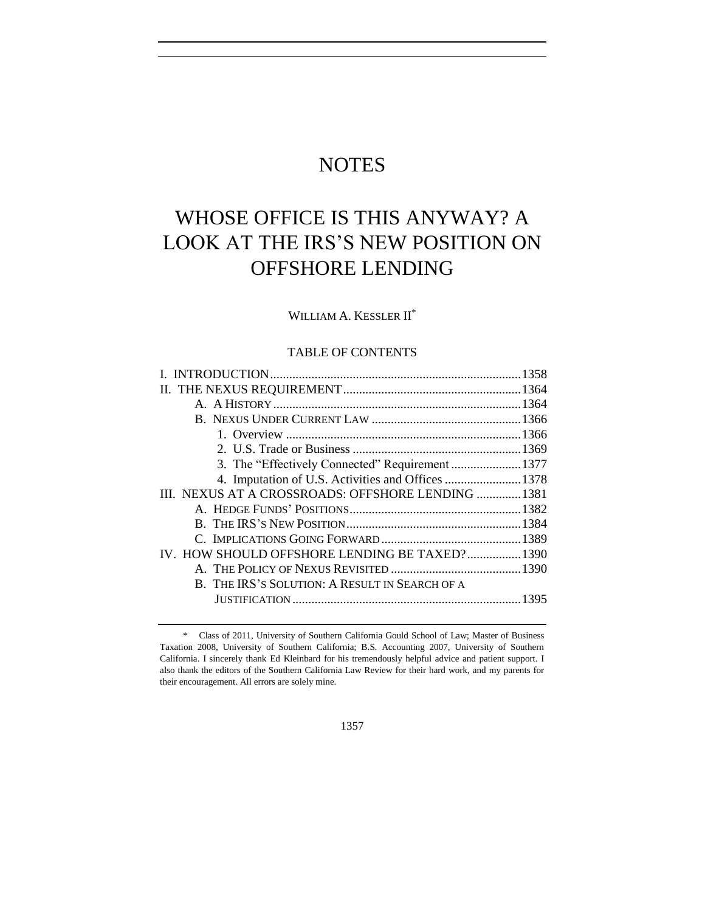# NOTES

# WHOSE OFFICE IS THIS ANYWAY? A LOOK AT THE IRS'S NEW POSITION ON OFFSHORE LENDING

WILLIAM A. KESSLER II*

## TABLE OF CONTENTS

I. INTRODUCTION .......... 1358

II. THE NEXUS REQUIREMENT .......... 1364

- A. A HISTORY .......... 1364
- B. NEXUS UNDER CURRENT LAW .......... 1366
  1. Overview .......... 1366
  2. U.S. Trade or Business .......... 1369
  3. The "Effectively Connected" Requirement .......... 1377
  4. Imputation of U.S. Activities and Offices .......... 1378

III. NEXUS AT A CROSSROADS: OFFSHORE LENDING .......... 1381

- A. HEDGE FUNDS' POSITIONS .......... 1382
- B. THE IRS'S NEW POSITION .......... 1384
- C. IMPLICATIONS GOING FORWARD .......... 1389

IV. HOW SHOULD OFFSHORE LENDING BE TAXED? .......... 1390

- A. THE POLICY OF NEXUS REVISITED .......... 1390
- B. THE IRS'S SOLUTION: A RESULT IN SEARCH OF A JUSTIFICATION .......... 1395

---

\* Class of 2011, University of Southern California Gould School of Law; Master of Business Taxation 2008, University of Southern California; B.S. Accounting 2007, University of Southern California. I sincerely thank Ed Kleinbard for his tremendously helpful advice and patient support. I also thank the editors of the Southern California Law Review for their hard work, and my parents for their encouragement. All errors are solely mine.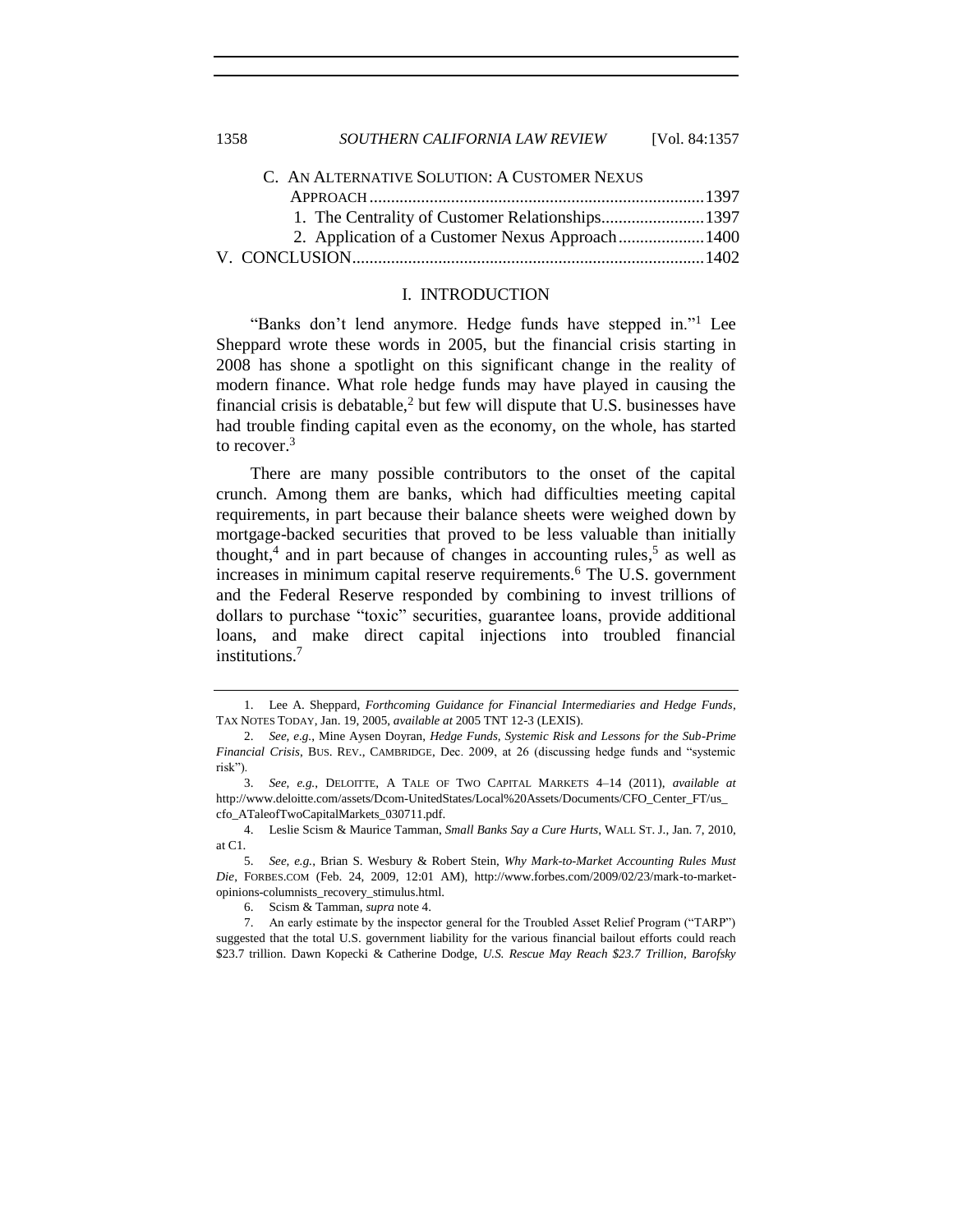C. AN ALTERNATIVE SOLUTION: A CUSTOMER NEXUS APPROACH ..... 1397

1. The Centrality of Customer Relationships ..... 1397

2. Application of a Customer Nexus Approach ..... 1400

V. CONCLUSION ..... 1402

## I. INTRODUCTION

"Banks don't lend anymore. Hedge funds have stepped in."[1] Lee Sheppard wrote these words in 2005, but the financial crisis starting in 2008 has shone a spotlight on this significant change in the reality of modern finance. What role hedge funds may have played in causing the financial crisis is debatable,[2] but few will dispute that U.S. businesses have had trouble finding capital even as the economy, on the whole, has started to recover.[3]

There are many possible contributors to the onset of the capital crunch. Among them are banks, which had difficulties meeting capital requirements, in part because their balance sheets were weighed down by mortgage-backed securities that proved to be less valuable than initially thought,[4] and in part because of changes in accounting rules,[5] as well as increases in minimum capital reserve requirements.[6] The U.S. government and the Federal Reserve responded by combining to invest trillions of dollars to purchase "toxic" securities, guarantee loans, provide additional loans, and make direct capital injections into troubled financial institutions.[7]

---

1. Lee A. Sheppard, *Forthcoming Guidance for Financial Intermediaries and Hedge Funds*, TAX NOTES TODAY, Jan. 19, 2005, *available at* 2005 TNT 12-3 (LEXIS).

2. *See, e.g.*, Mine Aysen Doyran, *Hedge Funds, Systemic Risk and Lessons for the Sub-Prime Financial Crisis*, BUS. REV., CAMBRIDGE, Dec. 2009, at 26 (discussing hedge funds and "systemic risk").

3. *See, e.g.*, DELOITTE, A TALE OF TWO CAPITAL MARKETS 4–14 (2011), *available at* http://www.deloitte.com/assets/Dcom-UnitedStates/Local%20Assets/Documents/CFO_Center_FT/us_cfo_ATaleofTwoCapitalMarkets_030711.pdf.

4. Leslie Scism & Maurice Tamman, *Small Banks Say a Cure Hurts*, WALL ST. J., Jan. 7, 2010, at C1.

5. *See, e.g.*, Brian S. Wesbury & Robert Stein, *Why Mark-to-Market Accounting Rules Must Die*, FORBES.COM (Feb. 24, 2009, 12:01 AM), http://www.forbes.com/2009/02/23/mark-to-market-opinions-columnists_recovery_stimulus.html.

6. Scism & Tamman, *supra* note 4.

7. An early estimate by the inspector general for the Troubled Asset Relief Program ("TARP") suggested that the total U.S. government liability for the various financial bailout efforts could reach $23.7 trillion. Dawn Kopecki & Catherine Dodge, *U.S. Rescue May Reach $23.7 Trillion, Barofsky*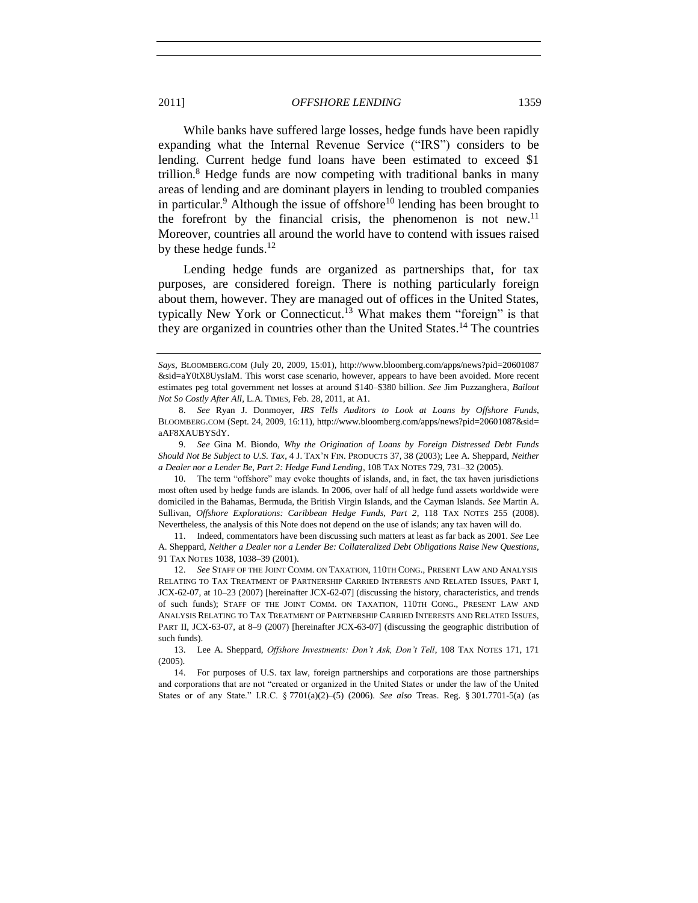While banks have suffered large losses, hedge funds have been rapidly expanding what the Internal Revenue Service ("IRS") considers to be lending. Current hedge fund loans have been estimated to exceed $1 trillion.[8] Hedge funds are now competing with traditional banks in many areas of lending and are dominant players in lending to troubled companies in particular.[9] Although the issue of offshore[10] lending has been brought to the forefront by the financial crisis, the phenomenon is not new.[11] Moreover, countries all around the world have to contend with issues raised by these hedge funds.[12]

Lending hedge funds are organized as partnerships that, for tax purposes, are considered foreign. There is nothing particularly foreign about them, however. They are managed out of offices in the United States, typically New York or Connecticut.[13] What makes them "foreign" is that they are organized in countries other than the United States.[14] The countries

---

*Says*, BLOOMBERG.COM (July 20, 2009, 15:01), http://www.bloomberg.com/apps/news?pid=20601087&sid=aY0tX8UysIaM. This worst case scenario, however, appears to have been avoided. More recent estimates peg total government net losses at around $140–$380 billion. *See* Jim Puzzanghera, *Bailout Not So Costly After All*, L.A. TIMES, Feb. 28, 2011, at A1.

8. *See* Ryan J. Donmoyer, *IRS Tells Auditors to Look at Loans by Offshore Funds*, BLOOMBERG.COM (Sept. 24, 2009, 16:11), http://www.bloomberg.com/apps/news?pid=20601087&sid=aAF8XAUBYSdY.

9. *See* Gina M. Biondo, *Why the Origination of Loans by Foreign Distressed Debt Funds Should Not Be Subject to U.S. Tax*, 4 J. TAX'N FIN. PRODUCTS 37, 38 (2003); Lee A. Sheppard, *Neither a Dealer nor a Lender Be, Part 2: Hedge Fund Lending*, 108 TAX NOTES 729, 731–32 (2005).

10. The term "offshore" may evoke thoughts of islands, and, in fact, the tax haven jurisdictions most often used by hedge funds are islands. In 2006, over half of all hedge fund assets worldwide were domiciled in the Bahamas, Bermuda, the British Virgin Islands, and the Cayman Islands. *See* Martin A. Sullivan, *Offshore Explorations: Caribbean Hedge Funds, Part 2*, 118 TAX NOTES 255 (2008). Nevertheless, the analysis of this Note does not depend on the use of islands; any tax haven will do.

11. Indeed, commentators have been discussing such matters at least as far back as 2001. *See* Lee A. Sheppard, *Neither a Dealer nor a Lender Be: Collateralized Debt Obligations Raise New Questions*, 91 TAX NOTES 1038, 1038–39 (2001).

12. *See* STAFF OF THE JOINT COMM. ON TAXATION, 110TH CONG., PRESENT LAW AND ANALYSIS RELATING TO TAX TREATMENT OF PARTNERSHIP CARRIED INTERESTS AND RELATED ISSUES, PART I, JCX-62-07, at 10–23 (2007) [hereinafter JCX-62-07] (discussing the history, characteristics, and trends of such funds); STAFF OF THE JOINT COMM. ON TAXATION, 110TH CONG., PRESENT LAW AND ANALYSIS RELATING TO TAX TREATMENT OF PARTNERSHIP CARRIED INTERESTS AND RELATED ISSUES, PART II, JCX-63-07, at 8–9 (2007) [hereinafter JCX-63-07] (discussing the geographic distribution of such funds).

13. Lee A. Sheppard, *Offshore Investments: Don't Ask, Don't Tell*, 108 TAX NOTES 171, 171 (2005).

14. For purposes of U.S. tax law, foreign partnerships and corporations are those partnerships and corporations that are not "created or organized in the United States or under the law of the United States or of any State." I.R.C. § 7701(a)(2)–(5) (2006). *See also* Treas. Reg. § 301.7701-5(a) (as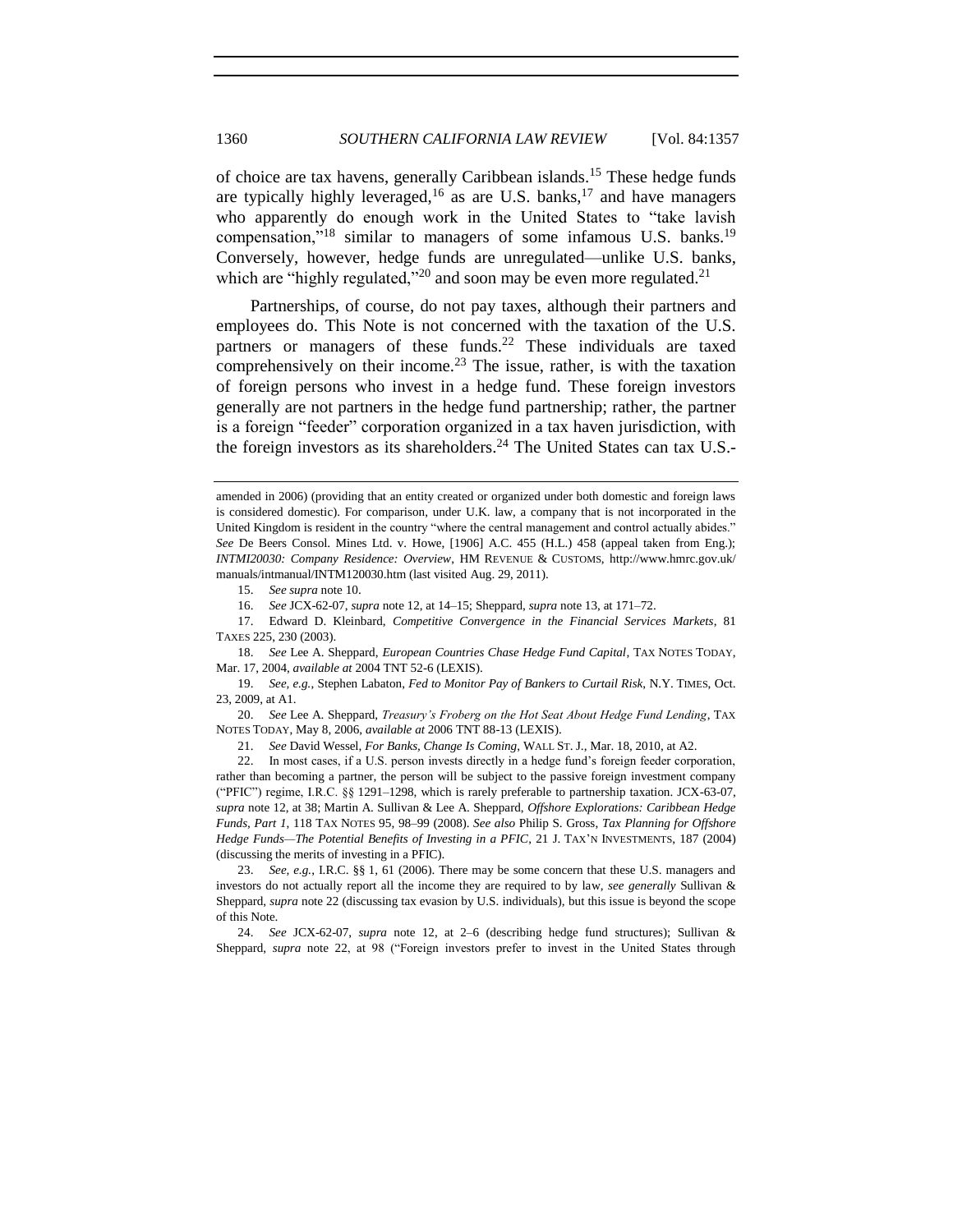of choice are tax havens, generally Caribbean islands.[15] These hedge funds are typically highly leveraged,[16] as are U.S. banks,[17] and have managers who apparently do enough work in the United States to "take lavish compensation,"[18] similar to managers of some infamous U.S. banks.[19] Conversely, however, hedge funds are unregulated—unlike U.S. banks, which are "highly regulated,"[20] and soon may be even more regulated.[21]

Partnerships, of course, do not pay taxes, although their partners and employees do. This Note is not concerned with the taxation of the U.S. partners or managers of these funds.[22] These individuals are taxed comprehensively on their income.[23] The issue, rather, is with the taxation of foreign persons who invest in a hedge fund. These foreign investors generally are not partners in the hedge fund partnership; rather, the partner is a foreign "feeder" corporation organized in a tax haven jurisdiction, with the foreign investors as its shareholders.[24] The United States can tax U.S.-

---

amended in 2006) (providing that an entity created or organized under both domestic and foreign laws is considered domestic). For comparison, under U.K. law, a company that is not incorporated in the United Kingdom is resident in the country "where the central management and control actually abides." *See* De Beers Consol. Mines Ltd. v. Howe, [1906] A.C. 455 (H.L.) 458 (appeal taken from Eng.); *INTMI20030: Company Residence: Overview*, HM REVENUE & CUSTOMS, http://www.hmrc.gov.uk/manuals/intmanual/INTM120030.htm (last visited Aug. 29, 2011).

15. *See supra* note 10.

16. *See* JCX-62-07, *supra* note 12, at 14–15; Sheppard, *supra* note 13, at 171–72.

17. Edward D. Kleinbard, *Competitive Convergence in the Financial Services Markets*, 81 TAXES 225, 230 (2003).

18. *See* Lee A. Sheppard, *European Countries Chase Hedge Fund Capital*, TAX NOTES TODAY, Mar. 17, 2004, *available at* 2004 TNT 52-6 (LEXIS).

19. *See, e.g.*, Stephen Labaton, *Fed to Monitor Pay of Bankers to Curtail Risk*, N.Y. TIMES, Oct. 23, 2009, at A1.

20. *See* Lee A. Sheppard, *Treasury's Froberg on the Hot Seat About Hedge Fund Lending*, TAX NOTES TODAY, May 8, 2006, *available at* 2006 TNT 88-13 (LEXIS).

21. *See* David Wessel, *For Banks, Change Is Coming*, WALL ST. J., Mar. 18, 2010, at A2.

22. In most cases, if a U.S. person invests directly in a hedge fund's foreign feeder corporation, rather than becoming a partner, the person will be subject to the passive foreign investment company ("PFIC") regime, I.R.C. §§ 1291–1298, which is rarely preferable to partnership taxation. JCX-63-07, *supra* note 12, at 38; Martin A. Sullivan & Lee A. Sheppard, *Offshore Explorations: Caribbean Hedge Funds, Part 1*, 118 TAX NOTES 95, 98–99 (2008). *See also* Philip S. Gross, *Tax Planning for Offshore Hedge Funds—The Potential Benefits of Investing in a PFIC*, 21 J. TAX'N INVESTMENTS, 187 (2004) (discussing the merits of investing in a PFIC).

23. *See, e.g.*, I.R.C. §§ 1, 61 (2006). There may be some concern that these U.S. managers and investors do not actually report all the income they are required to by law, *see generally* Sullivan & Sheppard, *supra* note 22 (discussing tax evasion by U.S. individuals), but this issue is beyond the scope of this Note.

24. *See* JCX-62-07, *supra* note 12, at 2–6 (describing hedge fund structures); Sullivan & Sheppard, *supra* note 22, at 98 ("Foreign investors prefer to invest in the United States through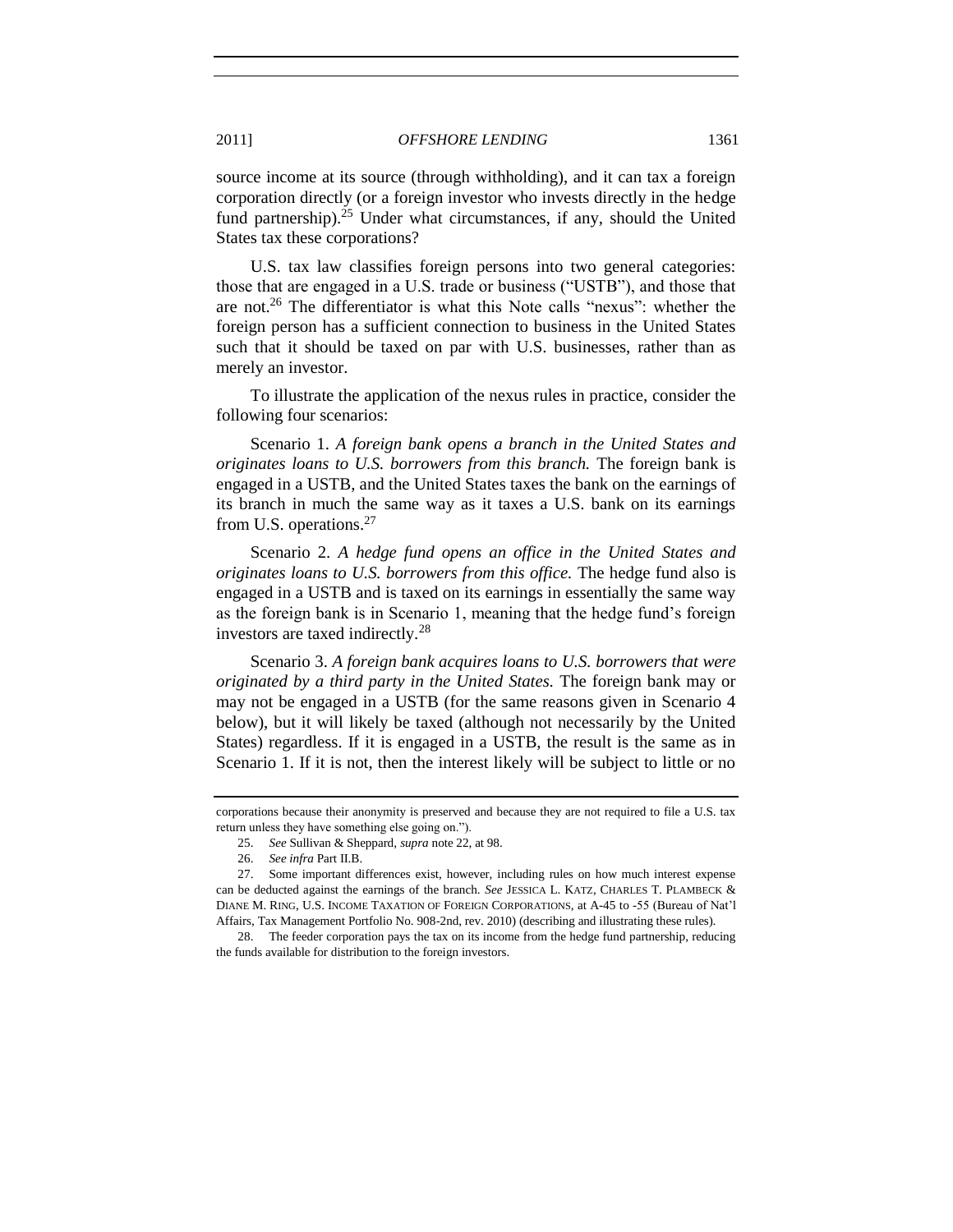source income at its source (through withholding), and it can tax a foreign corporation directly (or a foreign investor who invests directly in the hedge fund partnership).[25] Under what circumstances, if any, should the United States tax these corporations?

U.S. tax law classifies foreign persons into two general categories: those that are engaged in a U.S. trade or business ("USTB"), and those that are not.[26] The differentiator is what this Note calls "nexus": whether the foreign person has a sufficient connection to business in the United States such that it should be taxed on par with U.S. businesses, rather than as merely an investor.

To illustrate the application of the nexus rules in practice, consider the following four scenarios:

Scenario 1. *A foreign bank opens a branch in the United States and originates loans to U.S. borrowers from this branch.* The foreign bank is engaged in a USTB, and the United States taxes the bank on the earnings of its branch in much the same way as it taxes a U.S. bank on its earnings from U.S. operations.[27]

Scenario 2. *A hedge fund opens an office in the United States and originates loans to U.S. borrowers from this office.* The hedge fund also is engaged in a USTB and is taxed on its earnings in essentially the same way as the foreign bank is in Scenario 1, meaning that the hedge fund's foreign investors are taxed indirectly.[28]

Scenario 3. *A foreign bank acquires loans to U.S. borrowers that were originated by a third party in the United States.* The foreign bank may or may not be engaged in a USTB (for the same reasons given in Scenario 4 below), but it will likely be taxed (although not necessarily by the United States) regardless. If it is engaged in a USTB, the result is the same as in Scenario 1. If it is not, then the interest likely will be subject to little or no

---

corporations because their anonymity is preserved and because they are not required to file a U.S. tax return unless they have something else going on.").

25. *See* Sullivan & Sheppard, *supra* note 22, at 98.

26. *See infra* Part II.B.

27. Some important differences exist, however, including rules on how much interest expense can be deducted against the earnings of the branch. *See* JESSICA L. KATZ, CHARLES T. PLAMBECK & DIANE M. RING, U.S. INCOME TAXATION OF FOREIGN CORPORATIONS, at A-45 to -55 (Bureau of Nat'l Affairs, Tax Management Portfolio No. 908-2nd, rev. 2010) (describing and illustrating these rules).

28. The feeder corporation pays the tax on its income from the hedge fund partnership, reducing the funds available for distribution to the foreign investors.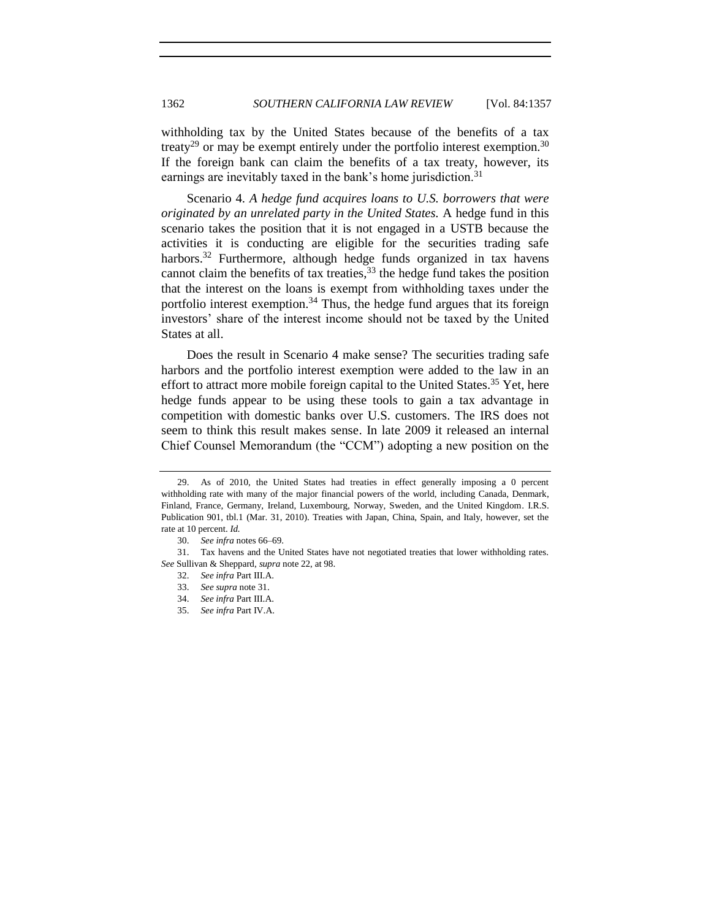withholding tax by the United States because of the benefits of a tax treaty[29] or may be exempt entirely under the portfolio interest exemption.[30] If the foreign bank can claim the benefits of a tax treaty, however, its earnings are inevitably taxed in the bank's home jurisdiction.[31]

Scenario 4. *A hedge fund acquires loans to U.S. borrowers that were originated by an unrelated party in the United States.* A hedge fund in this scenario takes the position that it is not engaged in a USTB because the activities it is conducting are eligible for the securities trading safe harbors.[32] Furthermore, although hedge funds organized in tax havens cannot claim the benefits of tax treaties,[33] the hedge fund takes the position that the interest on the loans is exempt from withholding taxes under the portfolio interest exemption.[34] Thus, the hedge fund argues that its foreign investors' share of the interest income should not be taxed by the United States at all.

Does the result in Scenario 4 make sense? The securities trading safe harbors and the portfolio interest exemption were added to the law in an effort to attract more mobile foreign capital to the United States.[35] Yet, here hedge funds appear to be using these tools to gain a tax advantage in competition with domestic banks over U.S. customers. The IRS does not seem to think this result makes sense. In late 2009 it released an internal Chief Counsel Memorandum (the "CCM") adopting a new position on the

---

29. As of 2010, the United States had treaties in effect generally imposing a 0 percent withholding rate with many of the major financial powers of the world, including Canada, Denmark, Finland, France, Germany, Ireland, Luxembourg, Norway, Sweden, and the United Kingdom. I.R.S. Publication 901, tbl.1 (Mar. 31, 2010). Treaties with Japan, China, Spain, and Italy, however, set the rate at 10 percent. *Id.*

30. *See infra* notes 66–69.

31. Tax havens and the United States have not negotiated treaties that lower withholding rates. *See* Sullivan & Sheppard, *supra* note 22, at 98.

32. *See infra* Part III.A.

33. *See supra* note 31.

34. *See infra* Part III.A.

35. *See infra* Part IV.A.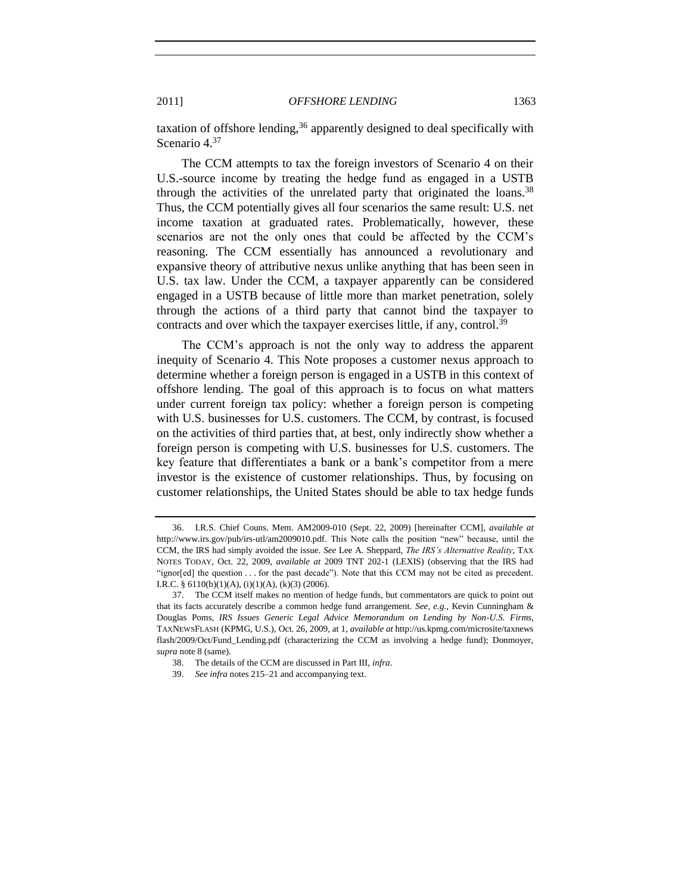taxation of offshore lending,[36] apparently designed to deal specifically with Scenario 4.[37]

The CCM attempts to tax the foreign investors of Scenario 4 on their U.S.-source income by treating the hedge fund as engaged in a USTB through the activities of the unrelated party that originated the loans.[38] Thus, the CCM potentially gives all four scenarios the same result: U.S. net income taxation at graduated rates. Problematically, however, these scenarios are not the only ones that could be affected by the CCM's reasoning. The CCM essentially has announced a revolutionary and expansive theory of attributive nexus unlike anything that has been seen in U.S. tax law. Under the CCM, a taxpayer apparently can be considered engaged in a USTB because of little more than market penetration, solely through the actions of a third party that cannot bind the taxpayer to contracts and over which the taxpayer exercises little, if any, control.[39]

The CCM's approach is not the only way to address the apparent inequity of Scenario 4. This Note proposes a customer nexus approach to determine whether a foreign person is engaged in a USTB in this context of offshore lending. The goal of this approach is to focus on what matters under current foreign tax policy: whether a foreign person is competing with U.S. businesses for U.S. customers. The CCM, by contrast, is focused on the activities of third parties that, at best, only indirectly show whether a foreign person is competing with U.S. businesses for U.S. customers. The key feature that differentiates a bank or a bank's competitor from a mere investor is the existence of customer relationships. Thus, by focusing on customer relationships, the United States should be able to tax hedge funds

---

36. I.R.S. Chief Couns. Mem. AM2009-010 (Sept. 22, 2009) [hereinafter CCM], *available at* http://www.irs.gov/pub/irs-utl/am2009010.pdf. This Note calls the position "new" because, until the CCM, the IRS had simply avoided the issue. *See* Lee A. Sheppard, *The IRS's Alternative Reality*, TAX NOTES TODAY, Oct. 22, 2009, *available at* 2009 TNT 202-1 (LEXIS) (observing that the IRS had "ignor[ed] the question . . . for the past decade"). Note that this CCM may not be cited as precedent. I.R.C. § 6110(b)(1)(A), (i)(1)(A), (k)(3) (2006).

37. The CCM itself makes no mention of hedge funds, but commentators are quick to point out that its facts accurately describe a common hedge fund arrangement. *See, e.g.*, Kevin Cunningham & Douglas Poms, *IRS Issues Generic Legal Advice Memorandum on Lending by Non-U.S. Firms*, TAXNEWSFLASH (KPMG, U.S.), Oct. 26, 2009, at 1, *available at* http://us.kpmg.com/microsite/taxnews flash/2009/Oct/Fund_Lending.pdf (characterizing the CCM as involving a hedge fund); Donmoyer, *supra* note 8 (same).

38. The details of the CCM are discussed in Part III, *infra*.

39. *See infra* notes 215–21 and accompanying text.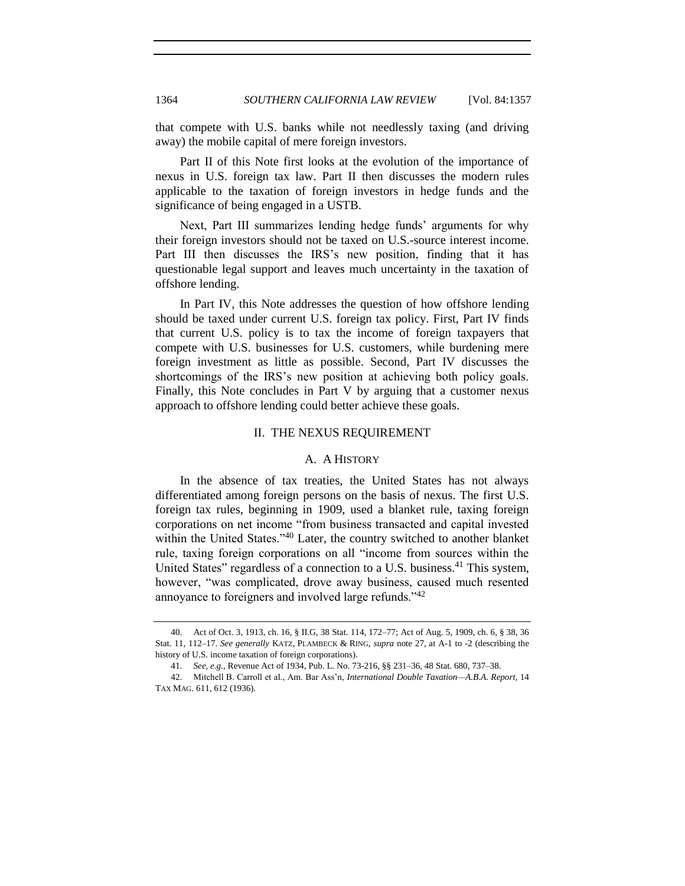that compete with U.S. banks while not needlessly taxing (and driving away) the mobile capital of mere foreign investors.

Part II of this Note first looks at the evolution of the importance of nexus in U.S. foreign tax law. Part II then discusses the modern rules applicable to the taxation of foreign investors in hedge funds and the significance of being engaged in a USTB.

Next, Part III summarizes lending hedge funds' arguments for why their foreign investors should not be taxed on U.S.-source interest income. Part III then discusses the IRS's new position, finding that it has questionable legal support and leaves much uncertainty in the taxation of offshore lending.

In Part IV, this Note addresses the question of how offshore lending should be taxed under current U.S. foreign tax policy. First, Part IV finds that current U.S. policy is to tax the income of foreign taxpayers that compete with U.S. businesses for U.S. customers, while burdening mere foreign investment as little as possible. Second, Part IV discusses the shortcomings of the IRS's new position at achieving both policy goals. Finally, this Note concludes in Part V by arguing that a customer nexus approach to offshore lending could better achieve these goals.

## II. THE NEXUS REQUIREMENT

### A. A HISTORY

In the absence of tax treaties, the United States has not always differentiated among foreign persons on the basis of nexus. The first U.S. foreign tax rules, beginning in 1909, used a blanket rule, taxing foreign corporations on net income "from business transacted and capital invested within the United States."[40] Later, the country switched to another blanket rule, taxing foreign corporations on all "income from sources within the United States" regardless of a connection to a U.S. business.[41] This system, however, "was complicated, drove away business, caused much resented annoyance to foreigners and involved large refunds."[42]

---

40. Act of Oct. 3, 1913, ch. 16, § II.G, 38 Stat. 114, 172–77; Act of Aug. 5, 1909, ch. 6, § 38, 36 Stat. 11, 112–17. *See generally* KATZ, PLAMBECK & RING, *supra* note 27, at A-1 to -2 (describing the history of U.S. income taxation of foreign corporations).

41. *See, e.g.*, Revenue Act of 1934, Pub. L. No. 73-216, §§ 231–36, 48 Stat. 680, 737–38.

42. Mitchell B. Carroll et al., Am. Bar Ass'n, *International Double Taxation—A.B.A. Report*, 14 TAX MAG. 611, 612 (1936).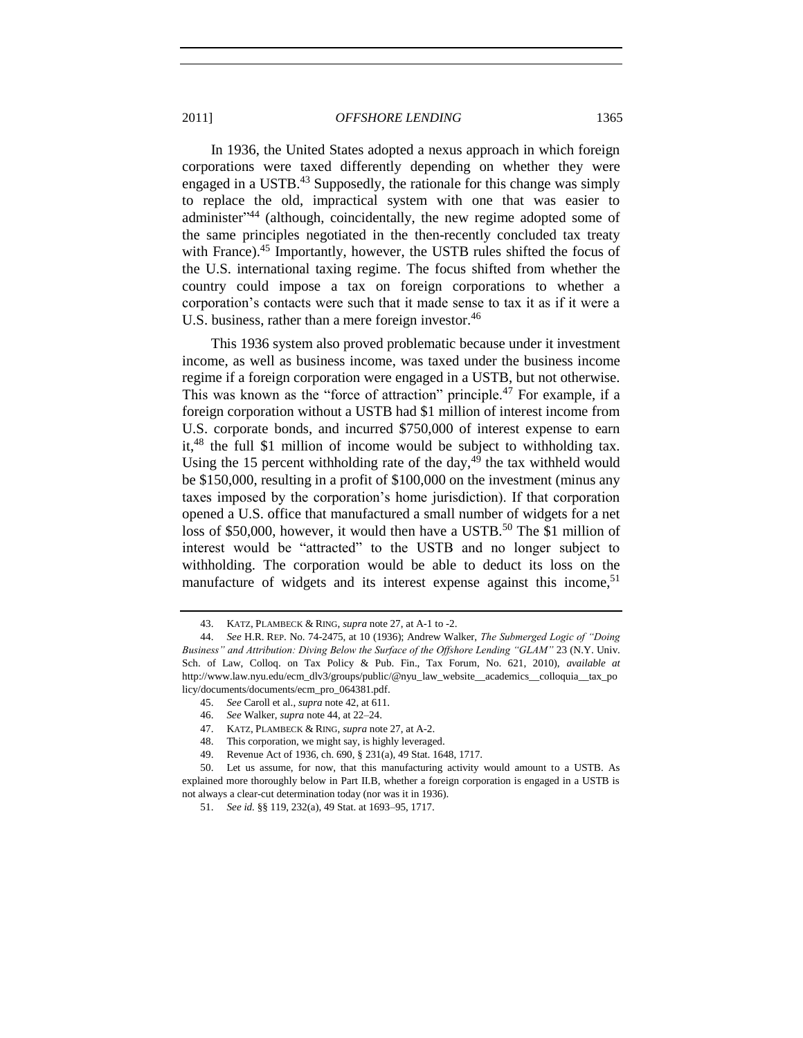In 1936, the United States adopted a nexus approach in which foreign corporations were taxed differently depending on whether they were engaged in a USTB.[43] Supposedly, the rationale for this change was simply to replace the old, impractical system with one that was easier to administer"[44] (although, coincidentally, the new regime adopted some of the same principles negotiated in the then-recently concluded tax treaty with France).[45] Importantly, however, the USTB rules shifted the focus of the U.S. international taxing regime. The focus shifted from whether the country could impose a tax on foreign corporations to whether a corporation's contacts were such that it made sense to tax it as if it were a U.S. business, rather than a mere foreign investor.[46]

This 1936 system also proved problematic because under it investment income, as well as business income, was taxed under the business income regime if a foreign corporation were engaged in a USTB, but not otherwise. This was known as the "force of attraction" principle.[47] For example, if a foreign corporation without a USTB had $1 million of interest income from U.S. corporate bonds, and incurred $750,000 of interest expense to earn it,[48] the full $1 million of income would be subject to withholding tax. Using the 15 percent withholding rate of the day,[49] the tax withheld would be $150,000, resulting in a profit of $100,000 on the investment (minus any taxes imposed by the corporation's home jurisdiction). If that corporation opened a U.S. office that manufactured a small number of widgets for a net loss of $50,000, however, it would then have a USTB.[50] The $1 million of interest would be "attracted" to the USTB and no longer subject to withholding. The corporation would be able to deduct its loss on the manufacture of widgets and its interest expense against this income,[51]

---

43. KATZ, PLAMBECK & RING, *supra* note 27, at A-1 to -2.

44. *See* H.R. REP. No. 74-2475, at 10 (1936); Andrew Walker, *The Submerged Logic of "Doing Business" and Attribution: Diving Below the Surface of the Offshore Lending "GLAM"* 23 (N.Y. Univ. Sch. of Law, Colloq. on Tax Policy & Pub. Fin., Tax Forum, No. 621, 2010), *available at* http://www.law.nyu.edu/ecm_dlv3/groups/public/@nyu_law_website__academics__colloquia__tax_policy/documents/documents/ecm_pro_064381.pdf.

45. *See* Caroll et al., *supra* note 42, at 611.

46. *See* Walker, *supra* note 44, at 22–24.

47. KATZ, PLAMBECK & RING, *supra* note 27, at A-2.

48. This corporation, we might say, is highly leveraged.

49. Revenue Act of 1936, ch. 690, § 231(a), 49 Stat. 1648, 1717.

50. Let us assume, for now, that this manufacturing activity would amount to a USTB. As explained more thoroughly below in Part II.B, whether a foreign corporation is engaged in a USTB is not always a clear-cut determination today (nor was it in 1936).

51. *See id.* §§ 119, 232(a), 49 Stat. at 1693–95, 1717.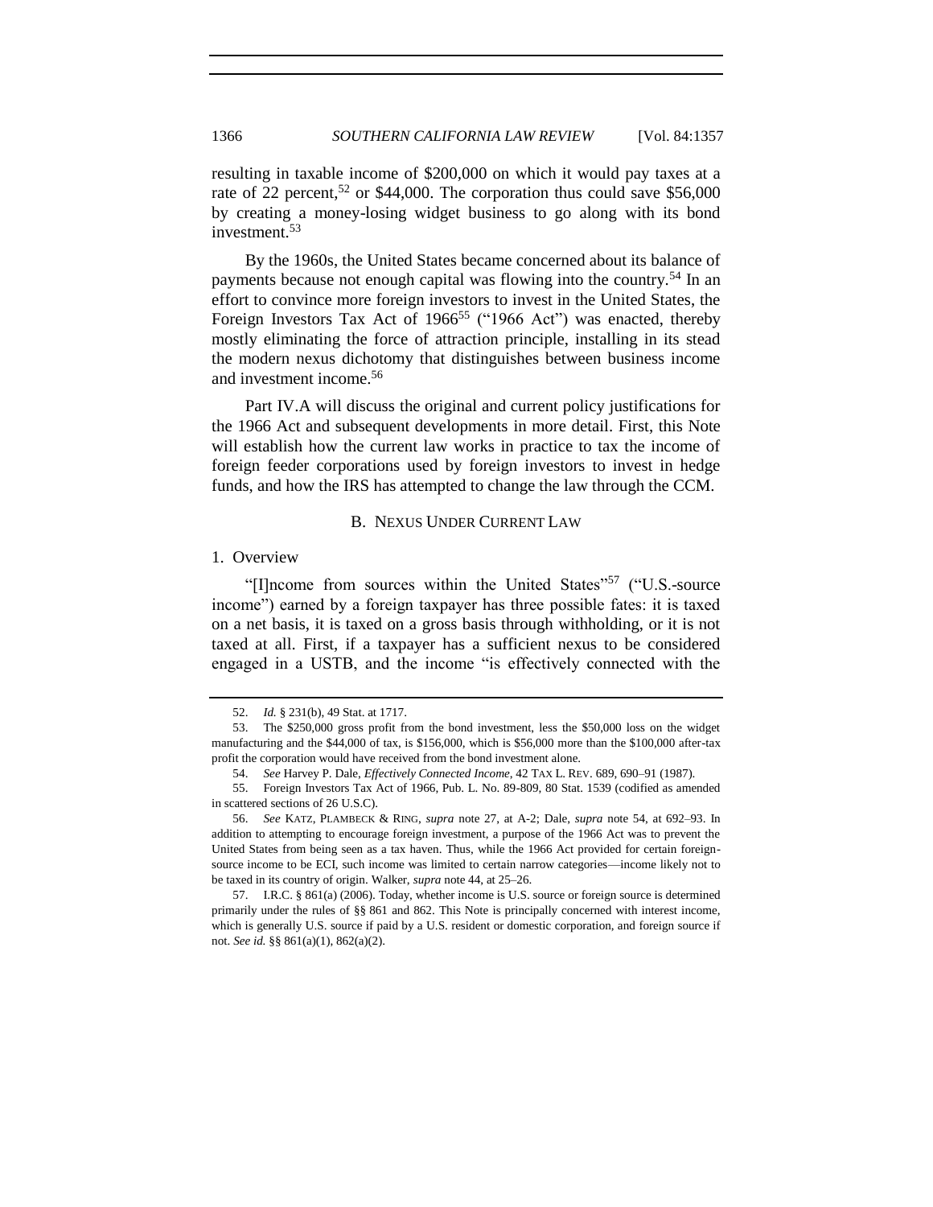resulting in taxable income of $200,000 on which it would pay taxes at a rate of 22 percent,[52] or $44,000. The corporation thus could save $56,000 by creating a money-losing widget business to go along with its bond investment.[53]

By the 1960s, the United States became concerned about its balance of payments because not enough capital was flowing into the country.[54] In an effort to convince more foreign investors to invest in the United States, the Foreign Investors Tax Act of 1966[55] ("1966 Act") was enacted, thereby mostly eliminating the force of attraction principle, installing in its stead the modern nexus dichotomy that distinguishes between business income and investment income.[56]

Part IV.A will discuss the original and current policy justifications for the 1966 Act and subsequent developments in more detail. First, this Note will establish how the current law works in practice to tax the income of foreign feeder corporations used by foreign investors to invest in hedge funds, and how the IRS has attempted to change the law through the CCM.

## B. NEXUS UNDER CURRENT LAW

### 1. Overview

"[I]ncome from sources within the United States"[57] ("U.S.-source income") earned by a foreign taxpayer has three possible fates: it is taxed on a net basis, it is taxed on a gross basis through withholding, or it is not taxed at all. First, if a taxpayer has a sufficient nexus to be considered engaged in a USTB, and the income "is effectively connected with the

---

52. *Id.* § 231(b), 49 Stat. at 1717.

53. The $250,000 gross profit from the bond investment, less the $50,000 loss on the widget manufacturing and the $44,000 of tax, is $156,000, which is $56,000 more than the $100,000 after-tax profit the corporation would have received from the bond investment alone.

54. *See* Harvey P. Dale, *Effectively Connected Income*, 42 TAX L. REV. 689, 690–91 (1987).

55. Foreign Investors Tax Act of 1966, Pub. L. No. 89-809, 80 Stat. 1539 (codified as amended in scattered sections of 26 U.S.C).

56. *See* KATZ, PLAMBECK & RING, *supra* note 27, at A-2; Dale, *supra* note 54, at 692–93. In addition to attempting to encourage foreign investment, a purpose of the 1966 Act was to prevent the United States from being seen as a tax haven. Thus, while the 1966 Act provided for certain foreign-source income to be ECI, such income was limited to certain narrow categories—income likely not to be taxed in its country of origin. Walker, *supra* note 44, at 25–26.

57. I.R.C. § 861(a) (2006). Today, whether income is U.S. source or foreign source is determined primarily under the rules of §§ 861 and 862. This Note is principally concerned with interest income, which is generally U.S. source if paid by a U.S. resident or domestic corporation, and foreign source if not. *See id.* §§ 861(a)(1), 862(a)(2).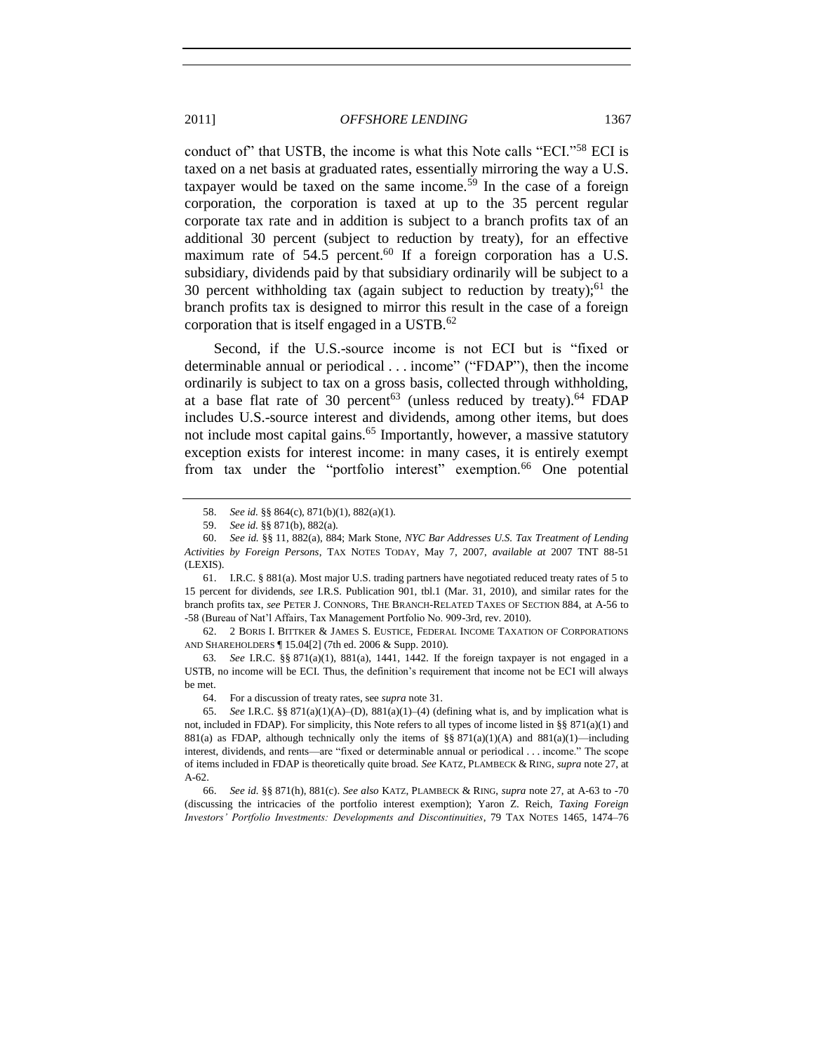conduct of" that USTB, the income is what this Note calls "ECI."[58] ECI is taxed on a net basis at graduated rates, essentially mirroring the way a U.S. taxpayer would be taxed on the same income.[59] In the case of a foreign corporation, the corporation is taxed at up to the 35 percent regular corporate tax rate and in addition is subject to a branch profits tax of an additional 30 percent (subject to reduction by treaty), for an effective maximum rate of 54.5 percent.[60] If a foreign corporation has a U.S. subsidiary, dividends paid by that subsidiary ordinarily will be subject to a 30 percent withholding tax (again subject to reduction by treaty);[61] the branch profits tax is designed to mirror this result in the case of a foreign corporation that is itself engaged in a USTB.[62]

Second, if the U.S.-source income is not ECI but is "fixed or determinable annual or periodical . . . income" ("FDAP"), then the income ordinarily is subject to tax on a gross basis, collected through withholding, at a base flat rate of 30 percent[63] (unless reduced by treaty).[64] FDAP includes U.S.-source interest and dividends, among other items, but does not include most capital gains.[65] Importantly, however, a massive statutory exception exists for interest income: in many cases, it is entirely exempt from tax under the "portfolio interest" exemption.[66] One potential

---

58. *See id.* §§ 864(c), 871(b)(1), 882(a)(1).

59. *See id.* §§ 871(b), 882(a).

60. *See id.* §§ 11, 882(a), 884; Mark Stone, *NYC Bar Addresses U.S. Tax Treatment of Lending Activities by Foreign Persons*, TAX NOTES TODAY, May 7, 2007, *available at* 2007 TNT 88-51 (LEXIS).

61. I.R.C. § 881(a). Most major U.S. trading partners have negotiated reduced treaty rates of 5 to 15 percent for dividends, *see* I.R.S. Publication 901, tbl.1 (Mar. 31, 2010), and similar rates for the branch profits tax, *see* PETER J. CONNORS, THE BRANCH-RELATED TAXES OF SECTION 884, at A-56 to -58 (Bureau of Nat'l Affairs, Tax Management Portfolio No. 909-3rd, rev. 2010).

62. 2 BORIS I. BITTKER & JAMES S. EUSTICE, FEDERAL INCOME TAXATION OF CORPORATIONS AND SHAREHOLDERS ¶ 15.04[2] (7th ed. 2006 & Supp. 2010).

63. *See* I.R.C. §§ 871(a)(1), 881(a), 1441, 1442. If the foreign taxpayer is not engaged in a USTB, no income will be ECI. Thus, the definition's requirement that income not be ECI will always be met.

64. For a discussion of treaty rates, see *supra* note 31.

65. *See* I.R.C. §§ 871(a)(1)(A)–(D), 881(a)(1)–(4) (defining what is, and by implication what is not, included in FDAP). For simplicity, this Note refers to all types of income listed in §§ 871(a)(1) and 881(a) as FDAP, although technically only the items of §§ 871(a)(1)(A) and 881(a)(1)—including interest, dividends, and rents—are "fixed or determinable annual or periodical . . . income." The scope of items included in FDAP is theoretically quite broad. *See* KATZ, PLAMBECK & RING, *supra* note 27, at A-62.

66. *See id.* §§ 871(h), 881(c). *See also* KATZ, PLAMBECK & RING, *supra* note 27, at A-63 to -70 (discussing the intricacies of the portfolio interest exemption); Yaron Z. Reich, *Taxing Foreign Investors' Portfolio Investments: Developments and Discontinuities*, 79 TAX NOTES 1465, 1474–76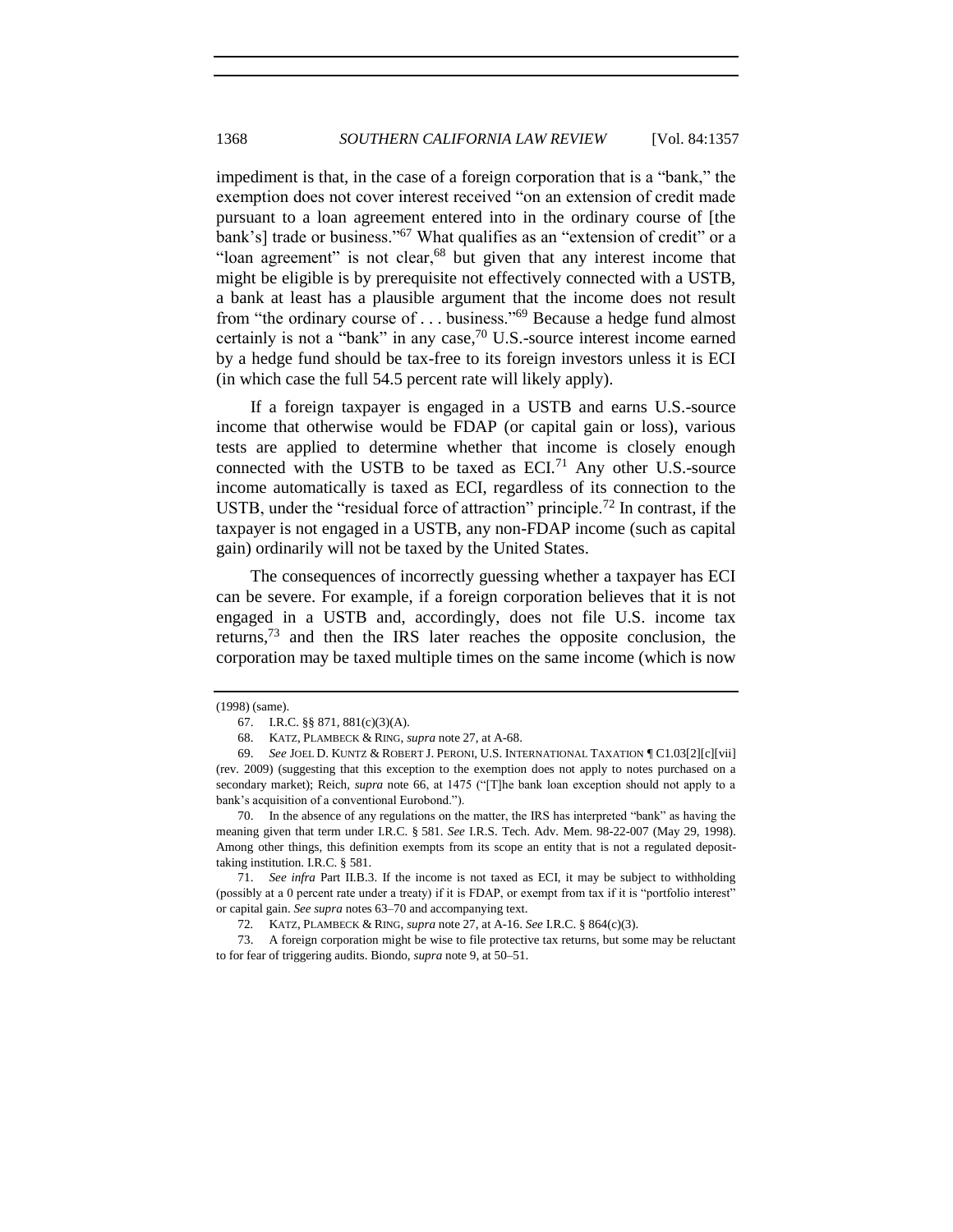impediment is that, in the case of a foreign corporation that is a "bank," the exemption does not cover interest received "on an extension of credit made pursuant to a loan agreement entered into in the ordinary course of [the bank's] trade or business."[67] What qualifies as an "extension of credit" or a "loan agreement" is not clear,[68] but given that any interest income that might be eligible is by prerequisite not effectively connected with a USTB, a bank at least has a plausible argument that the income does not result from "the ordinary course of . . . business."[69] Because a hedge fund almost certainly is not a "bank" in any case,[70] U.S.-source interest income earned by a hedge fund should be tax-free to its foreign investors unless it is ECI (in which case the full 54.5 percent rate will likely apply).

If a foreign taxpayer is engaged in a USTB and earns U.S.-source income that otherwise would be FDAP (or capital gain or loss), various tests are applied to determine whether that income is closely enough connected with the USTB to be taxed as ECI.[71] Any other U.S.-source income automatically is taxed as ECI, regardless of its connection to the USTB, under the "residual force of attraction" principle.[72] In contrast, if the taxpayer is not engaged in a USTB, any non-FDAP income (such as capital gain) ordinarily will not be taxed by the United States.

The consequences of incorrectly guessing whether a taxpayer has ECI can be severe. For example, if a foreign corporation believes that it is not engaged in a USTB and, accordingly, does not file U.S. income tax returns,[73] and then the IRS later reaches the opposite conclusion, the corporation may be taxed multiple times on the same income (which is now

---

(1998) (same).

67. I.R.C. §§ 871, 881(c)(3)(A).

68. KATZ, PLAMBECK & RING, *supra* note 27, at A-68.

69. *See* JOEL D. KUNTZ & ROBERT J. PERONI, U.S. INTERNATIONAL TAXATION ¶ C1.03[2][c][vii] (rev. 2009) (suggesting that this exception to the exemption does not apply to notes purchased on a secondary market); Reich, *supra* note 66, at 1475 ("[T]he bank loan exception should not apply to a bank's acquisition of a conventional Eurobond.").

70. In the absence of any regulations on the matter, the IRS has interpreted "bank" as having the meaning given that term under I.R.C. § 581. *See* I.R.S. Tech. Adv. Mem. 98-22-007 (May 29, 1998). Among other things, this definition exempts from its scope an entity that is not a regulated deposit-taking institution. I.R.C. § 581.

71. *See infra* Part II.B.3. If the income is not taxed as ECI, it may be subject to withholding (possibly at a 0 percent rate under a treaty) if it is FDAP, or exempt from tax if it is "portfolio interest" or capital gain. *See supra* notes 63–70 and accompanying text.

72. KATZ, PLAMBECK & RING, *supra* note 27, at A-16. *See* I.R.C. § 864(c)(3).

73. A foreign corporation might be wise to file protective tax returns, but some may be reluctant to for fear of triggering audits. Biondo, *supra* note 9, at 50–51.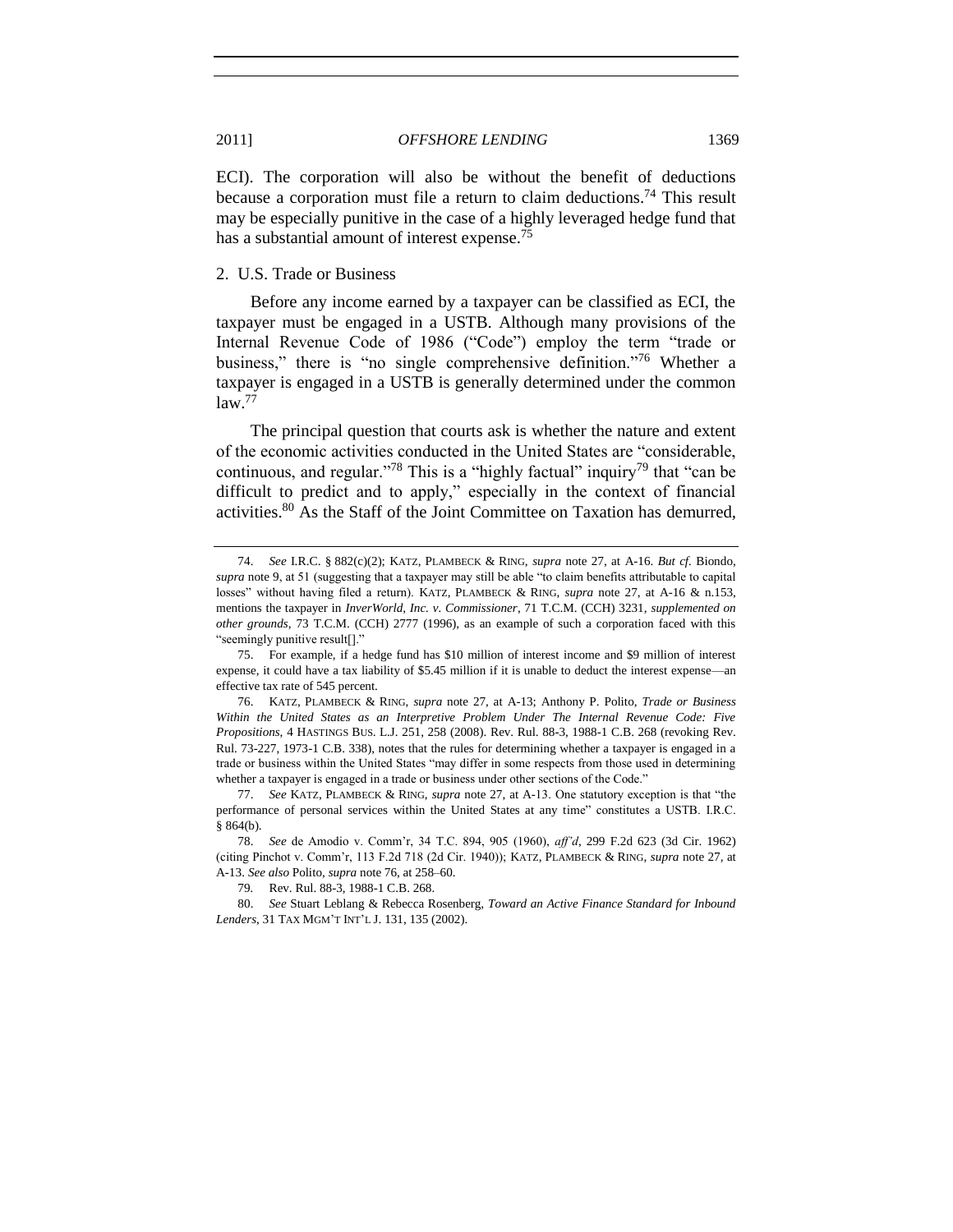ECI). The corporation will also be without the benefit of deductions because a corporation must file a return to claim deductions.[74] This result may be especially punitive in the case of a highly leveraged hedge fund that has a substantial amount of interest expense.[75]

### 2. U.S. Trade or Business

Before any income earned by a taxpayer can be classified as ECI, the taxpayer must be engaged in a USTB. Although many provisions of the Internal Revenue Code of 1986 ("Code") employ the term "trade or business," there is "no single comprehensive definition."[76] Whether a taxpayer is engaged in a USTB is generally determined under the common law.[77]

The principal question that courts ask is whether the nature and extent of the economic activities conducted in the United States are "considerable, continuous, and regular."[78] This is a "highly factual" inquiry[79] that "can be difficult to predict and to apply," especially in the context of financial activities.[80] As the Staff of the Joint Committee on Taxation has demurred,

---

74. *See* I.R.C. § 882(c)(2); KATZ, PLAMBECK & RING, *supra* note 27, at A-16. *But cf.* Biondo, *supra* note 9, at 51 (suggesting that a taxpayer may still be able "to claim benefits attributable to capital losses" without having filed a return). KATZ, PLAMBECK & RING, *supra* note 27, at A-16 & n.153, mentions the taxpayer in *InverWorld, Inc. v. Commissioner*, 71 T.C.M. (CCH) 3231, *supplemented on other grounds*, 73 T.C.M. (CCH) 2777 (1996), as an example of such a corporation faced with this "seemingly punitive result[]."

75. For example, if a hedge fund has $10 million of interest income and $9 million of interest expense, it could have a tax liability of $5.45 million if it is unable to deduct the interest expense—an effective tax rate of 545 percent.

76. KATZ, PLAMBECK & RING, *supra* note 27, at A-13; Anthony P. Polito, *Trade or Business Within the United States as an Interpretive Problem Under The Internal Revenue Code: Five Propositions*, 4 HASTINGS BUS. L.J. 251, 258 (2008). Rev. Rul. 88-3, 1988-1 C.B. 268 (revoking Rev. Rul. 73-227, 1973-1 C.B. 338), notes that the rules for determining whether a taxpayer is engaged in a trade or business within the United States "may differ in some respects from those used in determining whether a taxpayer is engaged in a trade or business under other sections of the Code."

77. *See* KATZ, PLAMBECK & RING, *supra* note 27, at A-13. One statutory exception is that "the performance of personal services within the United States at any time" constitutes a USTB. I.R.C. § 864(b).

78. *See* de Amodio v. Comm'r, 34 T.C. 894, 905 (1960), *aff'd*, 299 F.2d 623 (3d Cir. 1962) (citing Pinchot v. Comm'r, 113 F.2d 718 (2d Cir. 1940)); KATZ, PLAMBECK & RING, *supra* note 27, at A-13. *See also* Polito, *supra* note 76, at 258–60.

79. Rev. Rul. 88-3, 1988-1 C.B. 268.

80. *See* Stuart Leblang & Rebecca Rosenberg, *Toward an Active Finance Standard for Inbound Lenders*, 31 TAX MGM'T INT'L J. 131, 135 (2002).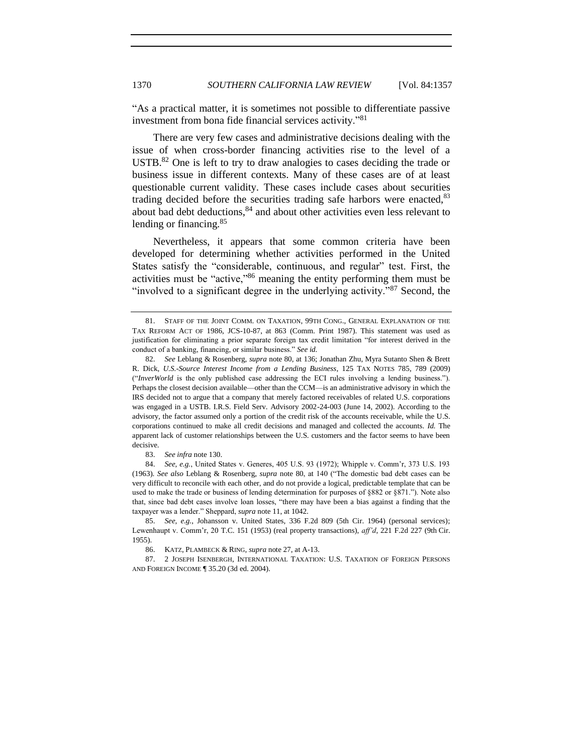"As a practical matter, it is sometimes not possible to differentiate passive investment from bona fide financial services activity."[81]

There are very few cases and administrative decisions dealing with the issue of when cross-border financing activities rise to the level of a USTB.[82] One is left to try to draw analogies to cases deciding the trade or business issue in different contexts. Many of these cases are of at least questionable current validity. These cases include cases about securities trading decided before the securities trading safe harbors were enacted,[83] about bad debt deductions,[84] and about other activities even less relevant to lending or financing.[85]

Nevertheless, it appears that some common criteria have been developed for determining whether activities performed in the United States satisfy the "considerable, continuous, and regular" test. First, the activities must be "active,"[86] meaning the entity performing them must be "involved to a significant degree in the underlying activity."[87] Second, the

---

81. STAFF OF THE JOINT COMM. ON TAXATION, 99TH CONG., GENERAL EXPLANATION OF THE TAX REFORM ACT OF 1986, JCS-10-87, at 863 (Comm. Print 1987). This statement was used as justification for eliminating a prior separate foreign tax credit limitation "for interest derived in the conduct of a banking, financing, or similar business." *See id.*

82. *See* Leblang & Rosenberg, *supra* note 80, at 136; Jonathan Zhu, Myra Sutanto Shen & Brett R. Dick, *U.S.-Source Interest Income from a Lending Business*, 125 TAX NOTES 785, 789 (2009) ("*InverWorld* is the only published case addressing the ECI rules involving a lending business."). Perhaps the closest decision available—other than the CCM—is an administrative advisory in which the IRS decided not to argue that a company that merely factored receivables of related U.S. corporations was engaged in a USTB. I.R.S. Field Serv. Advisory 2002-24-003 (June 14, 2002). According to the advisory, the factor assumed only a portion of the credit risk of the accounts receivable, while the U.S. corporations continued to make all credit decisions and managed and collected the accounts. *Id.* The apparent lack of customer relationships between the U.S. customers and the factor seems to have been decisive.

83. *See infra* note 130.

84. *See, e.g.*, United States v. Generes, 405 U.S. 93 (1972); Whipple v. Comm'r, 373 U.S. 193 (1963). *See also* Leblang & Rosenberg, *supra* note 80, at 140 ("The domestic bad debt cases can be very difficult to reconcile with each other, and do not provide a logical, predictable template that can be used to make the trade or business of lending determination for purposes of §882 or §871."). Note also that, since bad debt cases involve loan losses, "there may have been a bias against a finding that the taxpayer was a lender." Sheppard, *supra* note 11, at 1042.

85. *See, e.g.*, Johansson v. United States, 336 F.2d 809 (5th Cir. 1964) (personal services); Lewenhaupt v. Comm'r, 20 T.C. 151 (1953) (real property transactions), *aff'd*, 221 F.2d 227 (9th Cir. 1955).

86. KATZ, PLAMBECK & RING, *supra* note 27, at A-13.

87. 2 JOSEPH ISENBERGH, INTERNATIONAL TAXATION: U.S. TAXATION OF FOREIGN PERSONS AND FOREIGN INCOME ¶ 35.20 (3d ed. 2004).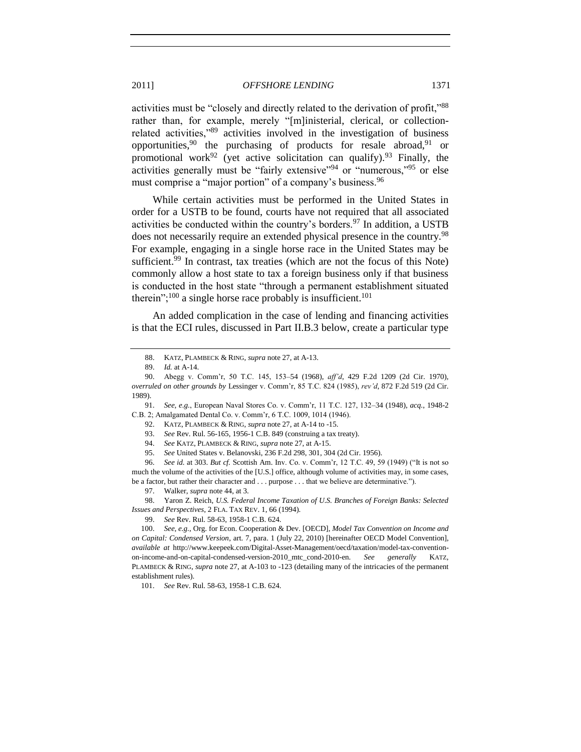activities must be "closely and directly related to the derivation of profit,"[88] rather than, for example, merely "[m]inisterial, clerical, or collection-related activities,"[89] activities involved in the investigation of business opportunities,[90] the purchasing of products for resale abroad,[91] or promotional work[92] (yet active solicitation can qualify).[93] Finally, the activities generally must be "fairly extensive"[94] or "numerous,"[95] or else must comprise a "major portion" of a company's business.[96]

While certain activities must be performed in the United States in order for a USTB to be found, courts have not required that all associated activities be conducted within the country's borders.[97] In addition, a USTB does not necessarily require an extended physical presence in the country.[98] For example, engaging in a single horse race in the United States may be sufficient.[99] In contrast, tax treaties (which are not the focus of this Note) commonly allow a host state to tax a foreign business only if that business is conducted in the host state "through a permanent establishment situated therein";[100] a single horse race probably is insufficient.[101]

An added complication in the case of lending and financing activities is that the ECI rules, discussed in Part II.B.3 below, create a particular type

---

88. KATZ, PLAMBECK & RING, *supra* note 27, at A-13.

89. *Id.* at A-14.

90. Abegg v. Comm'r, 50 T.C. 145, 153–54 (1968), *aff'd*, 429 F.2d 1209 (2d Cir. 1970), *overruled on other grounds by* Lessinger v. Comm'r, 85 T.C. 824 (1985), *rev'd*, 872 F.2d 519 (2d Cir. 1989).

91. *See, e.g.*, European Naval Stores Co. v. Comm'r, 11 T.C. 127, 132–34 (1948), *acq.*, 1948-2 C.B. 2; Amalgamated Dental Co. v. Comm'r, 6 T.C. 1009, 1014 (1946).

92. KATZ, PLAMBECK & RING, *supra* note 27, at A-14 to -15.

93. *See* Rev. Rul. 56-165, 1956-1 C.B. 849 (construing a tax treaty).

94. *See* KATZ, PLAMBECK & RING, *supra* note 27, at A-15.

95. *See* United States v. Belanovski, 236 F.2d 298, 301, 304 (2d Cir. 1956).

96. *See id.* at 303. *But cf.* Scottish Am. Inv. Co. v. Comm'r, 12 T.C. 49, 59 (1949) ("It is not so much the volume of the activities of the [U.S.] office, although volume of activities may, in some cases, be a factor, but rather their character and . . . purpose . . . that we believe are determinative.").

97. Walker, *supra* note 44, at 3.

98. Yaron Z. Reich, *U.S. Federal Income Taxation of U.S. Branches of Foreign Banks: Selected Issues and Perspectives*, 2 FLA. TAX REV. 1, 66 (1994).

99. *See* Rev. Rul. 58-63, 1958-1 C.B. 624.

100. *See, e.g.*, Org. for Econ. Cooperation & Dev. [OECD], *Model Tax Convention on Income and on Capital: Condensed Version*, art. 7, para. 1 (July 22, 2010) [hereinafter OECD Model Convention], *available at* http://www.keepeek.com/Digital-Asset-Management/oecd/taxation/model-tax-convention-on-income-and-on-capital-condensed-version-2010_mtc_cond-2010-en. *See generally* KATZ, PLAMBECK & RING, *supra* note 27, at A-103 to -123 (detailing many of the intricacies of the permanent establishment rules).

101. *See* Rev. Rul. 58-63, 1958-1 C.B. 624.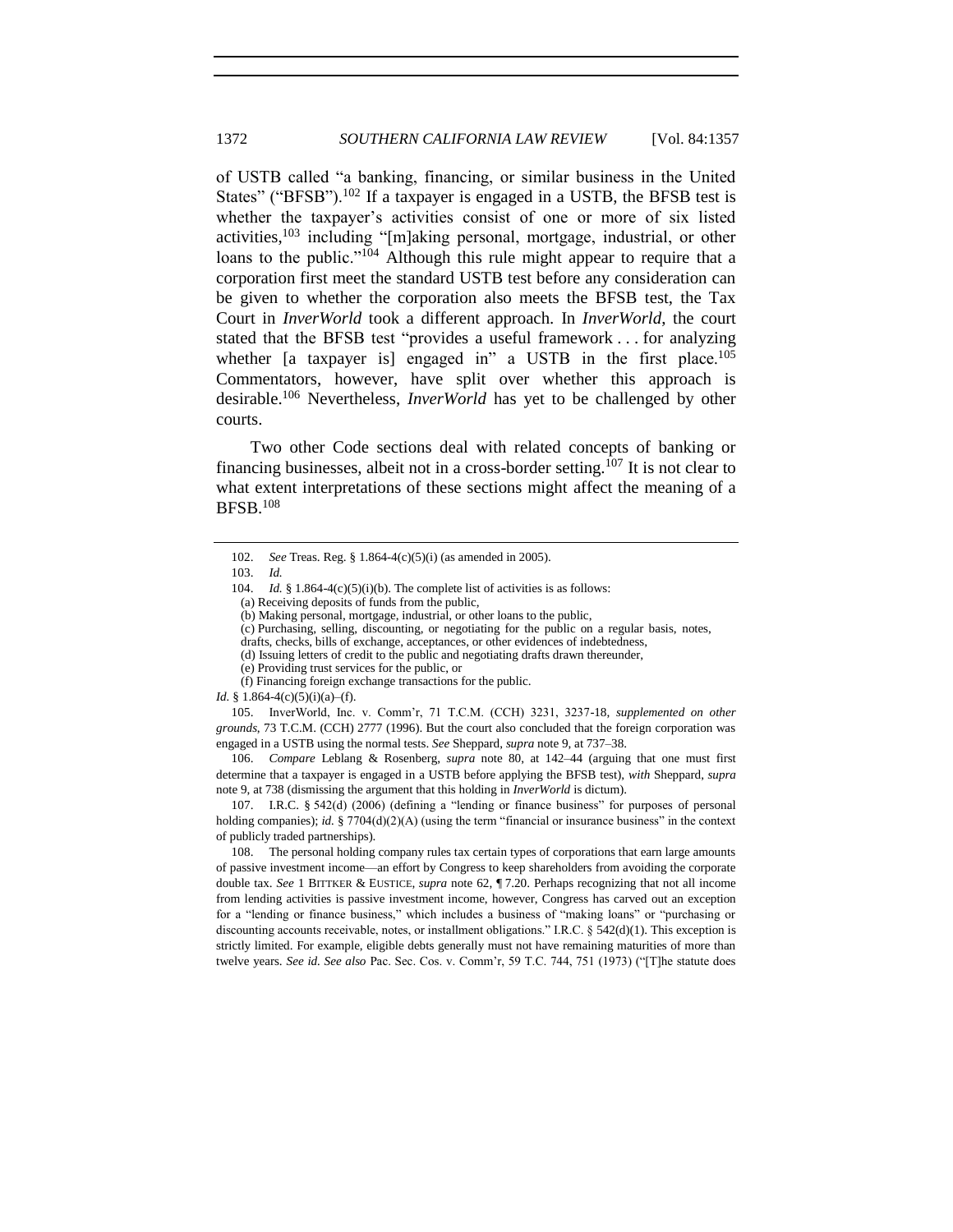of USTB called "a banking, financing, or similar business in the United States" ("BFSB").[102] If a taxpayer is engaged in a USTB, the BFSB test is whether the taxpayer's activities consist of one or more of six listed activities,[103] including "[m]aking personal, mortgage, industrial, or other loans to the public."[104] Although this rule might appear to require that a corporation first meet the standard USTB test before any consideration can be given to whether the corporation also meets the BFSB test, the Tax Court in *InverWorld* took a different approach. In *InverWorld*, the court stated that the BFSB test "provides a useful framework . . . for analyzing whether [a taxpayer is] engaged in" a USTB in the first place.[105] Commentators, however, have split over whether this approach is desirable.[106] Nevertheless, *InverWorld* has yet to be challenged by other courts.

Two other Code sections deal with related concepts of banking or financing businesses, albeit not in a cross-border setting.[107] It is not clear to what extent interpretations of these sections might affect the meaning of a BFSB.[108]

---

102. *See* Treas. Reg. § 1.864-4(c)(5)(i) (as amended in 2005).

103. *Id.*

104. *Id.* § 1.864-4(c)(5)(i)(b). The complete list of activities is as follows:

(a) Receiving deposits of funds from the public,
(b) Making personal, mortgage, industrial, or other loans to the public,
(c) Purchasing, selling, discounting, or negotiating for the public on a regular basis, notes, drafts, checks, bills of exchange, acceptances, or other evidences of indebtedness,
(d) Issuing letters of credit to the public and negotiating drafts drawn thereunder,
(e) Providing trust services for the public, or
(f) Financing foreign exchange transactions for the public.

*Id.* § 1.864-4(c)(5)(i)(a)–(f).

105. InverWorld, Inc. v. Comm'r, 71 T.C.M. (CCH) 3231, 3237-18, *supplemented on other grounds*, 73 T.C.M. (CCH) 2777 (1996). But the court also concluded that the foreign corporation was engaged in a USTB using the normal tests. *See* Sheppard, *supra* note 9, at 737–38.

106. *Compare* Leblang & Rosenberg, *supra* note 80, at 142–44 (arguing that one must first determine that a taxpayer is engaged in a USTB before applying the BFSB test), *with* Sheppard, *supra* note 9, at 738 (dismissing the argument that this holding in *InverWorld* is dictum).

107. I.R.C. § 542(d) (2006) (defining a "lending or finance business" for purposes of personal holding companies); *id.* § 7704(d)(2)(A) (using the term "financial or insurance business" in the context of publicly traded partnerships).

108. The personal holding company rules tax certain types of corporations that earn large amounts of passive investment income—an effort by Congress to keep shareholders from avoiding the corporate double tax. *See* 1 BITTKER & EUSTICE, *supra* note 62, ¶ 7.20. Perhaps recognizing that not all income from lending activities is passive investment income, however, Congress has carved out an exception for a "lending or finance business," which includes a business of "making loans" or "purchasing or discounting accounts receivable, notes, or installment obligations." I.R.C. § 542(d)(1). This exception is strictly limited. For example, eligible debts generally must not have remaining maturities of more than twelve years. *See id. See also* Pac. Sec. Cos. v. Comm'r, 59 T.C. 744, 751 (1973) ("[T]he statute does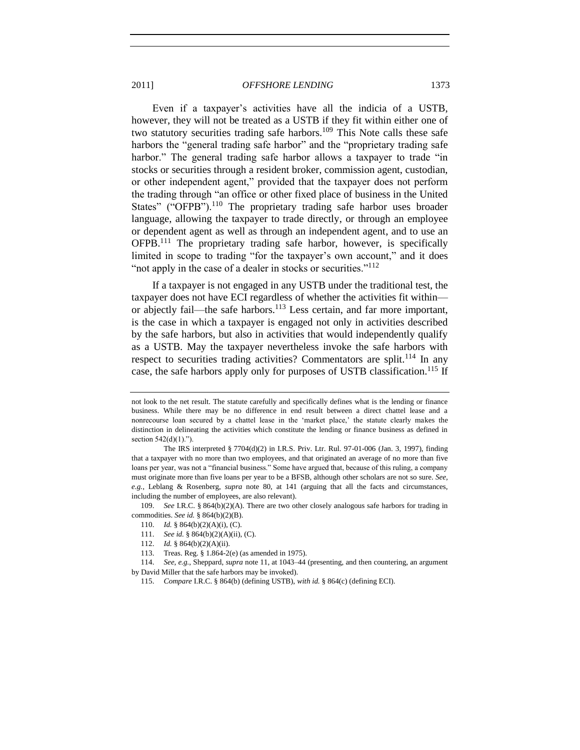Even if a taxpayer's activities have all the indicia of a USTB, however, they will not be treated as a USTB if they fit within either one of two statutory securities trading safe harbors.[109] This Note calls these safe harbors the "general trading safe harbor" and the "proprietary trading safe harbor." The general trading safe harbor allows a taxpayer to trade "in stocks or securities through a resident broker, commission agent, custodian, or other independent agent," provided that the taxpayer does not perform the trading through "an office or other fixed place of business in the United States" ("OFPB").[110] The proprietary trading safe harbor uses broader language, allowing the taxpayer to trade directly, or through an employee or dependent agent as well as through an independent agent, and to use an OFPB.[111] The proprietary trading safe harbor, however, is specifically limited in scope to trading "for the taxpayer's own account," and it does "not apply in the case of a dealer in stocks or securities."[112]

If a taxpayer is not engaged in any USTB under the traditional test, the taxpayer does not have ECI regardless of whether the activities fit within—or abjectly fail—the safe harbors.[113] Less certain, and far more important, is the case in which a taxpayer is engaged not only in activities described by the safe harbors, but also in activities that would independently qualify as a USTB. May the taxpayer nevertheless invoke the safe harbors with respect to securities trading activities? Commentators are split.[114] In any case, the safe harbors apply only for purposes of USTB classification.[115] If

---

not look to the net result. The statute carefully and specifically defines what is the lending or finance business. While there may be no difference in end result between a direct chattel lease and a nonrecourse loan secured by a chattel lease in the 'market place,' the statute clearly makes the distinction in delineating the activities which constitute the lending or finance business as defined in section 542(d)(1).").

The IRS interpreted § 7704(d)(2) in I.R.S. Priv. Ltr. Rul. 97-01-006 (Jan. 3, 1997), finding that a taxpayer with no more than two employees, and that originated an average of no more than five loans per year, was not a "financial business." Some have argued that, because of this ruling, a company must originate more than five loans per year to be a BFSB, although other scholars are not so sure. *See, e.g.*, Leblang & Rosenberg, *supra* note 80, at 141 (arguing that all the facts and circumstances, including the number of employees, are also relevant).

109. *See* I.R.C. § 864(b)(2)(A). There are two other closely analogous safe harbors for trading in commodities. *See id.* § 864(b)(2)(B).

110. *Id.* § 864(b)(2)(A)(i), (C).

111. *See id.* § 864(b)(2)(A)(ii), (C).

112. *Id.* § 864(b)(2)(A)(ii).

113. Treas. Reg. § 1.864-2(e) (as amended in 1975).

114. *See, e.g.*, Sheppard, *supra* note 11, at 1043–44 (presenting, and then countering, an argument by David Miller that the safe harbors may be invoked).

115. *Compare* I.R.C. § 864(b) (defining USTB), *with id.* § 864(c) (defining ECI).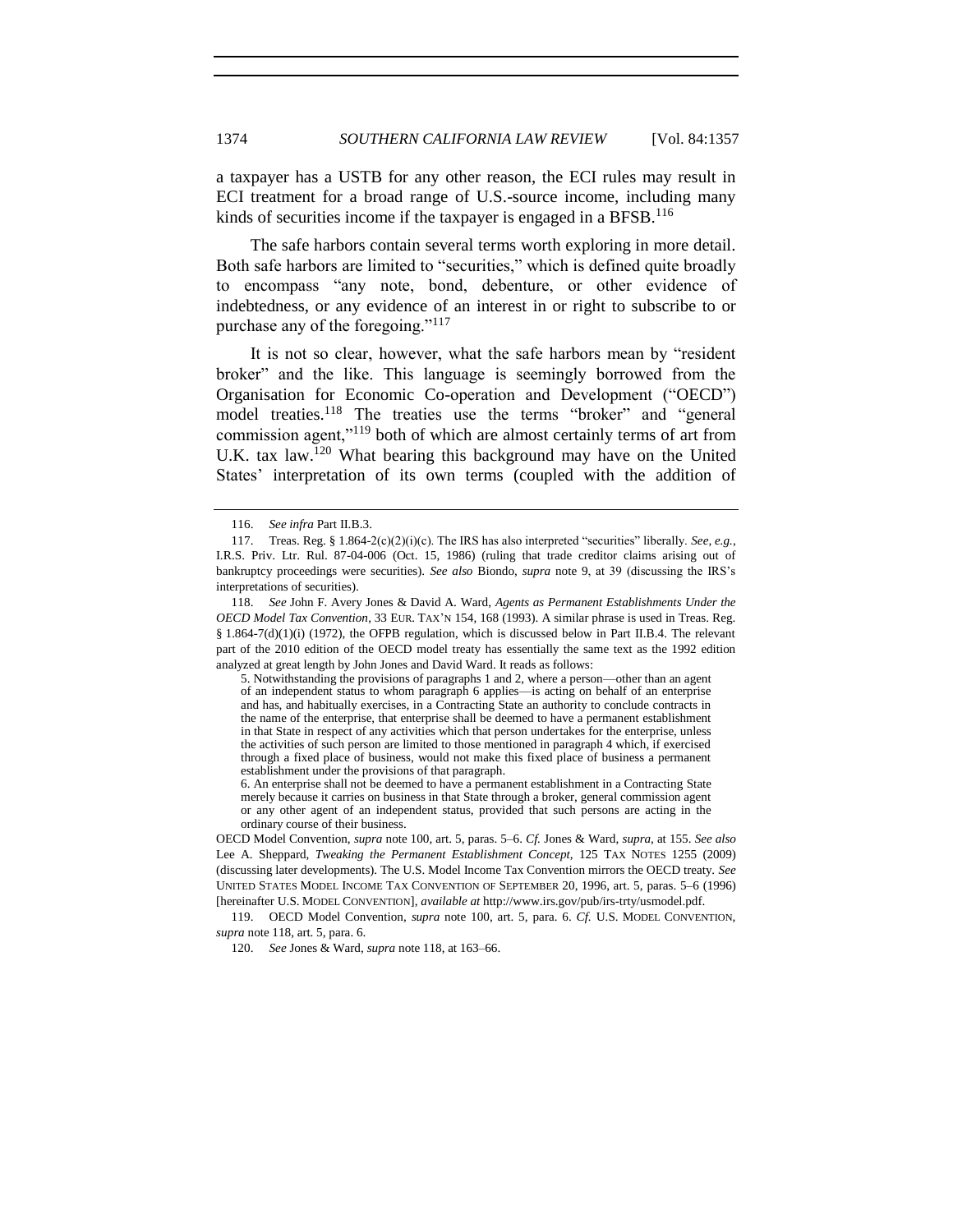a taxpayer has a USTB for any other reason, the ECI rules may result in ECI treatment for a broad range of U.S.-source income, including many kinds of securities income if the taxpayer is engaged in a BFSB.[116]

The safe harbors contain several terms worth exploring in more detail. Both safe harbors are limited to "securities," which is defined quite broadly to encompass "any note, bond, debenture, or other evidence of indebtedness, or any evidence of an interest in or right to subscribe to or purchase any of the foregoing."[117]

It is not so clear, however, what the safe harbors mean by "resident broker" and the like. This language is seemingly borrowed from the Organisation for Economic Co-operation and Development ("OECD") model treaties.[118] The treaties use the terms "broker" and "general commission agent,"[119] both of which are almost certainly terms of art from U.K. tax law.[120] What bearing this background may have on the United States' interpretation of its own terms (coupled with the addition of

116. *See infra* Part II.B.3.

117. Treas. Reg. § 1.864-2(c)(2)(i)(c). The IRS has also interpreted "securities" liberally. *See, e.g.*, I.R.S. Priv. Ltr. Rul. 87-04-006 (Oct. 15, 1986) (ruling that trade creditor claims arising out of bankruptcy proceedings were securities). *See also* Biondo, *supra* note 9, at 39 (discussing the IRS's interpretations of securities).

118. *See* John F. Avery Jones & David A. Ward, *Agents as Permanent Establishments Under the OECD Model Tax Convention*, 33 EUR. TAX'N 154, 168 (1993). A similar phrase is used in Treas. Reg. § 1.864-7(d)(1)(i) (1972), the OFPB regulation, which is discussed below in Part II.B.4. The relevant part of the 2010 edition of the OECD model treaty has essentially the same text as the 1992 edition analyzed at great length by John Jones and David Ward. It reads as follows:

> 5. Notwithstanding the provisions of paragraphs 1 and 2, where a person—other than an agent of an independent status to whom paragraph 6 applies—is acting on behalf of an enterprise and has, and habitually exercises, in a Contracting State an authority to conclude contracts in the name of the enterprise, that enterprise shall be deemed to have a permanent establishment in that State in respect of any activities which that person undertakes for the enterprise, unless the activities of such person are limited to those mentioned in paragraph 4 which, if exercised through a fixed place of business, would not make this fixed place of business a permanent establishment under the provisions of that paragraph.
>
> 6. An enterprise shall not be deemed to have a permanent establishment in a Contracting State merely because it carries on business in that State through a broker, general commission agent or any other agent of an independent status, provided that such persons are acting in the ordinary course of their business.

OECD Model Convention, *supra* note 100, art. 5, paras. 5–6. *Cf.* Jones & Ward, *supra*, at 155. *See also* Lee A. Sheppard, *Tweaking the Permanent Establishment Concept*, 125 TAX NOTES 1255 (2009) (discussing later developments). The U.S. Model Income Tax Convention mirrors the OECD treaty. *See* UNITED STATES MODEL INCOME TAX CONVENTION OF SEPTEMBER 20, 1996, art. 5, paras. 5–6 (1996) [hereinafter U.S. MODEL CONVENTION], *available at* http://www.irs.gov/pub/irs-trty/usmodel.pdf.

119. OECD Model Convention, *supra* note 100, art. 5, para. 6. *Cf.* U.S. MODEL CONVENTION, *supra* note 118, art. 5, para. 6.

120. *See* Jones & Ward, *supra* note 118, at 163–66.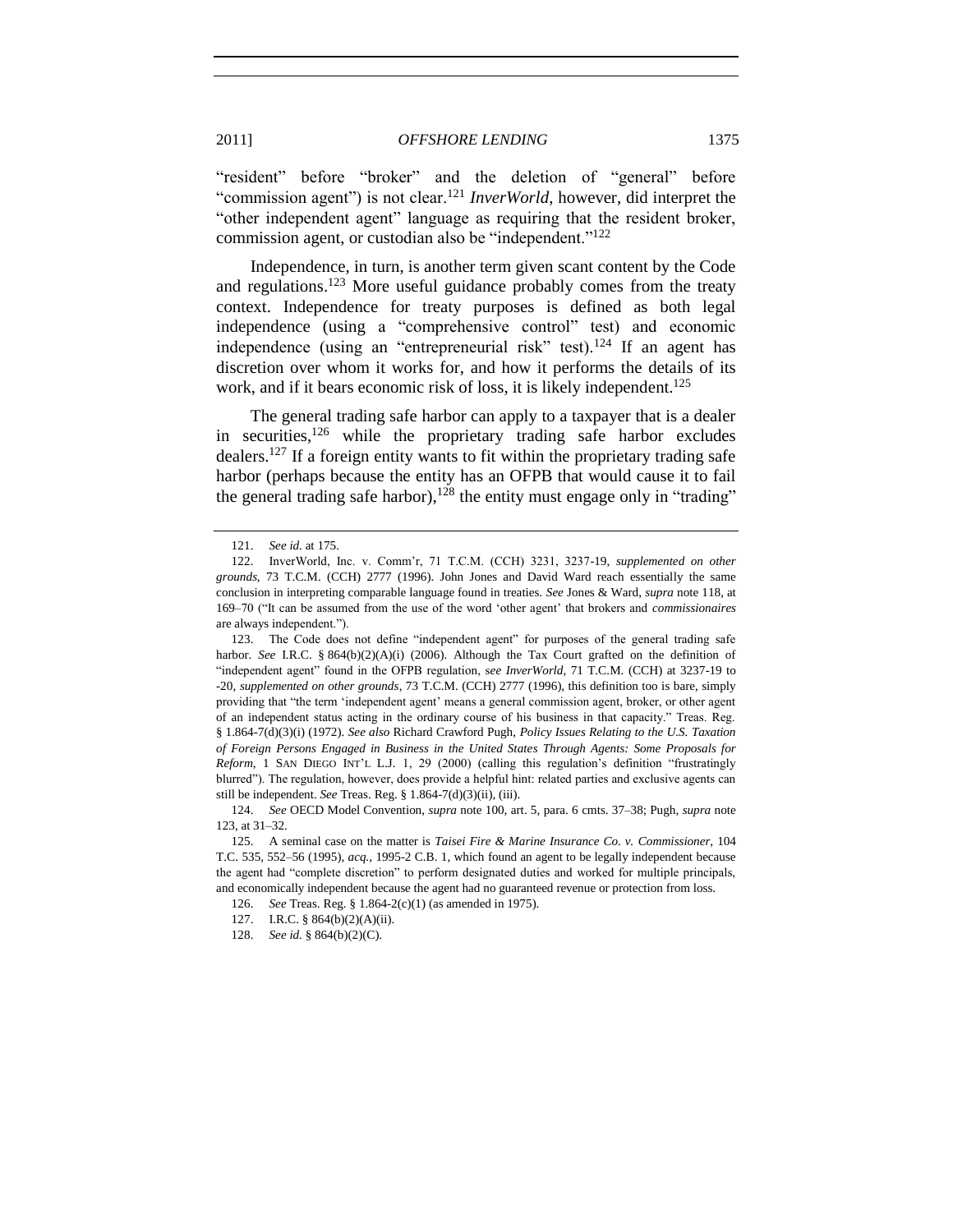"resident" before "broker" and the deletion of "general" before "commission agent") is not clear.[121] *InverWorld*, however, did interpret the "other independent agent" language as requiring that the resident broker, commission agent, or custodian also be "independent."[122]

Independence, in turn, is another term given scant content by the Code and regulations.[123] More useful guidance probably comes from the treaty context. Independence for treaty purposes is defined as both legal independence (using a "comprehensive control" test) and economic independence (using an "entrepreneurial risk" test).[124] If an agent has discretion over whom it works for, and how it performs the details of its work, and if it bears economic risk of loss, it is likely independent.[125]

The general trading safe harbor can apply to a taxpayer that is a dealer in securities,[126] while the proprietary trading safe harbor excludes dealers.[127] If a foreign entity wants to fit within the proprietary trading safe harbor (perhaps because the entity has an OFPB that would cause it to fail the general trading safe harbor),[128] the entity must engage only in "trading"

---

121. *See id.* at 175.

122. InverWorld, Inc. v. Comm'r, 71 T.C.M. (CCH) 3231, 3237-19, *supplemented on other grounds*, 73 T.C.M. (CCH) 2777 (1996). John Jones and David Ward reach essentially the same conclusion in interpreting comparable language found in treaties. *See* Jones & Ward, *supra* note 118, at 169–70 ("It can be assumed from the use of the word 'other agent' that brokers and *commissionaires* are always independent.").

123. The Code does not define "independent agent" for purposes of the general trading safe harbor. *See* I.R.C. § 864(b)(2)(A)(i) (2006). Although the Tax Court grafted on the definition of "independent agent" found in the OFPB regulation, s*ee InverWorld*, 71 T.C.M. (CCH) at 3237-19 to -20, *supplemented on other grounds*, 73 T.C.M. (CCH) 2777 (1996), this definition too is bare, simply providing that "the term 'independent agent' means a general commission agent, broker, or other agent of an independent status acting in the ordinary course of his business in that capacity." Treas. Reg. § 1.864-7(d)(3)(i) (1972). *See also* Richard Crawford Pugh, *Policy Issues Relating to the U.S. Taxation of Foreign Persons Engaged in Business in the United States Through Agents: Some Proposals for Reform*, 1 SAN DIEGO INT'L L.J. 1, 29 (2000) (calling this regulation's definition "frustratingly blurred"). The regulation, however, does provide a helpful hint: related parties and exclusive agents can still be independent. *See* Treas. Reg. § 1.864-7(d)(3)(ii), (iii).

124. *See* OECD Model Convention, *supra* note 100, art. 5, para. 6 cmts. 37–38; Pugh, *supra* note 123, at 31–32.

125. A seminal case on the matter is *Taisei Fire & Marine Insurance Co. v. Commissioner*, 104 T.C. 535, 552–56 (1995), *acq.*, 1995-2 C.B. 1, which found an agent to be legally independent because the agent had "complete discretion" to perform designated duties and worked for multiple principals, and economically independent because the agent had no guaranteed revenue or protection from loss.

126. *See* Treas. Reg. § 1.864-2(c)(1) (as amended in 1975).

127. I.R.C. § 864(b)(2)(A)(ii).

128. *See id.* § 864(b)(2)(C).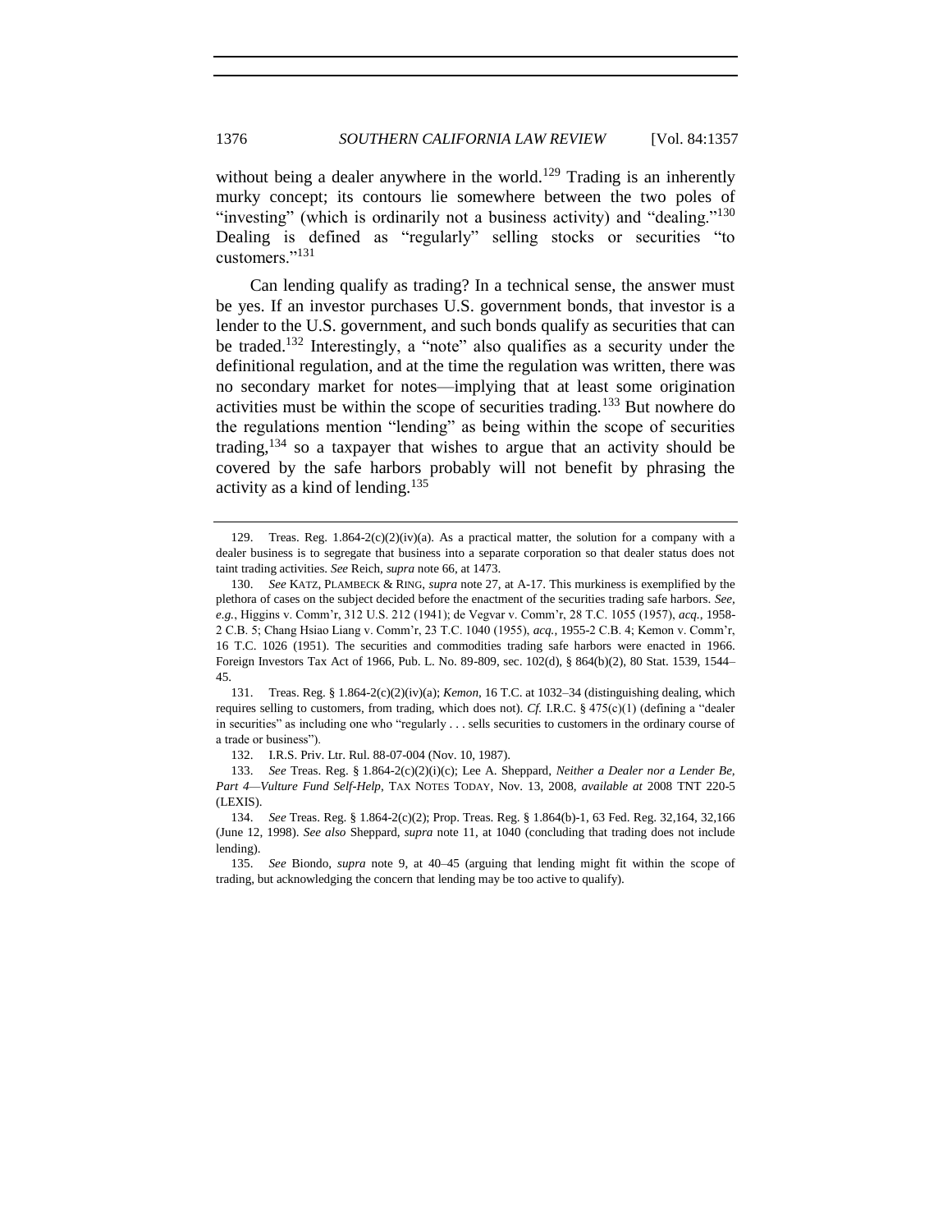without being a dealer anywhere in the world.[129] Trading is an inherently murky concept; its contours lie somewhere between the two poles of "investing" (which is ordinarily not a business activity) and "dealing."[130] Dealing is defined as "regularly" selling stocks or securities "to customers."[131]

Can lending qualify as trading? In a technical sense, the answer must be yes. If an investor purchases U.S. government bonds, that investor is a lender to the U.S. government, and such bonds qualify as securities that can be traded.[132] Interestingly, a "note" also qualifies as a security under the definitional regulation, and at the time the regulation was written, there was no secondary market for notes—implying that at least some origination activities must be within the scope of securities trading.[133] But nowhere do the regulations mention "lending" as being within the scope of securities trading,[134] so a taxpayer that wishes to argue that an activity should be covered by the safe harbors probably will not benefit by phrasing the activity as a kind of lending.[135]

---

129. Treas. Reg. 1.864-2(c)(2)(iv)(a). As a practical matter, the solution for a company with a dealer business is to segregate that business into a separate corporation so that dealer status does not taint trading activities. *See* Reich, *supra* note 66, at 1473.

130. *See* KATZ, PLAMBECK & RING, *supra* note 27, at A-17. This murkiness is exemplified by the plethora of cases on the subject decided before the enactment of the securities trading safe harbors. *See, e.g.*, Higgins v. Comm'r, 312 U.S. 212 (1941); de Vegvar v. Comm'r, 28 T.C. 1055 (1957), *acq.*, 1958-2 C.B. 5; Chang Hsiao Liang v. Comm'r, 23 T.C. 1040 (1955), *acq.*, 1955-2 C.B. 4; Kemon v. Comm'r, 16 T.C. 1026 (1951). The securities and commodities trading safe harbors were enacted in 1966. Foreign Investors Tax Act of 1966, Pub. L. No. 89-809, sec. 102(d), § 864(b)(2), 80 Stat. 1539, 1544–45.

131. Treas. Reg. § 1.864-2(c)(2)(iv)(a); *Kemon*, 16 T.C. at 1032–34 (distinguishing dealing, which requires selling to customers, from trading, which does not). *Cf.* I.R.C. § 475(c)(1) (defining a "dealer in securities" as including one who "regularly . . . sells securities to customers in the ordinary course of a trade or business").

132. I.R.S. Priv. Ltr. Rul. 88-07-004 (Nov. 10, 1987).

133. *See* Treas. Reg. § 1.864-2(c)(2)(i)(c); Lee A. Sheppard, *Neither a Dealer nor a Lender Be, Part 4—Vulture Fund Self-Help*, TAX NOTES TODAY, Nov. 13, 2008, *available at* 2008 TNT 220-5 (LEXIS).

134. *See* Treas. Reg. § 1.864-2(c)(2); Prop. Treas. Reg. § 1.864(b)-1, 63 Fed. Reg. 32,164, 32,166 (June 12, 1998). *See also* Sheppard, *supra* note 11, at 1040 (concluding that trading does not include lending).

135. *See* Biondo, *supra* note 9, at 40–45 (arguing that lending might fit within the scope of trading, but acknowledging the concern that lending may be too active to qualify).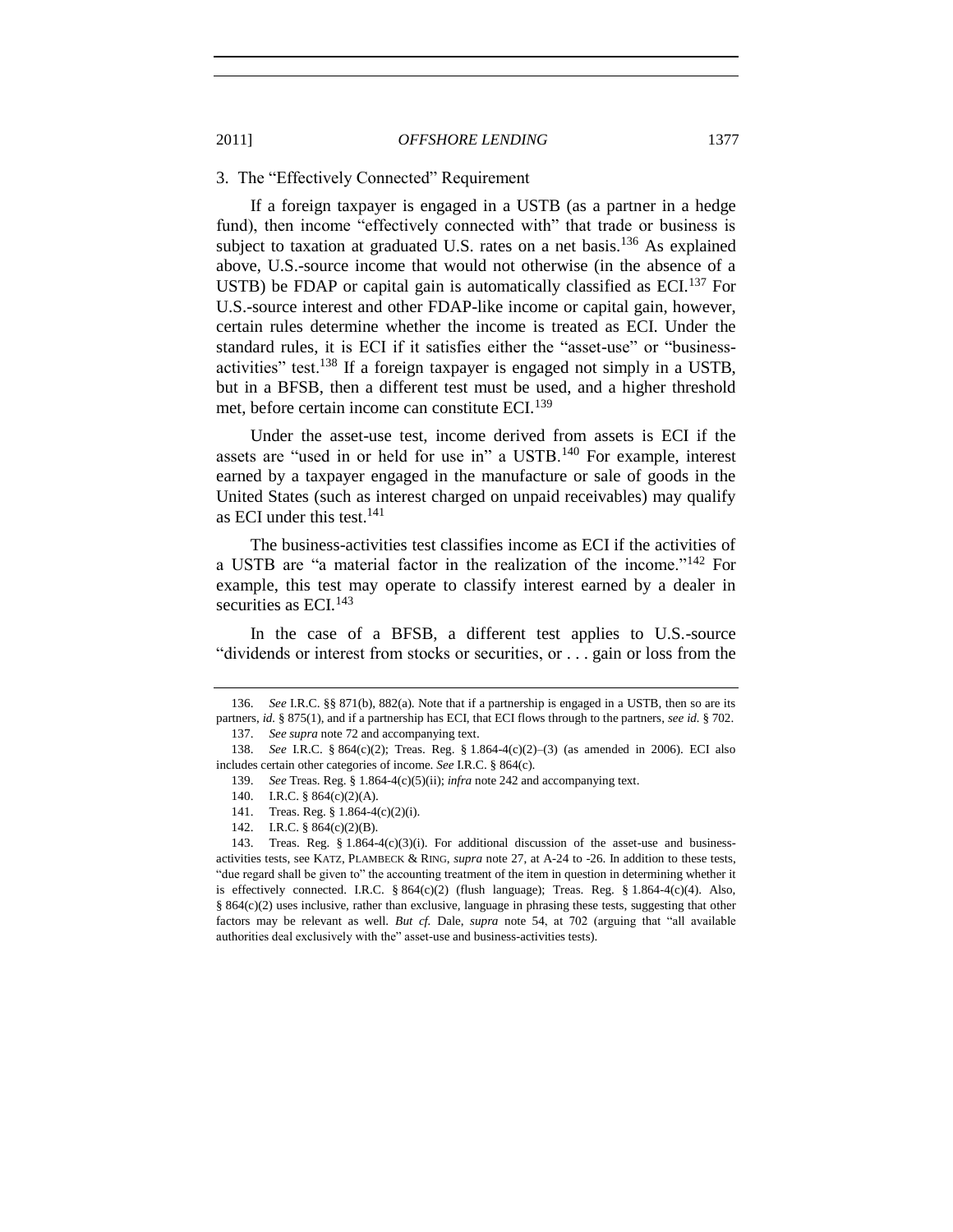### 3. The "Effectively Connected" Requirement

If a foreign taxpayer is engaged in a USTB (as a partner in a hedge fund), then income "effectively connected with" that trade or business is subject to taxation at graduated U.S. rates on a net basis.[136] As explained above, U.S.-source income that would not otherwise (in the absence of a USTB) be FDAP or capital gain is automatically classified as ECI.[137] For U.S.-source interest and other FDAP-like income or capital gain, however, certain rules determine whether the income is treated as ECI. Under the standard rules, it is ECI if it satisfies either the "asset-use" or "business-activities" test.[138] If a foreign taxpayer is engaged not simply in a USTB, but in a BFSB, then a different test must be used, and a higher threshold met, before certain income can constitute ECI.[139]

Under the asset-use test, income derived from assets is ECI if the assets are "used in or held for use in" a USTB.[140] For example, interest earned by a taxpayer engaged in the manufacture or sale of goods in the United States (such as interest charged on unpaid receivables) may qualify as ECI under this test.[141]

The business-activities test classifies income as ECI if the activities of a USTB are "a material factor in the realization of the income."[142] For example, this test may operate to classify interest earned by a dealer in securities as ECI.[143]

In the case of a BFSB, a different test applies to U.S.-source "dividends or interest from stocks or securities, or . . . gain or loss from the

---

136. *See* I.R.C. §§ 871(b), 882(a). Note that if a partnership is engaged in a USTB, then so are its partners, *id.* § 875(1), and if a partnership has ECI, that ECI flows through to the partners, *see id.* § 702.

137. *See supra* note 72 and accompanying text.

138. *See* I.R.C. § 864(c)(2); Treas. Reg. § 1.864-4(c)(2)–(3) (as amended in 2006). ECI also includes certain other categories of income. *See* I.R.C. § 864(c).

139. *See* Treas. Reg. § 1.864-4(c)(5)(ii); *infra* note 242 and accompanying text.

140. I.R.C. § 864(c)(2)(A).

141. Treas. Reg. § 1.864-4(c)(2)(i).

142. I.R.C. § 864(c)(2)(B).

143. Treas. Reg. § 1.864-4(c)(3)(i). For additional discussion of the asset-use and business-activities tests, see KATZ, PLAMBECK & RING, *supra* note 27, at A-24 to -26. In addition to these tests, "due regard shall be given to" the accounting treatment of the item in question in determining whether it is effectively connected. I.R.C. § 864(c)(2) (flush language); Treas. Reg. § 1.864-4(c)(4). Also, § 864(c)(2) uses inclusive, rather than exclusive, language in phrasing these tests, suggesting that other factors may be relevant as well. *But cf.* Dale, *supra* note 54, at 702 (arguing that "all available authorities deal exclusively with the" asset-use and business-activities tests).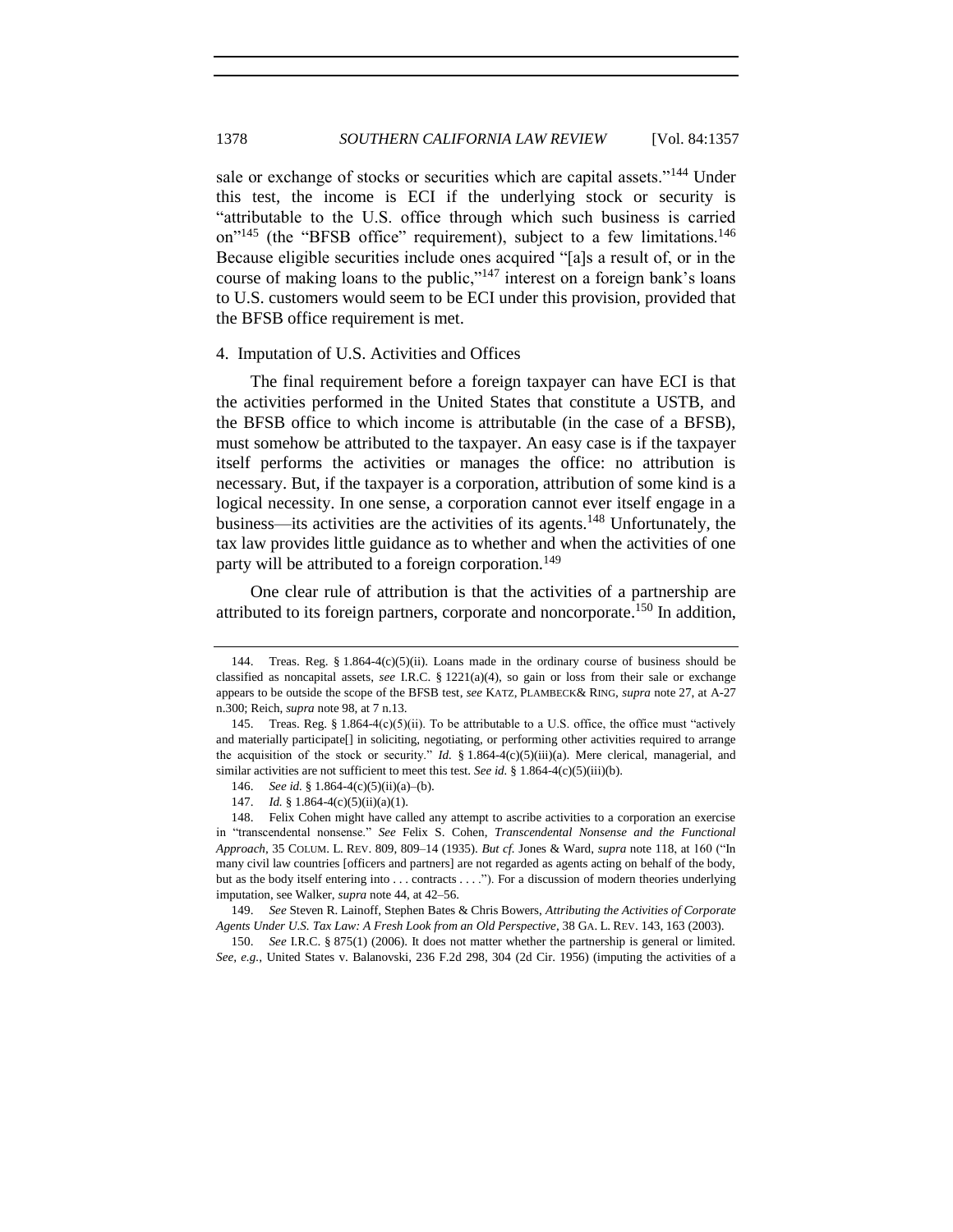sale or exchange of stocks or securities which are capital assets."[144] Under this test, the income is ECI if the underlying stock or security is "attributable to the U.S. office through which such business is carried on"[145] (the "BFSB office" requirement), subject to a few limitations.[146] Because eligible securities include ones acquired "[a]s a result of, or in the course of making loans to the public,"[147] interest on a foreign bank's loans to U.S. customers would seem to be ECI under this provision, provided that the BFSB office requirement is met.

#### 4. Imputation of U.S. Activities and Offices

The final requirement before a foreign taxpayer can have ECI is that the activities performed in the United States that constitute a USTB, and the BFSB office to which income is attributable (in the case of a BFSB), must somehow be attributed to the taxpayer. An easy case is if the taxpayer itself performs the activities or manages the office: no attribution is necessary. But, if the taxpayer is a corporation, attribution of some kind is a logical necessity. In one sense, a corporation cannot ever itself engage in a business—its activities are the activities of its agents.[148] Unfortunately, the tax law provides little guidance as to whether and when the activities of one party will be attributed to a foreign corporation.[149]

One clear rule of attribution is that the activities of a partnership are attributed to its foreign partners, corporate and noncorporate.[150] In addition,

---

144. Treas. Reg. § 1.864-4(c)(5)(ii). Loans made in the ordinary course of business should be classified as noncapital assets, *see* I.R.C. § 1221(a)(4), so gain or loss from their sale or exchange appears to be outside the scope of the BFSB test, *see* KATZ, PLAMBECK& RING, *supra* note 27, at A-27 n.300; Reich, *supra* note 98, at 7 n.13.

145. Treas. Reg. § 1.864-4(c)(5)(ii). To be attributable to a U.S. office, the office must "actively and materially participate[] in soliciting, negotiating, or performing other activities required to arrange the acquisition of the stock or security." *Id.* § 1.864-4(c)(5)(iii)(a). Mere clerical, managerial, and similar activities are not sufficient to meet this test. *See id.* § 1.864-4(c)(5)(iii)(b).

146. *See id.* § 1.864-4(c)(5)(ii)(a)–(b).

147. *Id.* § 1.864-4(c)(5)(ii)(a)(1).

148. Felix Cohen might have called any attempt to ascribe activities to a corporation an exercise in "transcendental nonsense." *See* Felix S. Cohen, *Transcendental Nonsense and the Functional Approach*, 35 COLUM. L. REV. 809, 809–14 (1935). *But cf.* Jones & Ward, *supra* note 118, at 160 ("In many civil law countries [officers and partners] are not regarded as agents acting on behalf of the body, but as the body itself entering into . . . contracts . . . ."). For a discussion of modern theories underlying imputation, see Walker, *supra* note 44, at 42–56.

149. *See* Steven R. Lainoff, Stephen Bates & Chris Bowers, *Attributing the Activities of Corporate Agents Under U.S. Tax Law: A Fresh Look from an Old Perspective*, 38 GA. L. REV. 143, 163 (2003).

150. *See* I.R.C. § 875(1) (2006). It does not matter whether the partnership is general or limited. *See, e.g.*, United States v. Balanovski, 236 F.2d 298, 304 (2d Cir. 1956) (imputing the activities of a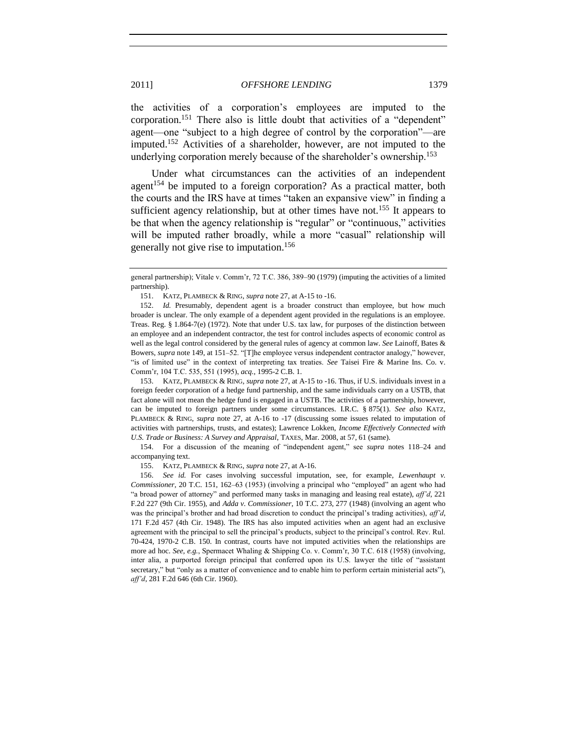the activities of a corporation's employees are imputed to the corporation.[151] There also is little doubt that activities of a "dependent" agent—one "subject to a high degree of control by the corporation"—are imputed.[152] Activities of a shareholder, however, are not imputed to the underlying corporation merely because of the shareholder's ownership.[153]

Under what circumstances can the activities of an independent agent[154] be imputed to a foreign corporation? As a practical matter, both the courts and the IRS have at times "taken an expansive view" in finding a sufficient agency relationship, but at other times have not.[155] It appears to be that when the agency relationship is "regular" or "continuous," activities will be imputed rather broadly, while a more "casual" relationship will generally not give rise to imputation.[156]

---

general partnership); Vitale v. Comm'r, 72 T.C. 386, 389–90 (1979) (imputing the activities of a limited partnership).

151. KATZ, PLAMBECK & RING, *supra* note 27, at A-15 to -16.

152. *Id.* Presumably, dependent agent is a broader construct than employee, but how much broader is unclear. The only example of a dependent agent provided in the regulations is an employee. Treas. Reg. § 1.864-7(e) (1972). Note that under U.S. tax law, for purposes of the distinction between an employee and an independent contractor, the test for control includes aspects of economic control as well as the legal control considered by the general rules of agency at common law. *See* Lainoff, Bates & Bowers, *supra* note 149, at 151–52. "[T]he employee versus independent contractor analogy," however, "is of limited use" in the context of interpreting tax treaties. *See* Taisei Fire & Marine Ins. Co. v. Comm'r, 104 T.C. 535, 551 (1995), *acq.*, 1995-2 C.B. 1.

153. KATZ, PLAMBECK & RING, *supra* note 27, at A-15 to -16. Thus, if U.S. individuals invest in a foreign feeder corporation of a hedge fund partnership, and the same individuals carry on a USTB, that fact alone will not mean the hedge fund is engaged in a USTB. The activities of a partnership, however, can be imputed to foreign partners under some circumstances. I.R.C. § 875(1). *See also* KATZ, PLAMBECK & RING, *supra* note 27, at A-16 to -17 (discussing some issues related to imputation of activities with partnerships, trusts, and estates); Lawrence Lokken, *Income Effectively Connected with U.S. Trade or Business: A Survey and Appraisal*, TAXES, Mar. 2008, at 57, 61 (same).

154. For a discussion of the meaning of "independent agent," see *supra* notes 118–24 and accompanying text.

155. KATZ, PLAMBECK & RING, *supra* note 27, at A-16.

156. *See id.* For cases involving successful imputation, see, for example, *Lewenhaupt v. Commissioner*, 20 T.C. 151, 162–63 (1953) (involving a principal who "employed" an agent who had "a broad power of attorney" and performed many tasks in managing and leasing real estate), *aff'd*, 221 F.2d 227 (9th Cir. 1955), and *Adda v. Commissioner*, 10 T.C. 273, 277 (1948) (involving an agent who was the principal's brother and had broad discretion to conduct the principal's trading activities), *aff'd*, 171 F.2d 457 (4th Cir. 1948). The IRS has also imputed activities when an agent had an exclusive agreement with the principal to sell the principal's products, subject to the principal's control. Rev. Rul. 70-424, 1970-2 C.B. 150. In contrast, courts have not imputed activities when the relationships are more ad hoc. *See, e.g.*, Spermacet Whaling & Shipping Co. v. Comm'r, 30 T.C. 618 (1958) (involving, inter alia, a purported foreign principal that conferred upon its U.S. lawyer the title of "assistant secretary," but "only as a matter of convenience and to enable him to perform certain ministerial acts"), *aff'd*, 281 F.2d 646 (6th Cir. 1960).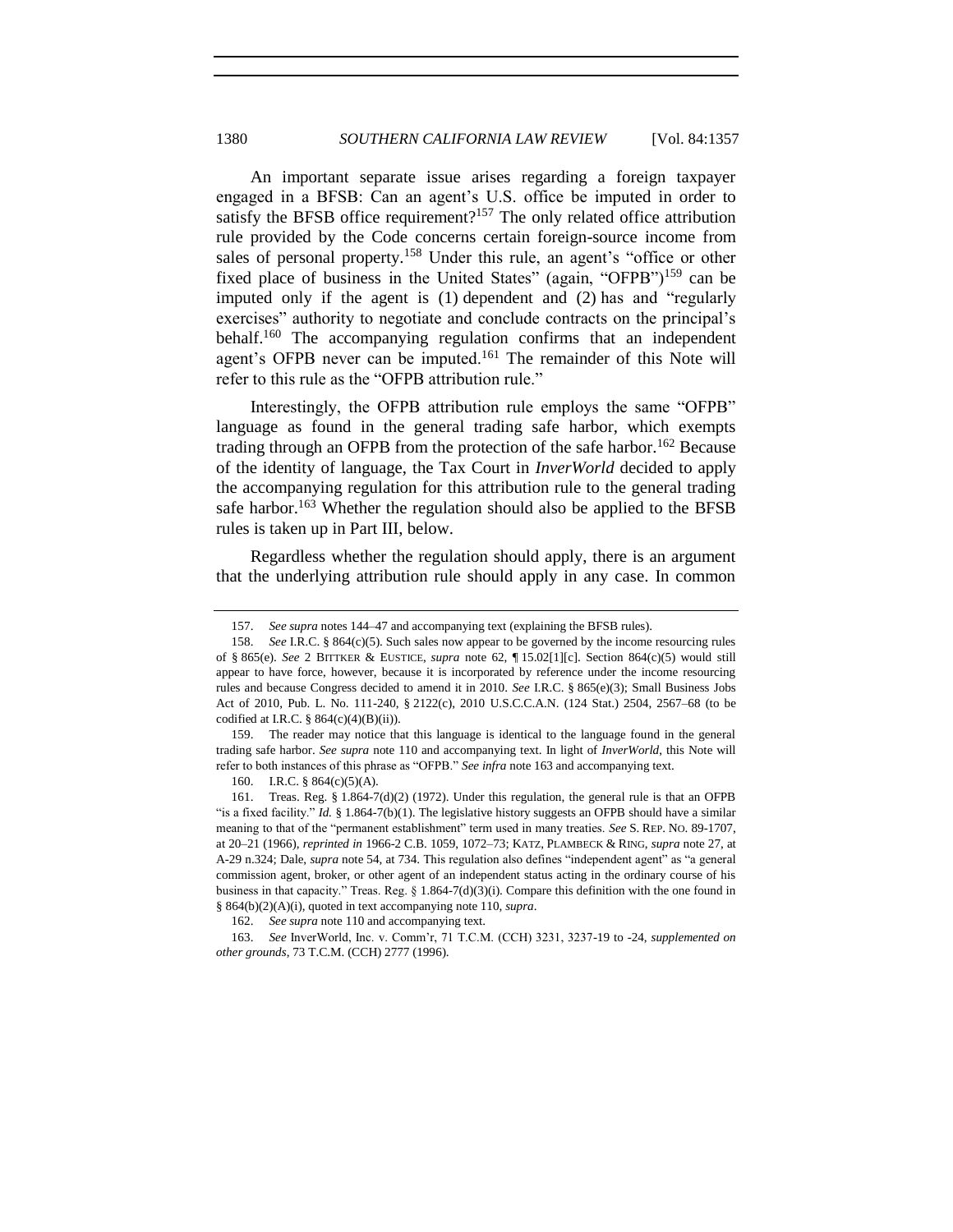An important separate issue arises regarding a foreign taxpayer engaged in a BFSB: Can an agent's U.S. office be imputed in order to satisfy the BFSB office requirement?[157] The only related office attribution rule provided by the Code concerns certain foreign-source income from sales of personal property.[158] Under this rule, an agent's "office or other fixed place of business in the United States" (again, "OFPB")[159] can be imputed only if the agent is (1) dependent and (2) has and "regularly exercises" authority to negotiate and conclude contracts on the principal's behalf.[160] The accompanying regulation confirms that an independent agent's OFPB never can be imputed.[161] The remainder of this Note will refer to this rule as the "OFPB attribution rule."

Interestingly, the OFPB attribution rule employs the same "OFPB" language as found in the general trading safe harbor, which exempts trading through an OFPB from the protection of the safe harbor.[162] Because of the identity of language, the Tax Court in *InverWorld* decided to apply the accompanying regulation for this attribution rule to the general trading safe harbor.[163] Whether the regulation should also be applied to the BFSB rules is taken up in Part III, below.

Regardless whether the regulation should apply, there is an argument that the underlying attribution rule should apply in any case. In common

---

157. *See supra* notes 144–47 and accompanying text (explaining the BFSB rules).

158. *See* I.R.C. § 864(c)(5). Such sales now appear to be governed by the income resourcing rules of § 865(e). *See* 2 BITTKER & EUSTICE, *supra* note 62, ¶ 15.02[1][c]. Section 864(c)(5) would still appear to have force, however, because it is incorporated by reference under the income resourcing rules and because Congress decided to amend it in 2010. *See* I.R.C. § 865(e)(3); Small Business Jobs Act of 2010, Pub. L. No. 111-240, § 2122(c), 2010 U.S.C.C.A.N. (124 Stat.) 2504, 2567–68 (to be codified at I.R.C. § 864(c)(4)(B)(ii)).

159. The reader may notice that this language is identical to the language found in the general trading safe harbor. *See supra* note 110 and accompanying text. In light of *InverWorld*, this Note will refer to both instances of this phrase as "OFPB." *See infra* note 163 and accompanying text.

160. I.R.C. § 864(c)(5)(A).

161. Treas. Reg. § 1.864-7(d)(2) (1972). Under this regulation, the general rule is that an OFPB "is a fixed facility." *Id.* § 1.864-7(b)(1). The legislative history suggests an OFPB should have a similar meaning to that of the "permanent establishment" term used in many treaties. *See* S. REP. NO. 89-1707, at 20–21 (1966), *reprinted in* 1966-2 C.B. 1059, 1072–73; KATZ, PLAMBECK & RING, *supra* note 27, at A-29 n.324; Dale, *supra* note 54, at 734. This regulation also defines "independent agent" as "a general commission agent, broker, or other agent of an independent status acting in the ordinary course of his business in that capacity." Treas. Reg. § 1.864-7(d)(3)(i). Compare this definition with the one found in § 864(b)(2)(A)(i), quoted in text accompanying note 110, *supra*.

162. *See supra* note 110 and accompanying text.

163. *See* InverWorld, Inc. v. Comm'r, 71 T.C.M. (CCH) 3231, 3237-19 to -24, *supplemented on other grounds*, 73 T.C.M. (CCH) 2777 (1996).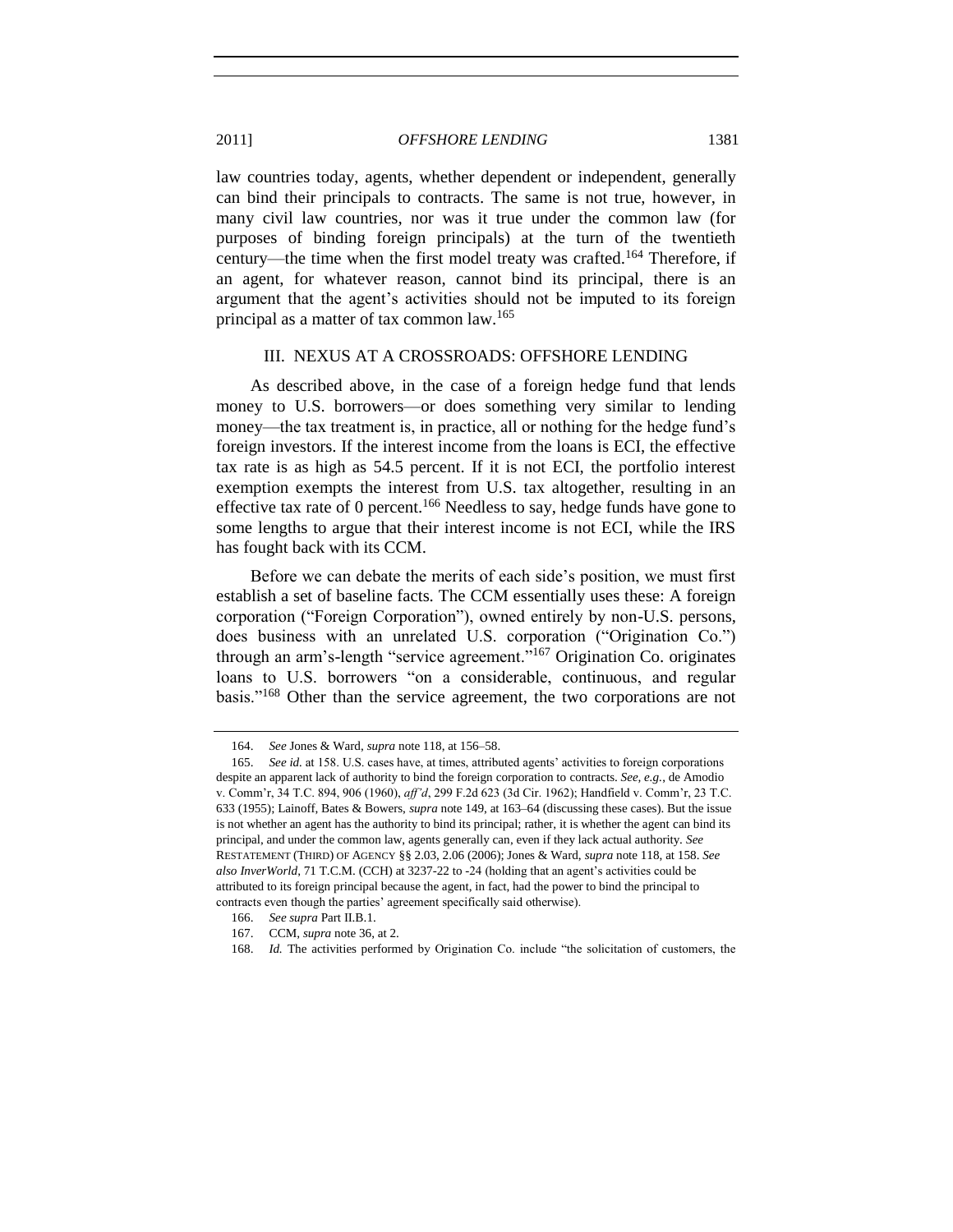law countries today, agents, whether dependent or independent, generally can bind their principals to contracts. The same is not true, however, in many civil law countries, nor was it true under the common law (for purposes of binding foreign principals) at the turn of the twentieth century—the time when the first model treaty was crafted.[164] Therefore, if an agent, for whatever reason, cannot bind its principal, there is an argument that the agent's activities should not be imputed to its foreign principal as a matter of tax common law.[165]

## III. NEXUS AT A CROSSROADS: OFFSHORE LENDING

As described above, in the case of a foreign hedge fund that lends money to U.S. borrowers—or does something very similar to lending money—the tax treatment is, in practice, all or nothing for the hedge fund's foreign investors. If the interest income from the loans is ECI, the effective tax rate is as high as 54.5 percent. If it is not ECI, the portfolio interest exemption exempts the interest from U.S. tax altogether, resulting in an effective tax rate of 0 percent.[166] Needless to say, hedge funds have gone to some lengths to argue that their interest income is not ECI, while the IRS has fought back with its CCM.

Before we can debate the merits of each side's position, we must first establish a set of baseline facts. The CCM essentially uses these: A foreign corporation ("Foreign Corporation"), owned entirely by non-U.S. persons, does business with an unrelated U.S. corporation ("Origination Co.") through an arm's-length "service agreement."[167] Origination Co. originates loans to U.S. borrowers "on a considerable, continuous, and regular basis."[168] Other than the service agreement, the two corporations are not

---

164. *See* Jones & Ward, *supra* note 118, at 156–58.

165. *See id.* at 158. U.S. cases have, at times, attributed agents' activities to foreign corporations despite an apparent lack of authority to bind the foreign corporation to contracts. *See, e.g.*, de Amodio v. Comm'r, 34 T.C. 894, 906 (1960), *aff'd*, 299 F.2d 623 (3d Cir. 1962); Handfield v. Comm'r, 23 T.C. 633 (1955); Lainoff, Bates & Bowers, *supra* note 149, at 163–64 (discussing these cases). But the issue is not whether an agent has the authority to bind its principal; rather, it is whether the agent can bind its principal, and under the common law, agents generally can, even if they lack actual authority. *See* RESTATEMENT (THIRD) OF AGENCY §§ 2.03, 2.06 (2006); Jones & Ward, *supra* note 118, at 158. *See also InverWorld*, 71 T.C.M. (CCH) at 3237-22 to -24 (holding that an agent's activities could be attributed to its foreign principal because the agent, in fact, had the power to bind the principal to contracts even though the parties' agreement specifically said otherwise).

166. *See supra* Part II.B.1.

167. CCM, *supra* note 36, at 2.

168. *Id.* The activities performed by Origination Co. include "the solicitation of customers, the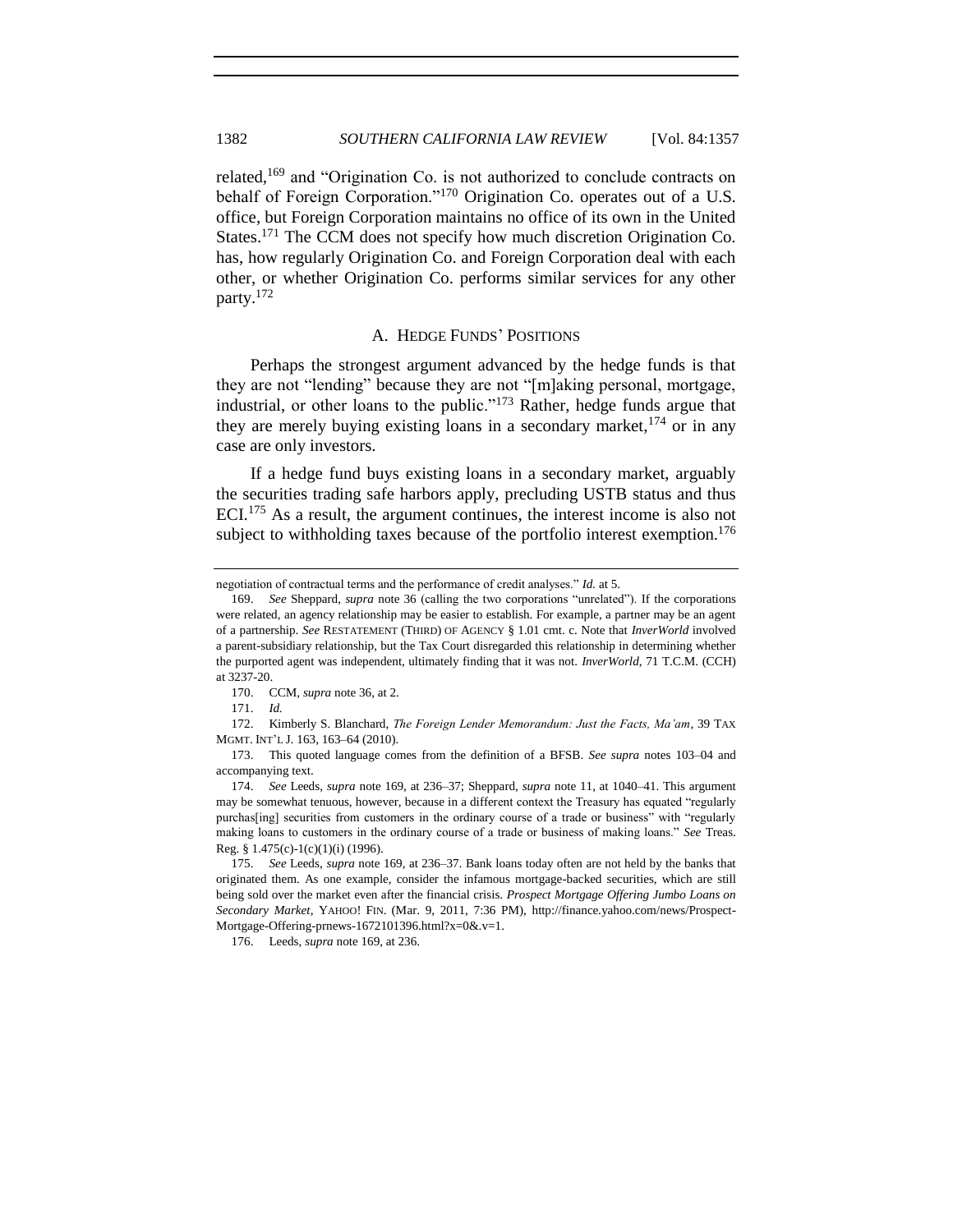related,[169] and "Origination Co. is not authorized to conclude contracts on behalf of Foreign Corporation."[170] Origination Co. operates out of a U.S. office, but Foreign Corporation maintains no office of its own in the United States.[171] The CCM does not specify how much discretion Origination Co. has, how regularly Origination Co. and Foreign Corporation deal with each other, or whether Origination Co. performs similar services for any other party.[172]

### A. HEDGE FUNDS' POSITIONS

Perhaps the strongest argument advanced by the hedge funds is that they are not "lending" because they are not "[m]aking personal, mortgage, industrial, or other loans to the public."[173] Rather, hedge funds argue that they are merely buying existing loans in a secondary market,[174] or in any case are only investors.

If a hedge fund buys existing loans in a secondary market, arguably the securities trading safe harbors apply, precluding USTB status and thus ECI.[175] As a result, the argument continues, the interest income is also not subject to withholding taxes because of the portfolio interest exemption.[176]

---

negotiation of contractual terms and the performance of credit analyses." *Id.* at 5.

169. *See* Sheppard, *supra* note 36 (calling the two corporations "unrelated"). If the corporations were related, an agency relationship may be easier to establish. For example, a partner may be an agent of a partnership. *See* RESTATEMENT (THIRD) OF AGENCY § 1.01 cmt. c. Note that *InverWorld* involved a parent-subsidiary relationship, but the Tax Court disregarded this relationship in determining whether the purported agent was independent, ultimately finding that it was not. *InverWorld*, 71 T.C.M. (CCH) at 3237-20.

170. CCM, *supra* note 36, at 2.

171. *Id.*

172. Kimberly S. Blanchard, *The Foreign Lender Memorandum: Just the Facts, Ma'am*, 39 TAX MGMT. INT'L J. 163, 163–64 (2010).

173. This quoted language comes from the definition of a BFSB. *See supra* notes 103–04 and accompanying text.

174. *See* Leeds, *supra* note 169, at 236–37; Sheppard, *supra* note 11, at 1040–41. This argument may be somewhat tenuous, however, because in a different context the Treasury has equated "regularly purchas[ing] securities from customers in the ordinary course of a trade or business" with "regularly making loans to customers in the ordinary course of a trade or business of making loans." *See* Treas. Reg. § 1.475(c)-1(c)(1)(i) (1996).

175. *See* Leeds, *supra* note 169, at 236–37. Bank loans today often are not held by the banks that originated them. As one example, consider the infamous mortgage-backed securities, which are still being sold over the market even after the financial crisis. *Prospect Mortgage Offering Jumbo Loans on Secondary Market*, YAHOO! FIN. (Mar. 9, 2011, 7:36 PM), http://finance.yahoo.com/news/Prospect-Mortgage-Offering-prnews-1672101396.html?x=0&.v=1.

176. Leeds, *supra* note 169, at 236.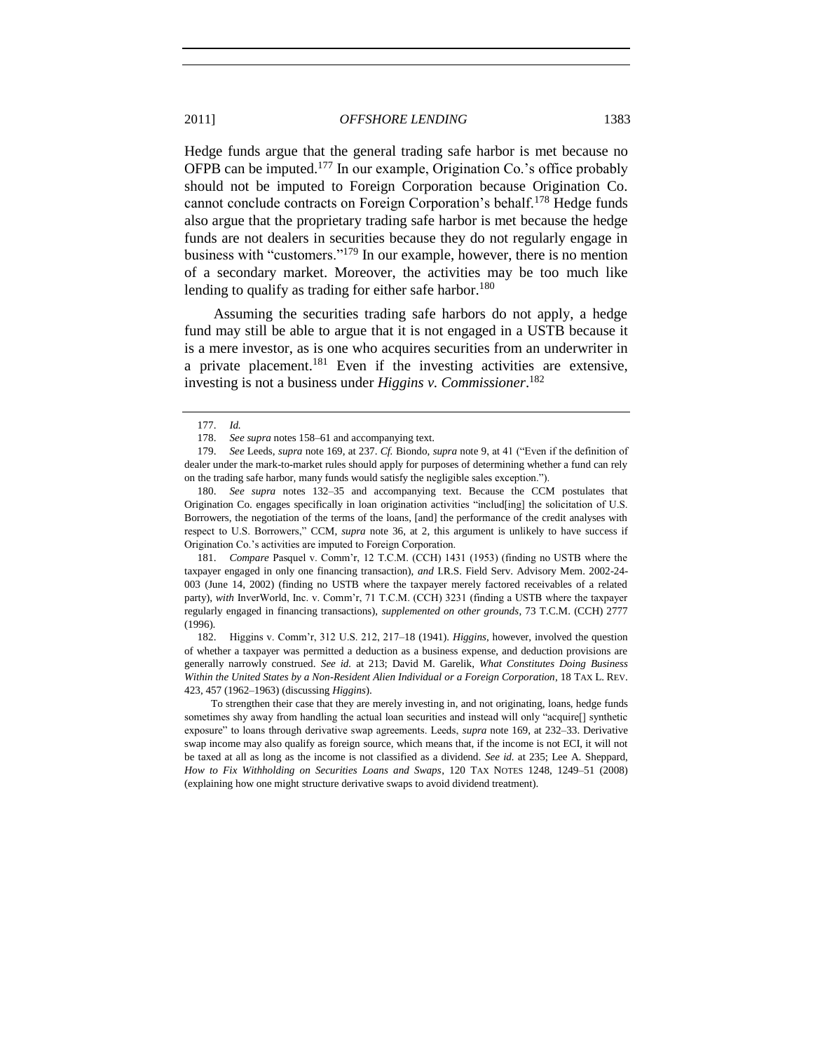Hedge funds argue that the general trading safe harbor is met because no OFPB can be imputed.[177] In our example, Origination Co.'s office probably should not be imputed to Foreign Corporation because Origination Co. cannot conclude contracts on Foreign Corporation's behalf.[178] Hedge funds also argue that the proprietary trading safe harbor is met because the hedge funds are not dealers in securities because they do not regularly engage in business with "customers."[179] In our example, however, there is no mention of a secondary market. Moreover, the activities may be too much like lending to qualify as trading for either safe harbor.[180]

Assuming the securities trading safe harbors do not apply, a hedge fund may still be able to argue that it is not engaged in a USTB because it is a mere investor, as is one who acquires securities from an underwriter in a private placement.[181] Even if the investing activities are extensive, investing is not a business under *Higgins v. Commissioner*.[182]

---

177. *Id.*

178. *See supra* notes 158–61 and accompanying text.

179. *See* Leeds, *supra* note 169, at 237. *Cf.* Biondo, *supra* note 9, at 41 ("Even if the definition of dealer under the mark-to-market rules should apply for purposes of determining whether a fund can rely on the trading safe harbor, many funds would satisfy the negligible sales exception.").

180. *See supra* notes 132–35 and accompanying text. Because the CCM postulates that Origination Co. engages specifically in loan origination activities "includ[ing] the solicitation of U.S. Borrowers, the negotiation of the terms of the loans, [and] the performance of the credit analyses with respect to U.S. Borrowers," CCM, *supra* note 36, at 2, this argument is unlikely to have success if Origination Co.'s activities are imputed to Foreign Corporation.

181. *Compare* Pasquel v. Comm'r, 12 T.C.M. (CCH) 1431 (1953) (finding no USTB where the taxpayer engaged in only one financing transaction), *and* I.R.S. Field Serv. Advisory Mem. 2002-24-003 (June 14, 2002) (finding no USTB where the taxpayer merely factored receivables of a related party), *with* InverWorld, Inc. v. Comm'r, 71 T.C.M. (CCH) 3231 (finding a USTB where the taxpayer regularly engaged in financing transactions), *supplemented on other grounds*, 73 T.C.M. (CCH) 2777 (1996).

182. Higgins v. Comm'r, 312 U.S. 212, 217–18 (1941). *Higgins*, however, involved the question of whether a taxpayer was permitted a deduction as a business expense, and deduction provisions are generally narrowly construed. *See id.* at 213; David M. Garelik, *What Constitutes Doing Business Within the United States by a Non-Resident Alien Individual or a Foreign Corporation*, 18 TAX L. REV. 423, 457 (1962–1963) (discussing *Higgins*).

To strengthen their case that they are merely investing in, and not originating, loans, hedge funds sometimes shy away from handling the actual loan securities and instead will only "acquire[] synthetic exposure" to loans through derivative swap agreements. Leeds, *supra* note 169, at 232–33. Derivative swap income may also qualify as foreign source, which means that, if the income is not ECI, it will not be taxed at all as long as the income is not classified as a dividend. *See id.* at 235; Lee A. Sheppard, *How to Fix Withholding on Securities Loans and Swaps*, 120 TAX NOTES 1248, 1249–51 (2008) (explaining how one might structure derivative swaps to avoid dividend treatment).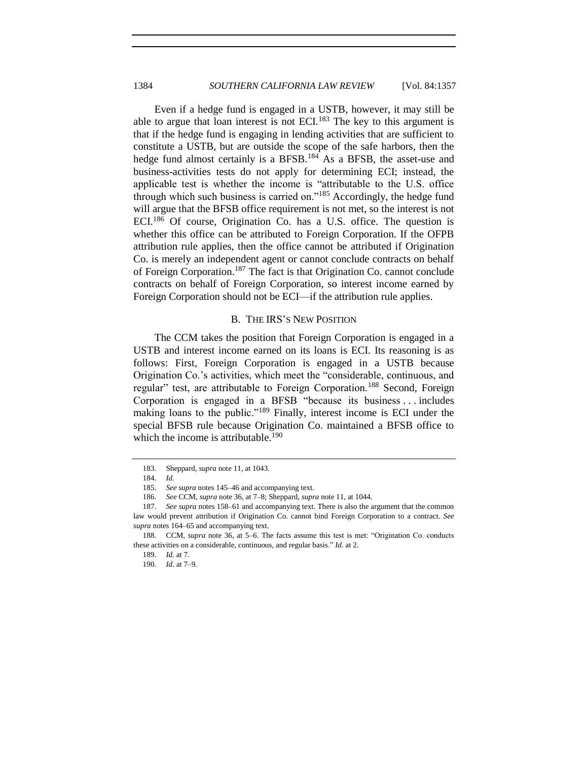Even if a hedge fund is engaged in a USTB, however, it may still be able to argue that loan interest is not ECI.[183] The key to this argument is that if the hedge fund is engaging in lending activities that are sufficient to constitute a USTB, but are outside the scope of the safe harbors, then the hedge fund almost certainly is a BFSB.[184] As a BFSB, the asset-use and business-activities tests do not apply for determining ECI; instead, the applicable test is whether the income is "attributable to the U.S. office through which such business is carried on."[185] Accordingly, the hedge fund will argue that the BFSB office requirement is not met, so the interest is not ECI.[186] Of course, Origination Co. has a U.S. office. The question is whether this office can be attributed to Foreign Corporation. If the OFPB attribution rule applies, then the office cannot be attributed if Origination Co. is merely an independent agent or cannot conclude contracts on behalf of Foreign Corporation.[187] The fact is that Origination Co. cannot conclude contracts on behalf of Foreign Corporation, so interest income earned by Foreign Corporation should not be ECI—if the attribution rule applies.

### B. THE IRS'S NEW POSITION

The CCM takes the position that Foreign Corporation is engaged in a USTB and interest income earned on its loans is ECI. Its reasoning is as follows: First, Foreign Corporation is engaged in a USTB because Origination Co.'s activities, which meet the "considerable, continuous, and regular" test, are attributable to Foreign Corporation.[188] Second, Foreign Corporation is engaged in a BFSB "because its business . . . includes making loans to the public."[189] Finally, interest income is ECI under the special BFSB rule because Origination Co. maintained a BFSB office to which the income is attributable.[190]

---

183. Sheppard, *supra* note 11, at 1043.

184. *Id.*

185. *See supra* notes 145–46 and accompanying text.

186. *See* CCM, *supra* note 36, at 7–8; Sheppard, *supra* note 11, at 1044.

187. *See supra* notes 158–61 and accompanying text. There is also the argument that the common law would prevent attribution if Origination Co. cannot bind Foreign Corporation to a contract. *See supra* notes 164–65 and accompanying text.

188. CCM, *supra* note 36, at 5–6. The facts assume this test is met: "Origination Co. conducts these activities on a considerable, continuous, and regular basis." *Id.* at 2.

189. *Id.* at 7.

190. *Id.* at 7–9.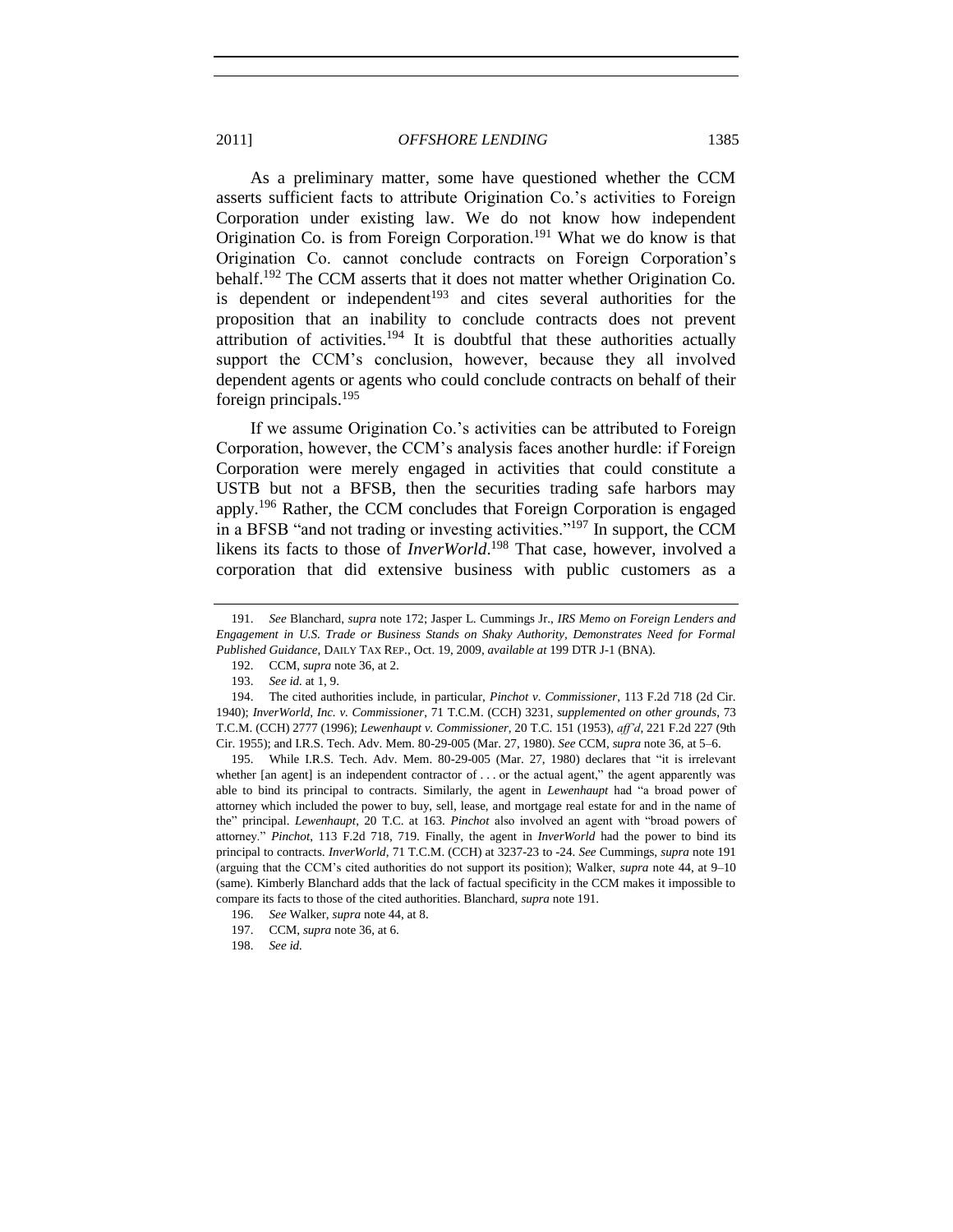As a preliminary matter, some have questioned whether the CCM asserts sufficient facts to attribute Origination Co.'s activities to Foreign Corporation under existing law. We do not know how independent Origination Co. is from Foreign Corporation.[191] What we do know is that Origination Co. cannot conclude contracts on Foreign Corporation's behalf.[192] The CCM asserts that it does not matter whether Origination Co. is dependent or independent[193] and cites several authorities for the proposition that an inability to conclude contracts does not prevent attribution of activities.[194] It is doubtful that these authorities actually support the CCM's conclusion, however, because they all involved dependent agents or agents who could conclude contracts on behalf of their foreign principals.[195]

If we assume Origination Co.'s activities can be attributed to Foreign Corporation, however, the CCM's analysis faces another hurdle: if Foreign Corporation were merely engaged in activities that could constitute a USTB but not a BFSB, then the securities trading safe harbors may apply.[196] Rather, the CCM concludes that Foreign Corporation is engaged in a BFSB "and not trading or investing activities."[197] In support, the CCM likens its facts to those of *InverWorld*.[198] That case, however, involved a corporation that did extensive business with public customers as a

---

191. *See* Blanchard, *supra* note 172; Jasper L. Cummings Jr., *IRS Memo on Foreign Lenders and Engagement in U.S. Trade or Business Stands on Shaky Authority, Demonstrates Need for Formal Published Guidance*, DAILY TAX REP., Oct. 19, 2009, *available at* 199 DTR J-1 (BNA).

192. CCM, *supra* note 36, at 2.

193. *See id.* at 1, 9.

194. The cited authorities include, in particular, *Pinchot v. Commissioner*, 113 F.2d 718 (2d Cir. 1940); *InverWorld, Inc. v. Commissioner*, 71 T.C.M. (CCH) 3231, *supplemented on other grounds*, 73 T.C.M. (CCH) 2777 (1996); *Lewenhaupt v. Commissioner*, 20 T.C. 151 (1953), *aff'd*, 221 F.2d 227 (9th Cir. 1955); and I.R.S. Tech. Adv. Mem. 80-29-005 (Mar. 27, 1980). *See* CCM, *supra* note 36, at 5–6.

195. While I.R.S. Tech. Adv. Mem. 80-29-005 (Mar. 27, 1980) declares that "it is irrelevant whether [an agent] is an independent contractor of . . . or the actual agent," the agent apparently was able to bind its principal to contracts. Similarly, the agent in *Lewenhaupt* had "a broad power of attorney which included the power to buy, sell, lease, and mortgage real estate for and in the name of the" principal. *Lewenhaupt*, 20 T.C. at 163. *Pinchot* also involved an agent with "broad powers of attorney." *Pinchot*, 113 F.2d 718, 719. Finally, the agent in *InverWorld* had the power to bind its principal to contracts. *InverWorld*, 71 T.C.M. (CCH) at 3237-23 to -24. *See* Cummings, *supra* note 191 (arguing that the CCM's cited authorities do not support its position); Walker, *supra* note 44, at 9–10 (same). Kimberly Blanchard adds that the lack of factual specificity in the CCM makes it impossible to compare its facts to those of the cited authorities. Blanchard, *supra* note 191.

196. *See* Walker, *supra* note 44, at 8.

197. CCM, *supra* note 36, at 6.

198. *See id.*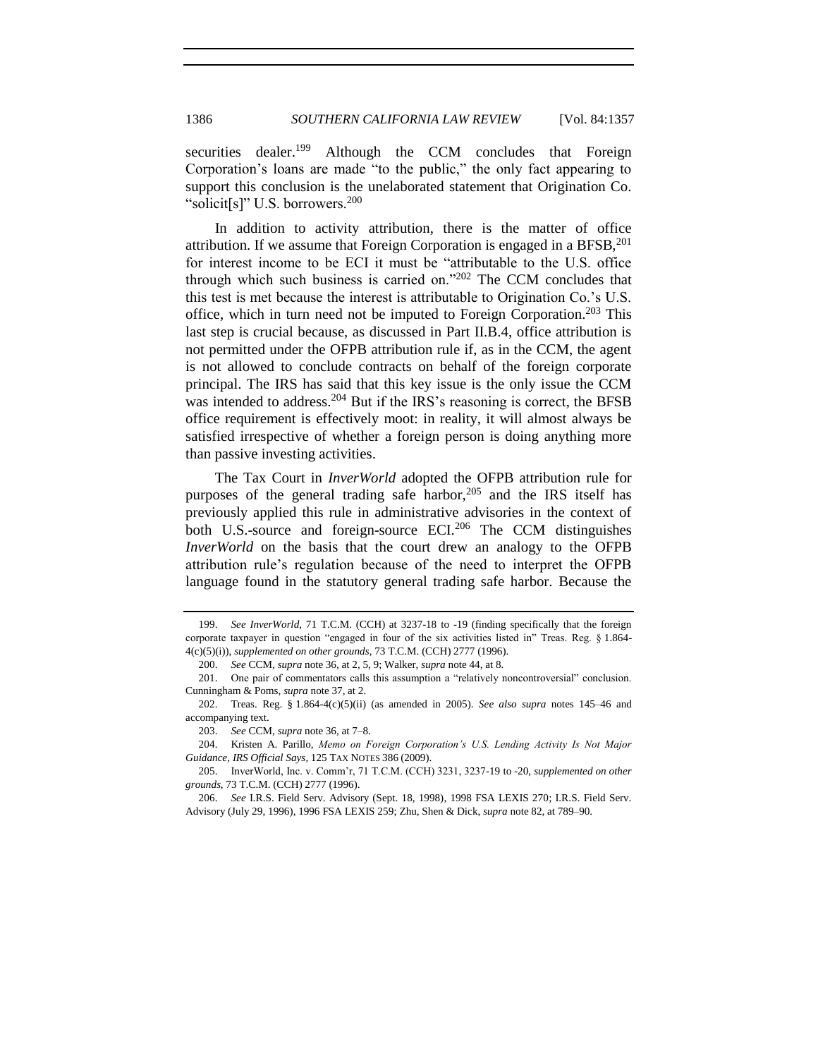securities dealer.[199] Although the CCM concludes that Foreign Corporation's loans are made "to the public," the only fact appearing to support this conclusion is the unelaborated statement that Origination Co. "solicit[s]" U.S. borrowers.[200]

In addition to activity attribution, there is the matter of office attribution. If we assume that Foreign Corporation is engaged in a BFSB,[201] for interest income to be ECI it must be "attributable to the U.S. office through which such business is carried on."[202] The CCM concludes that this test is met because the interest is attributable to Origination Co.'s U.S. office, which in turn need not be imputed to Foreign Corporation.[203] This last step is crucial because, as discussed in Part II.B.4, office attribution is not permitted under the OFPB attribution rule if, as in the CCM, the agent is not allowed to conclude contracts on behalf of the foreign corporate principal. The IRS has said that this key issue is the only issue the CCM was intended to address.[204] But if the IRS's reasoning is correct, the BFSB office requirement is effectively moot: in reality, it will almost always be satisfied irrespective of whether a foreign person is doing anything more than passive investing activities.

The Tax Court in *InverWorld* adopted the OFPB attribution rule for purposes of the general trading safe harbor,[205] and the IRS itself has previously applied this rule in administrative advisories in the context of both U.S.-source and foreign-source ECI.[206] The CCM distinguishes *InverWorld* on the basis that the court drew an analogy to the OFPB attribution rule's regulation because of the need to interpret the OFPB language found in the statutory general trading safe harbor. Because the

---

199. *See InverWorld*, 71 T.C.M. (CCH) at 3237-18 to -19 (finding specifically that the foreign corporate taxpayer in question "engaged in four of the six activities listed in" Treas. Reg. § 1.864-4(c)(5)(i)), *supplemented on other grounds*, 73 T.C.M. (CCH) 2777 (1996).

200. *See* CCM, *supra* note 36, at 2, 5, 9; Walker, *supra* note 44, at 8.

201. One pair of commentators calls this assumption a "relatively noncontroversial" conclusion. Cunningham & Poms, *supra* note 37, at 2.

202. Treas. Reg. § 1.864-4(c)(5)(ii) (as amended in 2005). *See also supra* notes 145–46 and accompanying text.

203. *See* CCM, *supra* note 36, at 7–8.

204. Kristen A. Parillo, *Memo on Foreign Corporation's U.S. Lending Activity Is Not Major Guidance, IRS Official Says*, 125 TAX NOTES 386 (2009).

205. InverWorld, Inc. v. Comm'r, 71 T.C.M. (CCH) 3231, 3237-19 to -20, *supplemented on other grounds*, 73 T.C.M. (CCH) 2777 (1996).

206. *See* I.R.S. Field Serv. Advisory (Sept. 18, 1998), 1998 FSA LEXIS 270; I.R.S. Field Serv. Advisory (July 29, 1996), 1996 FSA LEXIS 259; Zhu, Shen & Dick, *supra* note 82, at 789–90.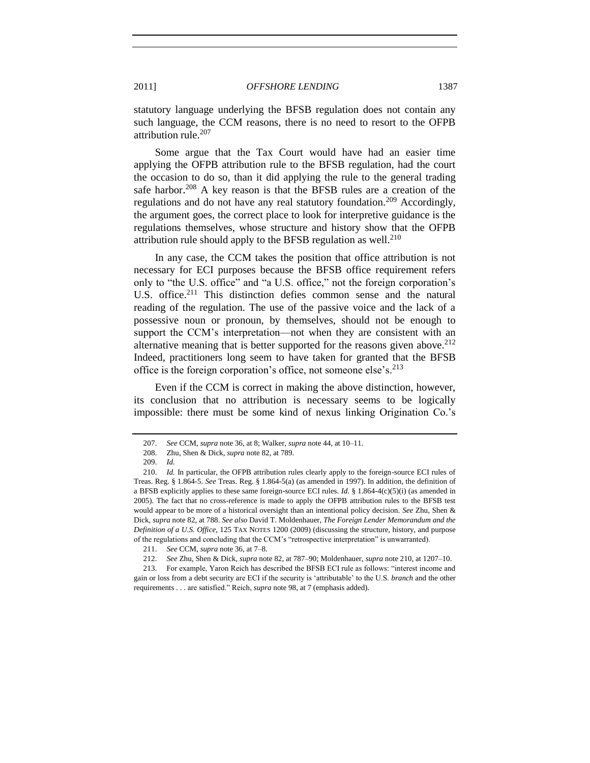statutory language underlying the BFSB regulation does not contain any such language, the CCM reasons, there is no need to resort to the OFPB attribution rule.[207]

Some argue that the Tax Court would have had an easier time applying the OFPB attribution rule to the BFSB regulation, had the court the occasion to do so, than it did applying the rule to the general trading safe harbor.[208] A key reason is that the BFSB rules are a creation of the regulations and do not have any real statutory foundation.[209] Accordingly, the argument goes, the correct place to look for interpretive guidance is the regulations themselves, whose structure and history show that the OFPB attribution rule should apply to the BFSB regulation as well.[210]

In any case, the CCM takes the position that office attribution is not necessary for ECI purposes because the BFSB office requirement refers only to "the U.S. office" and "a U.S. office," not the foreign corporation's U.S. office.[211] This distinction defies common sense and the natural reading of the regulation. The use of the passive voice and the lack of a possessive noun or pronoun, by themselves, should not be enough to support the CCM's interpretation—not when they are consistent with an alternative meaning that is better supported for the reasons given above.[212] Indeed, practitioners long seem to have taken for granted that the BFSB office is the foreign corporation's office, not someone else's.[213]

Even if the CCM is correct in making the above distinction, however, its conclusion that no attribution is necessary seems to be logically impossible: there must be some kind of nexus linking Origination Co.'s

---

207. *See* CCM, *supra* note 36, at 8; Walker, *supra* note 44, at 10–11.

208. Zhu, Shen & Dick, *supra* note 82, at 789.

209. *Id.*

210. *Id.* In particular, the OFPB attribution rules clearly apply to the foreign-source ECI rules of Treas. Reg. § 1.864-5. *See* Treas. Reg. § 1.864-5(a) (as amended in 1997). In addition, the definition of a BFSB explicitly applies to these same foreign-source ECI rules. *Id.* § 1.864-4(c)(5)(i) (as amended in 2005). The fact that no cross-reference is made to apply the OFPB attribution rules to the BFSB test would appear to be more of a historical oversight than an intentional policy decision. *See* Zhu, Shen & Dick, *supra* note 82, at 788. *See also* David T. Moldenhauer, *The Foreign Lender Memorandum and the Definition of a U.S. Office*, 125 TAX NOTES 1200 (2009) (discussing the structure, history, and purpose of the regulations and concluding that the CCM's "retrospective interpretation" is unwarranted).

211. *See* CCM, *supra* note 36, at 7–8.

212. *See* Zhu, Shen & Dick, *supra* note 82, at 787–90; Moldenhauer, *supra* note 210, at 1207–10.

213. For example, Yaron Reich has described the BFSB ECI rule as follows: "interest income and gain or loss from a debt security are ECI if the security is 'attributable' to the U.S. *branch* and the other requirements . . . are satisfied." Reich, *supra* note 98, at 7 (emphasis added).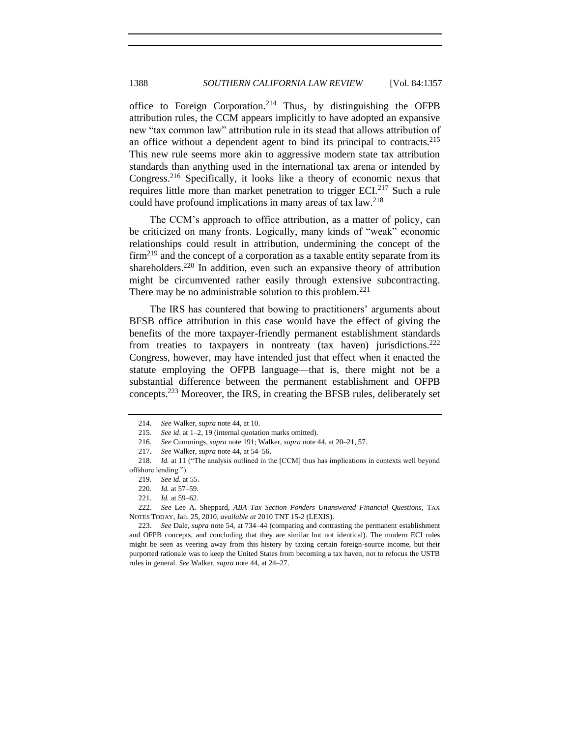office to Foreign Corporation.[214] Thus, by distinguishing the OFPB attribution rules, the CCM appears implicitly to have adopted an expansive new "tax common law" attribution rule in its stead that allows attribution of an office without a dependent agent to bind its principal to contracts.[215] This new rule seems more akin to aggressive modern state tax attribution standards than anything used in the international tax arena or intended by Congress.[216] Specifically, it looks like a theory of economic nexus that requires little more than market penetration to trigger ECI.[217] Such a rule could have profound implications in many areas of tax law.[218]

The CCM's approach to office attribution, as a matter of policy, can be criticized on many fronts. Logically, many kinds of "weak" economic relationships could result in attribution, undermining the concept of the firm[219] and the concept of a corporation as a taxable entity separate from its shareholders.[220] In addition, even such an expansive theory of attribution might be circumvented rather easily through extensive subcontracting. There may be no administrable solution to this problem.[221]

The IRS has countered that bowing to practitioners' arguments about BFSB office attribution in this case would have the effect of giving the benefits of the more taxpayer-friendly permanent establishment standards from treaties to taxpayers in nontreaty (tax haven) jurisdictions.[222] Congress, however, may have intended just that effect when it enacted the statute employing the OFPB language—that is, there might not be a substantial difference between the permanent establishment and OFPB concepts.[223] Moreover, the IRS, in creating the BFSB rules, deliberately set

---

214. *See* Walker, *supra* note 44, at 10.

215. *See id*. at 1–2, 19 (internal quotation marks omitted).

216. *See* Cummings, *supra* note 191; Walker, *supra* note 44, at 20–21, 57.

217. *See* Walker, *supra* note 44, at 54–56.

218. *Id.* at 11 ("The analysis outlined in the [CCM] thus has implications in contexts well beyond offshore lending.").

219. *See id.* at 55.

220. *Id.* at 57–59.

221. *Id.* at 59–62.

222. *See* Lee A. Sheppard, *ABA Tax Section Ponders Unanswered Financial Questions*, TAX NOTES TODAY, Jan. 25, 2010, *available at* 2010 TNT 15-2 (LEXIS).

223. *See* Dale, *supra* note 54, at 734–44 (comparing and contrasting the permanent establishment and OFPB concepts, and concluding that they are similar but not identical). The modern ECI rules might be seen as veering away from this history by taxing certain foreign-source income, but their purported rationale was to keep the United States from becoming a tax haven, not to refocus the USTB rules in general. *See* Walker, *supra* note 44, at 24–27.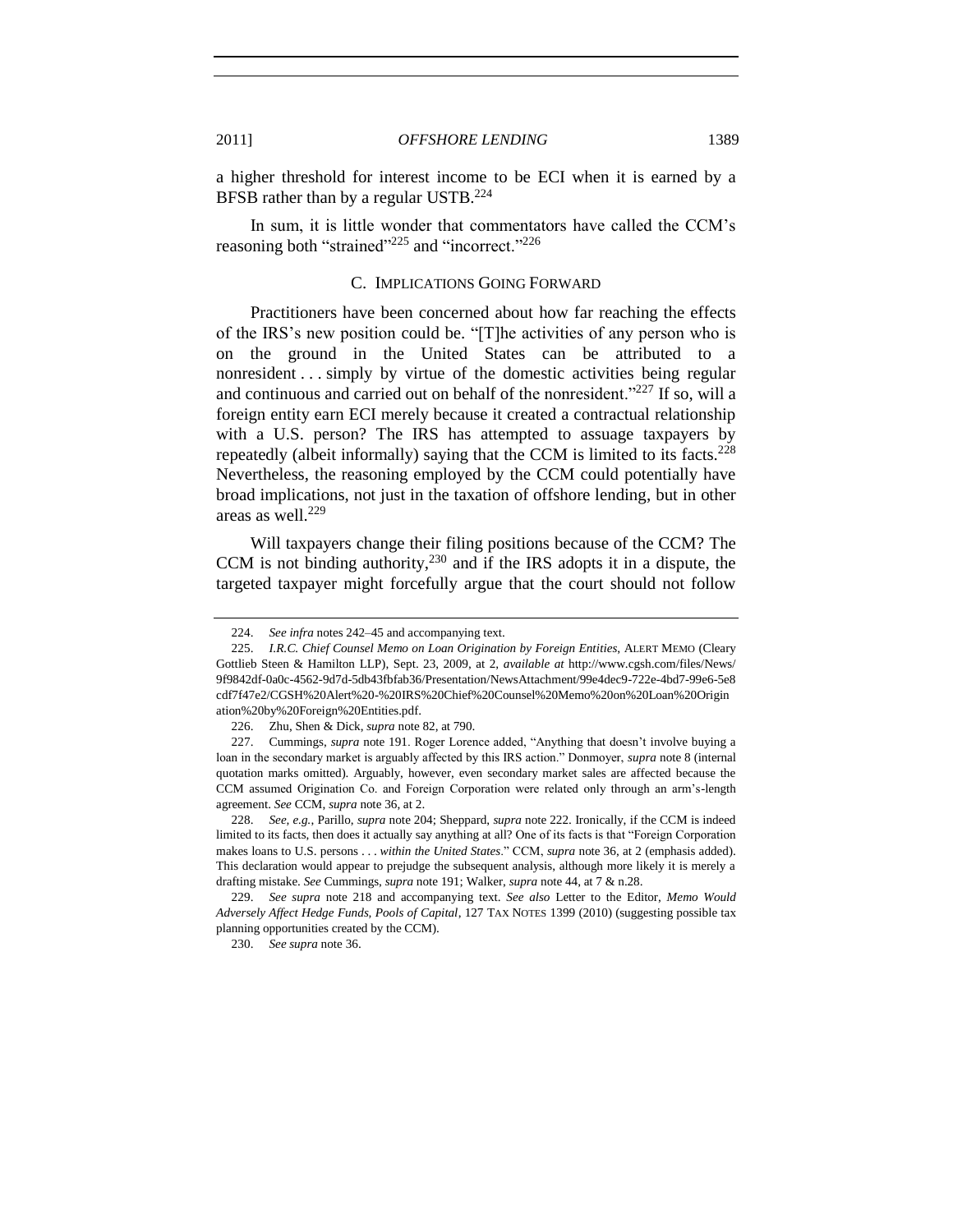a higher threshold for interest income to be ECI when it is earned by a BFSB rather than by a regular USTB.[224]

In sum, it is little wonder that commentators have called the CCM's reasoning both "strained"[225] and "incorrect."[226]

### C. IMPLICATIONS GOING FORWARD

Practitioners have been concerned about how far reaching the effects of the IRS's new position could be. "[T]he activities of any person who is on the ground in the United States can be attributed to a nonresident . . . simply by virtue of the domestic activities being regular and continuous and carried out on behalf of the nonresident."[227] If so, will a foreign entity earn ECI merely because it created a contractual relationship with a U.S. person? The IRS has attempted to assuage taxpayers by repeatedly (albeit informally) saying that the CCM is limited to its facts.[228] Nevertheless, the reasoning employed by the CCM could potentially have broad implications, not just in the taxation of offshore lending, but in other areas as well.[229]

Will taxpayers change their filing positions because of the CCM? The CCM is not binding authority,[230] and if the IRS adopts it in a dispute, the targeted taxpayer might forcefully argue that the court should not follow

---

224. *See infra* notes 242–45 and accompanying text.

225. *I.R.C. Chief Counsel Memo on Loan Origination by Foreign Entities*, ALERT MEMO (Cleary Gottlieb Steen & Hamilton LLP), Sept. 23, 2009, at 2, *available at* http://www.cgsh.com/files/News/9f9842df-0a0c-4562-9d7d-5db43fbfab36/Presentation/NewsAttachment/99e4dec9-722e-4bd7-99e6-5e8cdf7f47e2/CGSH%20Alert%20-%20IRS%20Chief%20Counsel%20Memo%20on%20Loan%20Origination%20by%20Foreign%20Entities.pdf.

226. Zhu, Shen & Dick, *supra* note 82, at 790.

227. Cummings, *supra* note 191. Roger Lorence added, "Anything that doesn't involve buying a loan in the secondary market is arguably affected by this IRS action." Donmoyer, *supra* note 8 (internal quotation marks omitted). Arguably, however, even secondary market sales are affected because the CCM assumed Origination Co. and Foreign Corporation were related only through an arm's-length agreement. *See* CCM, *supra* note 36, at 2.

228. *See, e.g.*, Parillo, *supra* note 204; Sheppard, *supra* note 222. Ironically, if the CCM is indeed limited to its facts, then does it actually say anything at all? One of its facts is that "Foreign Corporation makes loans to U.S. persons . . . *within the United States*." CCM, *supra* note 36, at 2 (emphasis added). This declaration would appear to prejudge the subsequent analysis, although more likely it is merely a drafting mistake. *See* Cummings, *supra* note 191; Walker, *supra* note 44, at 7 & n.28.

229. *See supra* note 218 and accompanying text. *See also* Letter to the Editor, *Memo Would Adversely Affect Hedge Funds, Pools of Capital*, 127 TAX NOTES 1399 (2010) (suggesting possible tax planning opportunities created by the CCM).

230. *See supra* note 36.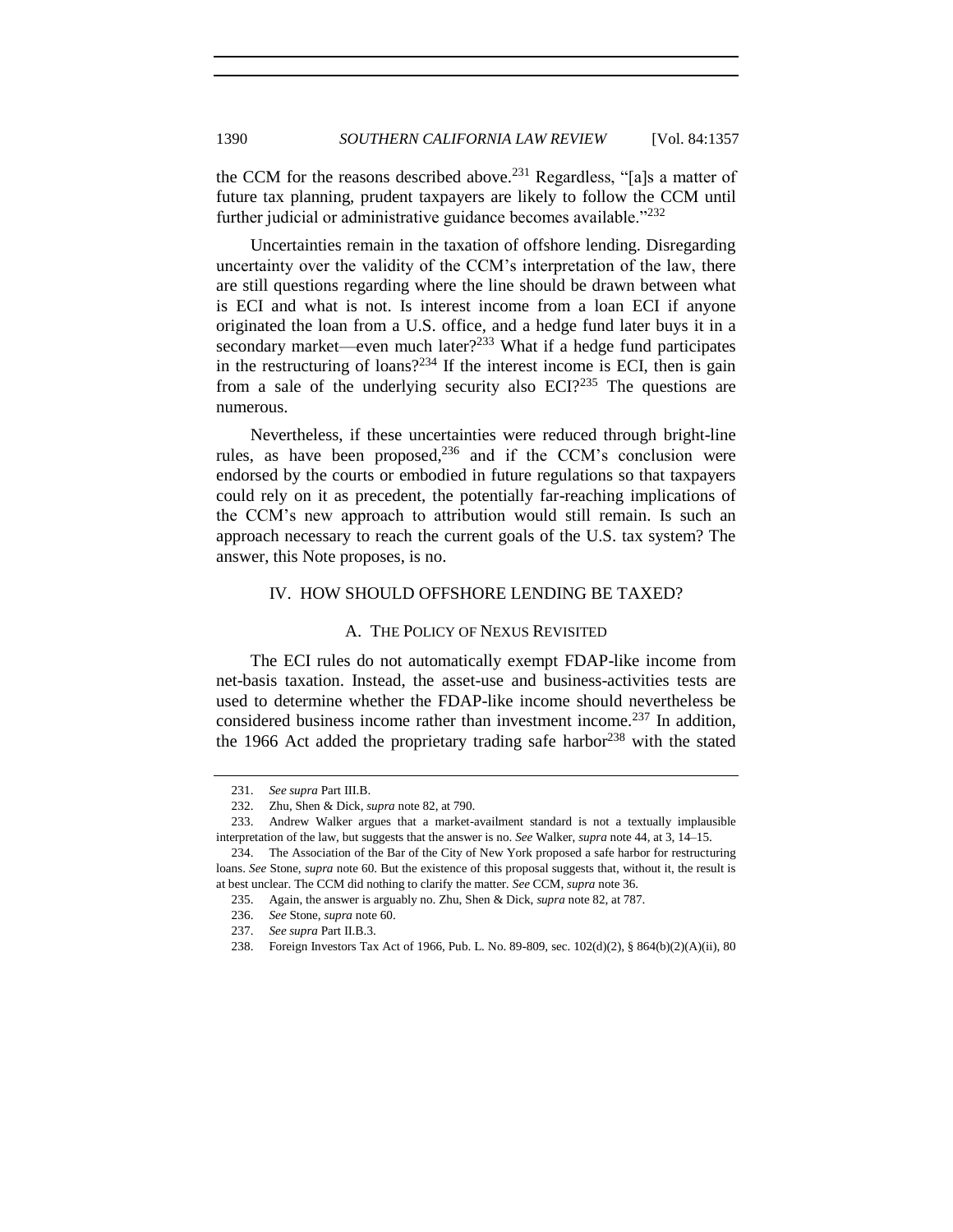the CCM for the reasons described above.[231] Regardless, "[a]s a matter of future tax planning, prudent taxpayers are likely to follow the CCM until further judicial or administrative guidance becomes available."[232]

Uncertainties remain in the taxation of offshore lending. Disregarding uncertainty over the validity of the CCM's interpretation of the law, there are still questions regarding where the line should be drawn between what is ECI and what is not. Is interest income from a loan ECI if anyone originated the loan from a U.S. office, and a hedge fund later buys it in a secondary market—even much later?[233] What if a hedge fund participates in the restructuring of loans?[234] If the interest income is ECI, then is gain from a sale of the underlying security also ECI?[235] The questions are numerous.

Nevertheless, if these uncertainties were reduced through bright-line rules, as have been proposed,[236] and if the CCM's conclusion were endorsed by the courts or embodied in future regulations so that taxpayers could rely on it as precedent, the potentially far-reaching implications of the CCM's new approach to attribution would still remain. Is such an approach necessary to reach the current goals of the U.S. tax system? The answer, this Note proposes, is no.

## IV. HOW SHOULD OFFSHORE LENDING BE TAXED?

### A. THE POLICY OF NEXUS REVISITED

The ECI rules do not automatically exempt FDAP-like income from net-basis taxation. Instead, the asset-use and business-activities tests are used to determine whether the FDAP-like income should nevertheless be considered business income rather than investment income.[237] In addition, the 1966 Act added the proprietary trading safe harbor[238] with the stated

---

231. *See supra* Part III.B.

232. Zhu, Shen & Dick, *supra* note 82, at 790.

233. Andrew Walker argues that a market-availment standard is not a textually implausible interpretation of the law, but suggests that the answer is no. *See* Walker, *supra* note 44, at 3, 14–15.

234. The Association of the Bar of the City of New York proposed a safe harbor for restructuring loans. *See* Stone, *supra* note 60. But the existence of this proposal suggests that, without it, the result is at best unclear. The CCM did nothing to clarify the matter. *See* CCM, *supra* note 36.

235. Again, the answer is arguably no. Zhu, Shen & Dick, *supra* note 82, at 787.

236. *See* Stone, *supra* note 60.

237. *See supra* Part II.B.3.

238. Foreign Investors Tax Act of 1966, Pub. L. No. 89-809, sec. 102(d)(2), § 864(b)(2)(A)(ii), 80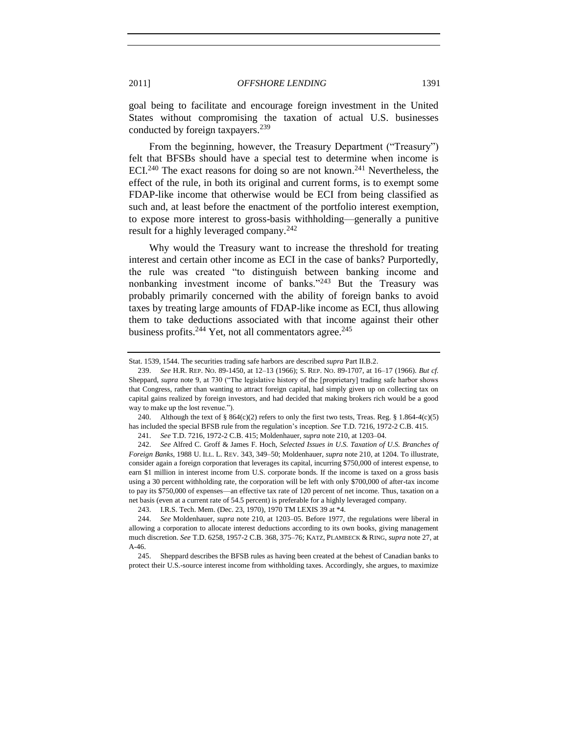goal being to facilitate and encourage foreign investment in the United States without compromising the taxation of actual U.S. businesses conducted by foreign taxpayers.[239]

From the beginning, however, the Treasury Department ("Treasury") felt that BFSBs should have a special test to determine when income is ECI.[240] The exact reasons for doing so are not known.[241] Nevertheless, the effect of the rule, in both its original and current forms, is to exempt some FDAP-like income that otherwise would be ECI from being classified as such and, at least before the enactment of the portfolio interest exemption, to expose more interest to gross-basis withholding—generally a punitive result for a highly leveraged company.[242]

Why would the Treasury want to increase the threshold for treating interest and certain other income as ECI in the case of banks? Purportedly, the rule was created "to distinguish between banking income and nonbanking investment income of banks."[243] But the Treasury was probably primarily concerned with the ability of foreign banks to avoid taxes by treating large amounts of FDAP-like income as ECI, thus allowing them to take deductions associated with that income against their other business profits.[244] Yet, not all commentators agree.[245]

---

Stat. 1539, 1544. The securities trading safe harbors are described *supra* Part II.B.2.

239. *See* H.R. REP. NO. 89-1450, at 12–13 (1966); S. REP. NO. 89-1707, at 16–17 (1966). *But cf.* Sheppard, *supra* note 9, at 730 ("The legislative history of the [proprietary] trading safe harbor shows that Congress, rather than wanting to attract foreign capital, had simply given up on collecting tax on capital gains realized by foreign investors, and had decided that making brokers rich would be a good way to make up the lost revenue.").

240. Although the text of § 864(c)(2) refers to only the first two tests, Treas. Reg. § 1.864-4(c)(5) has included the special BFSB rule from the regulation's inception. *See* T.D. 7216, 1972-2 C.B. 415.

241. *See* T.D. 7216, 1972-2 C.B. 415; Moldenhauer, *supra* note 210, at 1203–04.

242. *See* Alfred C. Groff & James F. Hoch, *Selected Issues in U.S. Taxation of U.S. Branches of Foreign Banks*, 1988 U. ILL. L. REV. 343, 349–50; Moldenhauer, *supra* note 210, at 1204. To illustrate, consider again a foreign corporation that leverages its capital, incurring $750,000 of interest expense, to earn $1 million in interest income from U.S. corporate bonds. If the income is taxed on a gross basis using a 30 percent withholding rate, the corporation will be left with only $700,000 of after-tax income to pay its $750,000 of expenses—an effective tax rate of 120 percent of net income. Thus, taxation on a net basis (even at a current rate of 54.5 percent) is preferable for a highly leveraged company.

243. I.R.S. Tech. Mem. (Dec. 23, 1970), 1970 TM LEXIS 39 at *4.

244. *See* Moldenhauer, *supra* note 210, at 1203–05. Before 1977, the regulations were liberal in allowing a corporation to allocate interest deductions according to its own books, giving management much discretion. *See* T.D. 6258, 1957-2 C.B. 368, 375–76; KATZ, PLAMBECK & RING, *supra* note 27, at A-46.

245. Sheppard describes the BFSB rules as having been created at the behest of Canadian banks to protect their U.S.-source interest income from withholding taxes. Accordingly, she argues, to maximize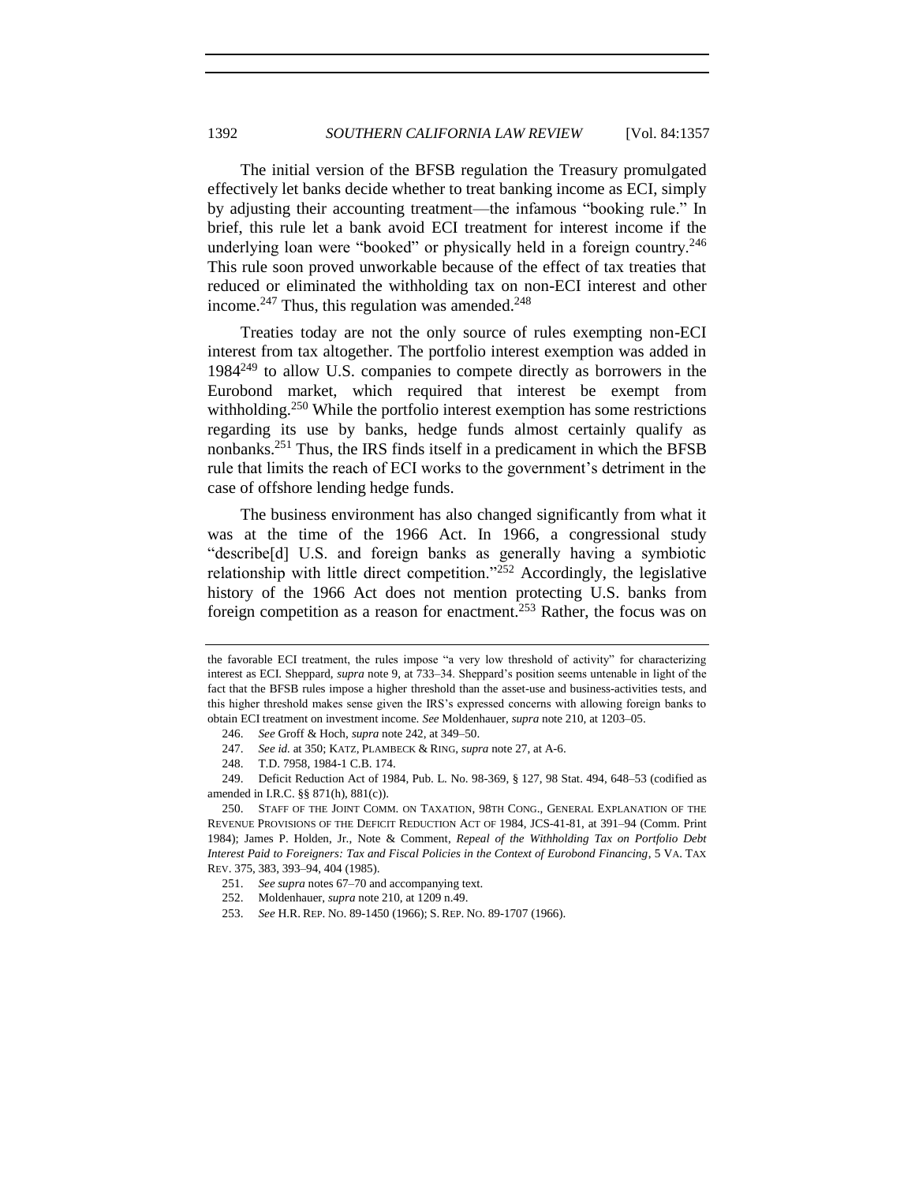The initial version of the BFSB regulation the Treasury promulgated effectively let banks decide whether to treat banking income as ECI, simply by adjusting their accounting treatment—the infamous "booking rule." In brief, this rule let a bank avoid ECI treatment for interest income if the underlying loan were "booked" or physically held in a foreign country.[246] This rule soon proved unworkable because of the effect of tax treaties that reduced or eliminated the withholding tax on non-ECI interest and other income.[247] Thus, this regulation was amended.[248]

Treaties today are not the only source of rules exempting non-ECI interest from tax altogether. The portfolio interest exemption was added in 1984[249] to allow U.S. companies to compete directly as borrowers in the Eurobond market, which required that interest be exempt from withholding.[250] While the portfolio interest exemption has some restrictions regarding its use by banks, hedge funds almost certainly qualify as nonbanks.[251] Thus, the IRS finds itself in a predicament in which the BFSB rule that limits the reach of ECI works to the government's detriment in the case of offshore lending hedge funds.

The business environment has also changed significantly from what it was at the time of the 1966 Act. In 1966, a congressional study "describe[d] U.S. and foreign banks as generally having a symbiotic relationship with little direct competition."[252] Accordingly, the legislative history of the 1966 Act does not mention protecting U.S. banks from foreign competition as a reason for enactment.[253] Rather, the focus was on

---

the favorable ECI treatment, the rules impose "a very low threshold of activity" for characterizing interest as ECI. Sheppard, *supra* note 9, at 733–34. Sheppard's position seems untenable in light of the fact that the BFSB rules impose a higher threshold than the asset-use and business-activities tests, and this higher threshold makes sense given the IRS's expressed concerns with allowing foreign banks to obtain ECI treatment on investment income. *See* Moldenhauer, *supra* note 210, at 1203–05.

246. *See* Groff & Hoch, *supra* note 242, at 349–50.

247. *See id.* at 350; KATZ, PLAMBECK & RING, *supra* note 27, at A-6.

248. T.D. 7958, 1984-1 C.B. 174.

249. Deficit Reduction Act of 1984, Pub. L. No. 98-369, § 127, 98 Stat. 494, 648–53 (codified as amended in I.R.C. §§ 871(h), 881(c)).

250. STAFF OF THE JOINT COMM. ON TAXATION, 98TH CONG., GENERAL EXPLANATION OF THE REVENUE PROVISIONS OF THE DEFICIT REDUCTION ACT OF 1984, JCS-41-81, at 391–94 (Comm. Print 1984); James P. Holden, Jr., Note & Comment, *Repeal of the Withholding Tax on Portfolio Debt Interest Paid to Foreigners: Tax and Fiscal Policies in the Context of Eurobond Financing*, 5 VA. TAX REV. 375, 383, 393–94, 404 (1985).

251. *See supra* notes 67–70 and accompanying text.

252. Moldenhauer, *supra* note 210, at 1209 n.49.

253. *See* H.R. REP. NO. 89-1450 (1966); S. REP. NO. 89-1707 (1966).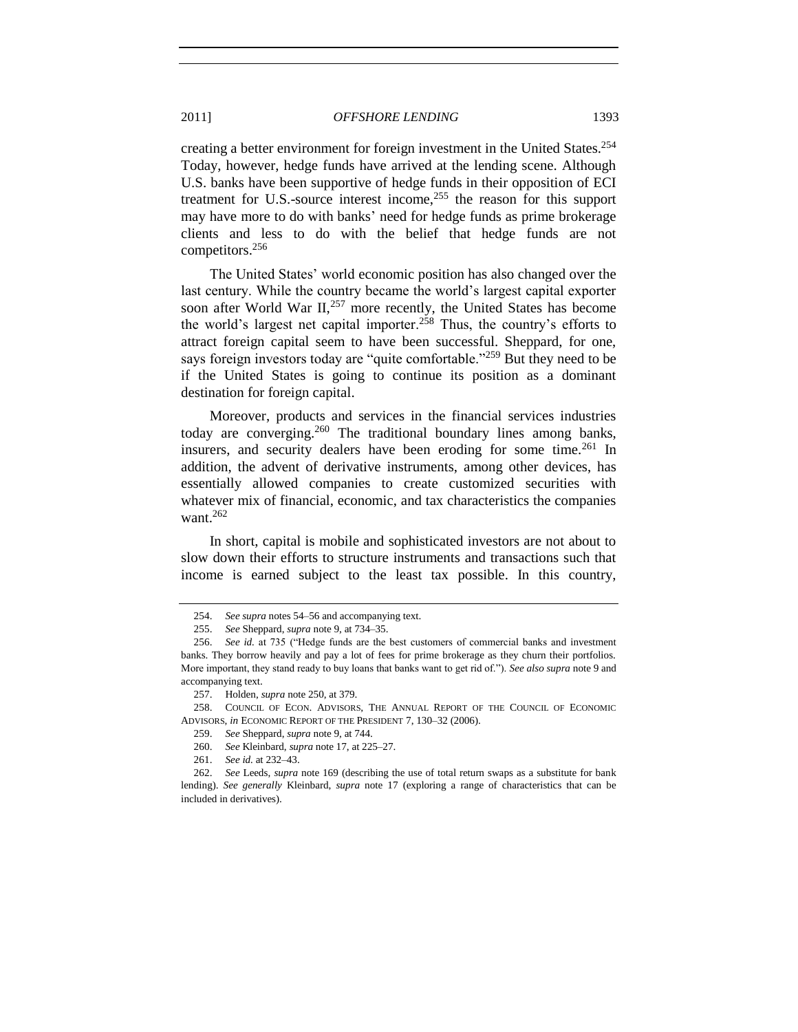creating a better environment for foreign investment in the United States.[254] Today, however, hedge funds have arrived at the lending scene. Although U.S. banks have been supportive of hedge funds in their opposition of ECI treatment for U.S.-source interest income,[255] the reason for this support may have more to do with banks' need for hedge funds as prime brokerage clients and less to do with the belief that hedge funds are not competitors.[256]

The United States' world economic position has also changed over the last century. While the country became the world's largest capital exporter soon after World War II,[257] more recently, the United States has become the world's largest net capital importer.[258] Thus, the country's efforts to attract foreign capital seem to have been successful. Sheppard, for one, says foreign investors today are "quite comfortable."[259] But they need to be if the United States is going to continue its position as a dominant destination for foreign capital.

Moreover, products and services in the financial services industries today are converging.[260] The traditional boundary lines among banks, insurers, and security dealers have been eroding for some time.[261] In addition, the advent of derivative instruments, among other devices, has essentially allowed companies to create customized securities with whatever mix of financial, economic, and tax characteristics the companies want.[262]

In short, capital is mobile and sophisticated investors are not about to slow down their efforts to structure instruments and transactions such that income is earned subject to the least tax possible. In this country,

---

254. *See supra* notes 54–56 and accompanying text.

255. *See* Sheppard, *supra* note 9, at 734–35.

256. *See id.* at 735 ("Hedge funds are the best customers of commercial banks and investment banks. They borrow heavily and pay a lot of fees for prime brokerage as they churn their portfolios. More important, they stand ready to buy loans that banks want to get rid of."). *See also supra* note 9 and accompanying text.

257. Holden, *supra* note 250, at 379.

258. COUNCIL OF ECON. ADVISORS, THE ANNUAL REPORT OF THE COUNCIL OF ECONOMIC ADVISORS, *in* ECONOMIC REPORT OF THE PRESIDENT 7, 130–32 (2006).

259. *See* Sheppard, *supra* note 9, at 744.

260. *See* Kleinbard, *supra* note 17, at 225–27.

261. *See id.* at 232–43.

262. *See* Leeds, *supra* note 169 (describing the use of total return swaps as a substitute for bank lending). *See generally* Kleinbard, *supra* note 17 (exploring a range of characteristics that can be included in derivatives).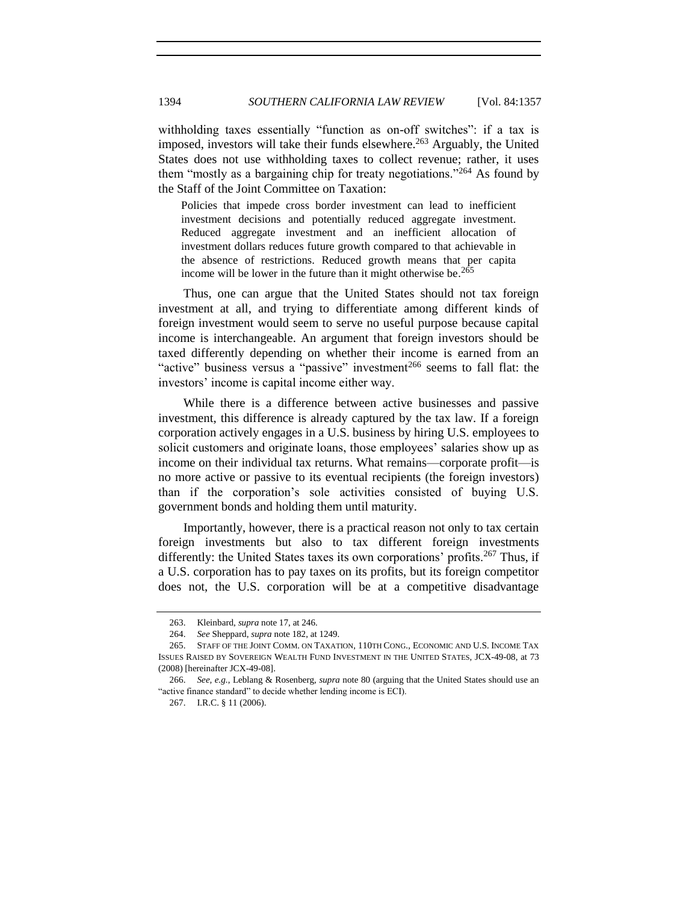withholding taxes essentially "function as on-off switches": if a tax is imposed, investors will take their funds elsewhere.[263] Arguably, the United States does not use withholding taxes to collect revenue; rather, it uses them "mostly as a bargaining chip for treaty negotiations."[264] As found by the Staff of the Joint Committee on Taxation:

> Policies that impede cross border investment can lead to inefficient investment decisions and potentially reduced aggregate investment. Reduced aggregate investment and an inefficient allocation of investment dollars reduces future growth compared to that achievable in the absence of restrictions. Reduced growth means that per capita income will be lower in the future than it might otherwise be.[265]

Thus, one can argue that the United States should not tax foreign investment at all, and trying to differentiate among different kinds of foreign investment would seem to serve no useful purpose because capital income is interchangeable. An argument that foreign investors should be taxed differently depending on whether their income is earned from an "active" business versus a "passive" investment[266] seems to fall flat: the investors' income is capital income either way.

While there is a difference between active businesses and passive investment, this difference is already captured by the tax law. If a foreign corporation actively engages in a U.S. business by hiring U.S. employees to solicit customers and originate loans, those employees' salaries show up as income on their individual tax returns. What remains—corporate profit—is no more active or passive to its eventual recipients (the foreign investors) than if the corporation's sole activities consisted of buying U.S. government bonds and holding them until maturity.

Importantly, however, there is a practical reason not only to tax certain foreign investments but also to tax different foreign investments differently: the United States taxes its own corporations' profits.[267] Thus, if a U.S. corporation has to pay taxes on its profits, but its foreign competitor does not, the U.S. corporation will be at a competitive disadvantage

---

263. Kleinbard, *supra* note 17, at 246.

264. *See* Sheppard, *supra* note 182, at 1249.

265. STAFF OF THE JOINT COMM. ON TAXATION, 110TH CONG., ECONOMIC AND U.S. INCOME TAX ISSUES RAISED BY SOVEREIGN WEALTH FUND INVESTMENT IN THE UNITED STATES, JCX-49-08, at 73 (2008) [hereinafter JCX-49-08].

266. *See, e.g.*, Leblang & Rosenberg, *supra* note 80 (arguing that the United States should use an "active finance standard" to decide whether lending income is ECI).

267. I.R.C. § 11 (2006).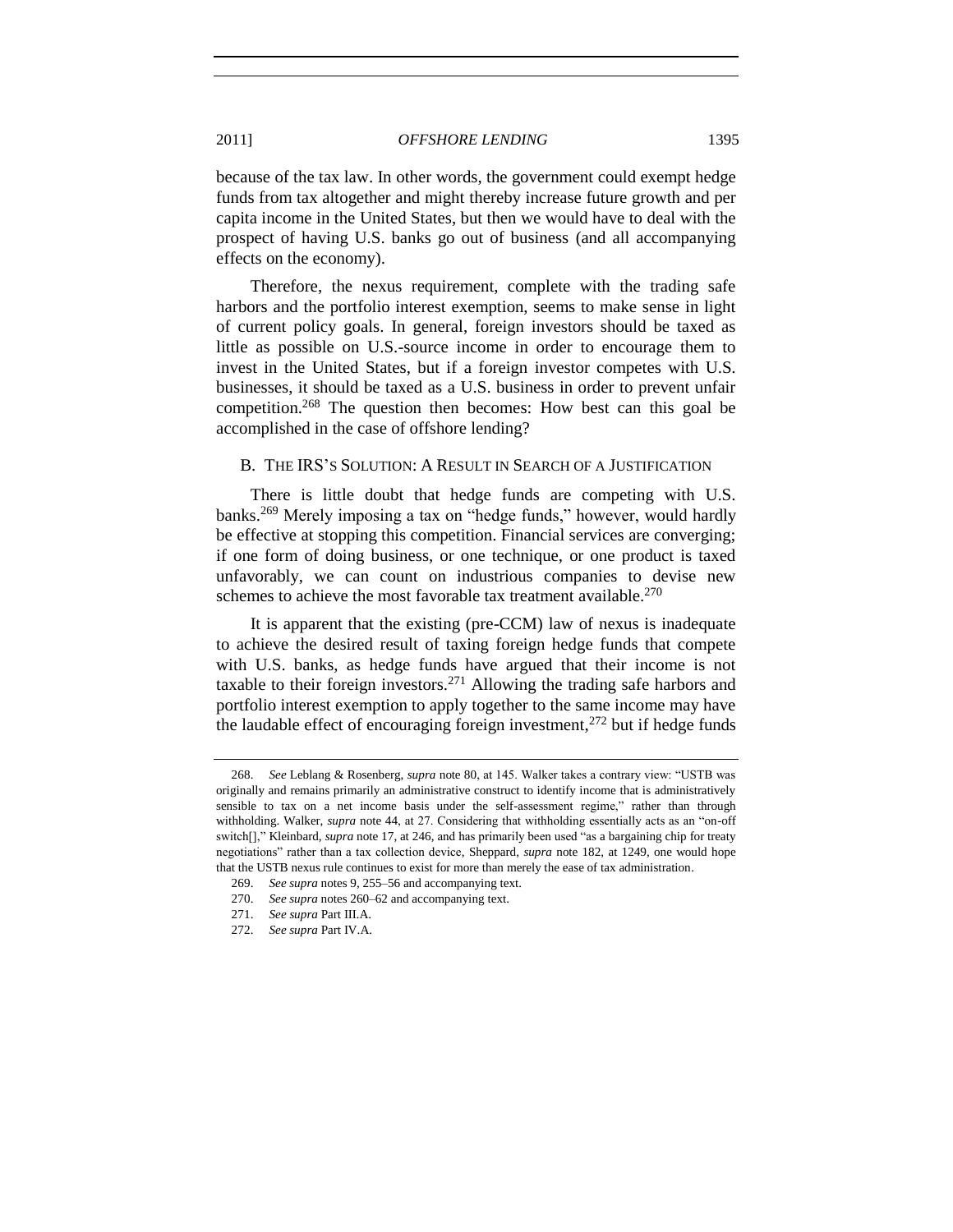because of the tax law. In other words, the government could exempt hedge funds from tax altogether and might thereby increase future growth and per capita income in the United States, but then we would have to deal with the prospect of having U.S. banks go out of business (and all accompanying effects on the economy).

Therefore, the nexus requirement, complete with the trading safe harbors and the portfolio interest exemption, seems to make sense in light of current policy goals. In general, foreign investors should be taxed as little as possible on U.S.-source income in order to encourage them to invest in the United States, but if a foreign investor competes with U.S. businesses, it should be taxed as a U.S. business in order to prevent unfair competition.[268] The question then becomes: How best can this goal be accomplished in the case of offshore lending?

## B. THE IRS'S SOLUTION: A RESULT IN SEARCH OF A JUSTIFICATION

There is little doubt that hedge funds are competing with U.S. banks.[269] Merely imposing a tax on "hedge funds," however, would hardly be effective at stopping this competition. Financial services are converging; if one form of doing business, or one technique, or one product is taxed unfavorably, we can count on industrious companies to devise new schemes to achieve the most favorable tax treatment available.[270]

It is apparent that the existing (pre-CCM) law of nexus is inadequate to achieve the desired result of taxing foreign hedge funds that compete with U.S. banks, as hedge funds have argued that their income is not taxable to their foreign investors.[271] Allowing the trading safe harbors and portfolio interest exemption to apply together to the same income may have the laudable effect of encouraging foreign investment,[272] but if hedge funds

---

268. *See* Leblang & Rosenberg, *supra* note 80, at 145. Walker takes a contrary view: "USTB was originally and remains primarily an administrative construct to identify income that is administratively sensible to tax on a net income basis under the self-assessment regime," rather than through withholding. Walker, *supra* note 44, at 27. Considering that withholding essentially acts as an "on-off switch[]," Kleinbard, *supra* note 17, at 246, and has primarily been used "as a bargaining chip for treaty negotiations" rather than a tax collection device, Sheppard, *supra* note 182, at 1249, one would hope that the USTB nexus rule continues to exist for more than merely the ease of tax administration.

269. *See supra* notes 9, 255–56 and accompanying text.

270. *See supra* notes 260–62 and accompanying text.

271. *See supra* Part III.A.

272. *See supra* Part IV.A.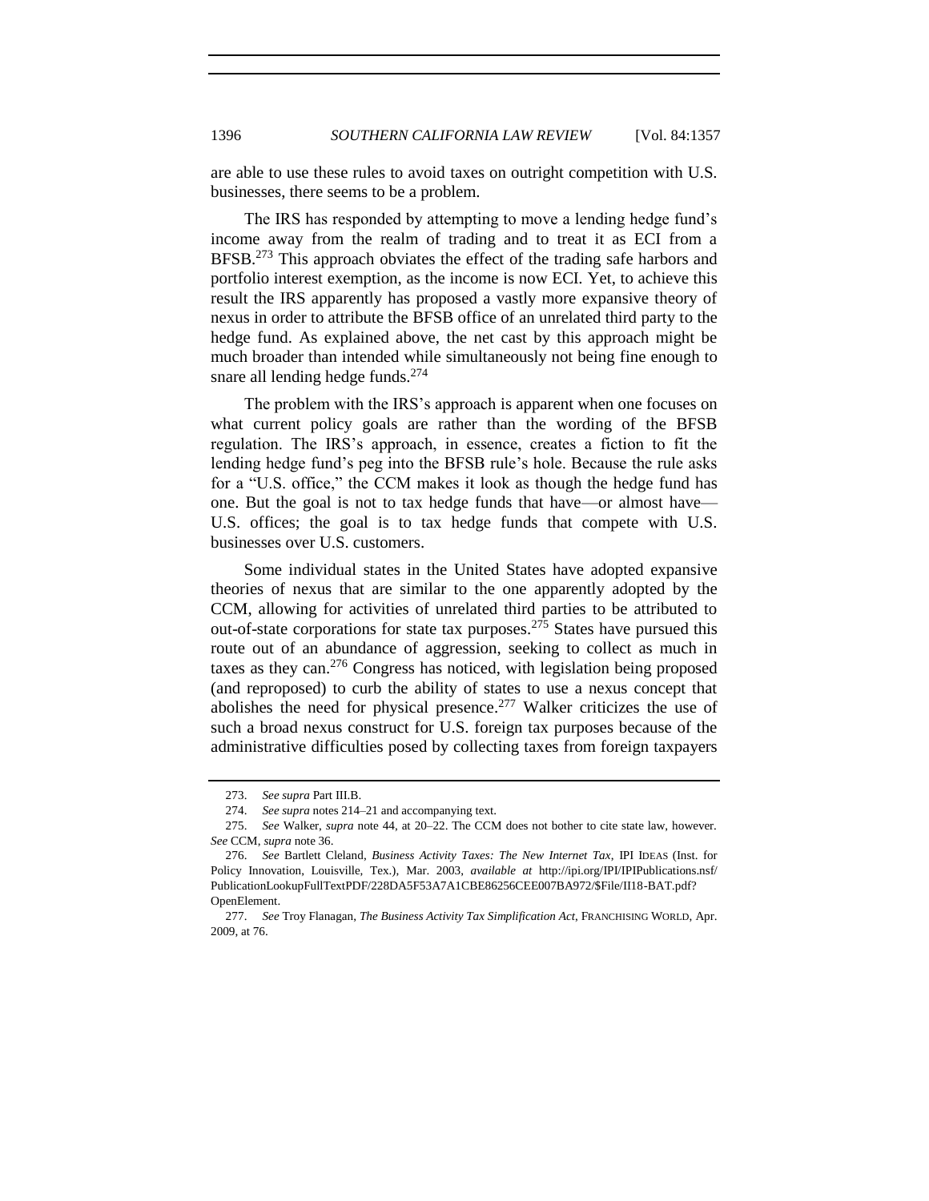are able to use these rules to avoid taxes on outright competition with U.S. businesses, there seems to be a problem.

The IRS has responded by attempting to move a lending hedge fund's income away from the realm of trading and to treat it as ECI from a BFSB.[273] This approach obviates the effect of the trading safe harbors and portfolio interest exemption, as the income is now ECI. Yet, to achieve this result the IRS apparently has proposed a vastly more expansive theory of nexus in order to attribute the BFSB office of an unrelated third party to the hedge fund. As explained above, the net cast by this approach might be much broader than intended while simultaneously not being fine enough to snare all lending hedge funds.[274]

The problem with the IRS's approach is apparent when one focuses on what current policy goals are rather than the wording of the BFSB regulation. The IRS's approach, in essence, creates a fiction to fit the lending hedge fund's peg into the BFSB rule's hole. Because the rule asks for a "U.S. office," the CCM makes it look as though the hedge fund has one. But the goal is not to tax hedge funds that have—or almost have—U.S. offices; the goal is to tax hedge funds that compete with U.S. businesses over U.S. customers.

Some individual states in the United States have adopted expansive theories of nexus that are similar to the one apparently adopted by the CCM, allowing for activities of unrelated third parties to be attributed to out-of-state corporations for state tax purposes.[275] States have pursued this route out of an abundance of aggression, seeking to collect as much in taxes as they can.[276] Congress has noticed, with legislation being proposed (and reproposed) to curb the ability of states to use a nexus concept that abolishes the need for physical presence.[277] Walker criticizes the use of such a broad nexus construct for U.S. foreign tax purposes because of the administrative difficulties posed by collecting taxes from foreign taxpayers

---

273. *See supra* Part III.B.

274. *See supra* notes 214–21 and accompanying text.

275. *See* Walker, *supra* note 44, at 20–22. The CCM does not bother to cite state law, however. *See* CCM, *supra* note 36.

276. *See* Bartlett Cleland, *Business Activity Taxes: The New Internet Tax*, IPI IDEAS (Inst. for Policy Innovation, Louisville, Tex.), Mar. 2003, *available at* http://ipi.org/IPI/IPIPublications.nsf/PublicationLookupFullTextPDF/228DA5F53A7A1CBE86256CEE007BA972/$File/II18-BAT.pdf?OpenElement.

277. *See* Troy Flanagan, *The Business Activity Tax Simplification Act*, FRANCHISING WORLD, Apr. 2009, at 76.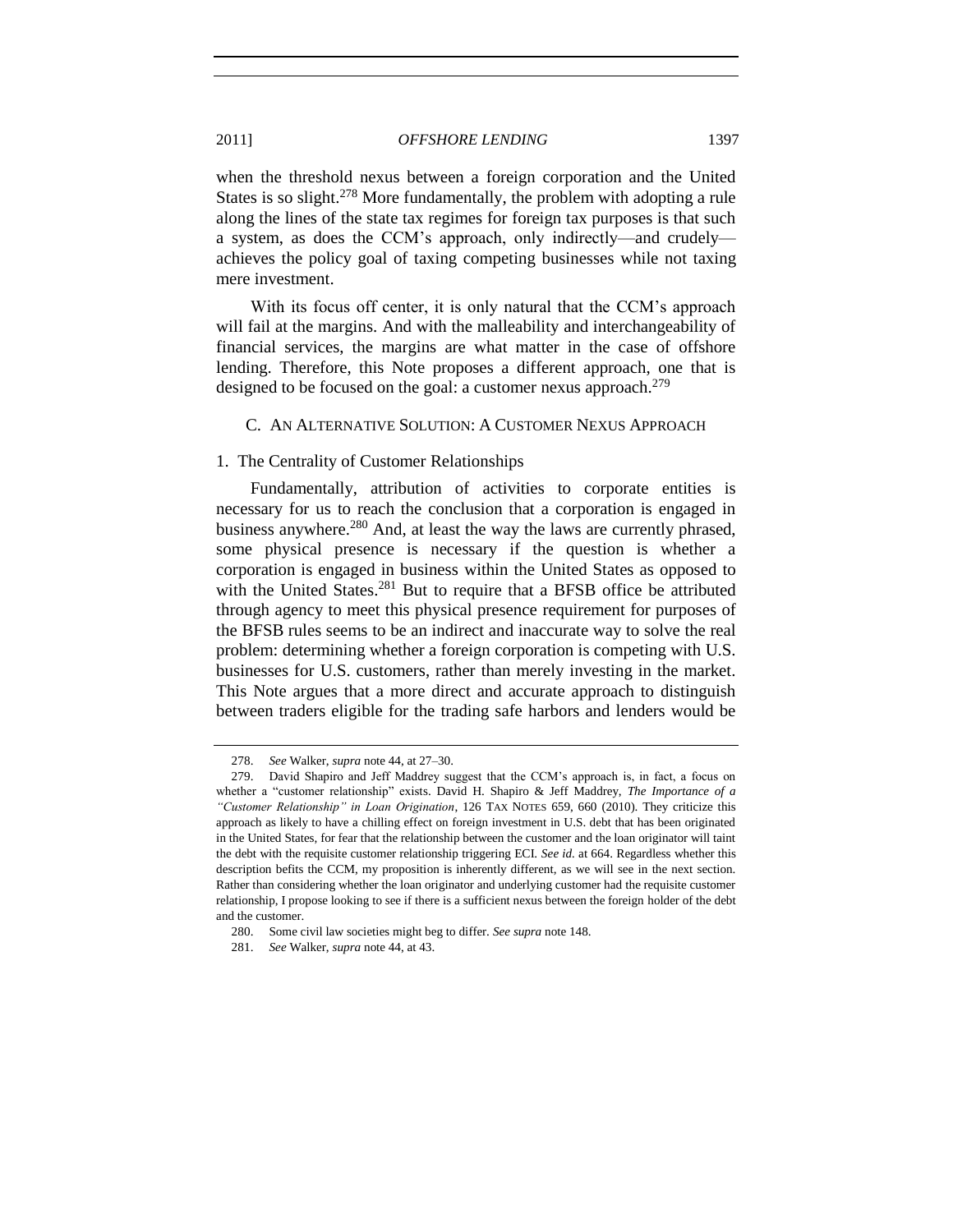when the threshold nexus between a foreign corporation and the United States is so slight.[278] More fundamentally, the problem with adopting a rule along the lines of the state tax regimes for foreign tax purposes is that such a system, as does the CCM's approach, only indirectly—and crudely—achieves the policy goal of taxing competing businesses while not taxing mere investment.

With its focus off center, it is only natural that the CCM's approach will fail at the margins. And with the malleability and interchangeability of financial services, the margins are what matter in the case of offshore lending. Therefore, this Note proposes a different approach, one that is designed to be focused on the goal: a customer nexus approach.[279]

### C. An Alternative Solution: A Customer Nexus Approach

#### 1. The Centrality of Customer Relationships

Fundamentally, attribution of activities to corporate entities is necessary for us to reach the conclusion that a corporation is engaged in business anywhere.[280] And, at least the way the laws are currently phrased, some physical presence is necessary if the question is whether a corporation is engaged in business within the United States as opposed to with the United States.[281] But to require that a BFSB office be attributed through agency to meet this physical presence requirement for purposes of the BFSB rules seems to be an indirect and inaccurate way to solve the real problem: determining whether a foreign corporation is competing with U.S. businesses for U.S. customers, rather than merely investing in the market. This Note argues that a more direct and accurate approach to distinguish between traders eligible for the trading safe harbors and lenders would be

---

278. *See* Walker, *supra* note 44, at 27–30.

279. David Shapiro and Jeff Maddrey suggest that the CCM's approach is, in fact, a focus on whether a "customer relationship" exists. David H. Shapiro & Jeff Maddrey, *The Importance of a "Customer Relationship" in Loan Origination*, 126 Tax Notes 659, 660 (2010). They criticize this approach as likely to have a chilling effect on foreign investment in U.S. debt that has been originated in the United States, for fear that the relationship between the customer and the loan originator will taint the debt with the requisite customer relationship triggering ECI. *See id.* at 664. Regardless whether this description befits the CCM, my proposition is inherently different, as we will see in the next section. Rather than considering whether the loan originator and underlying customer had the requisite customer relationship, I propose looking to see if there is a sufficient nexus between the foreign holder of the debt and the customer.

280. Some civil law societies might beg to differ. *See supra* note 148.

281. *See* Walker, *supra* note 44, at 43.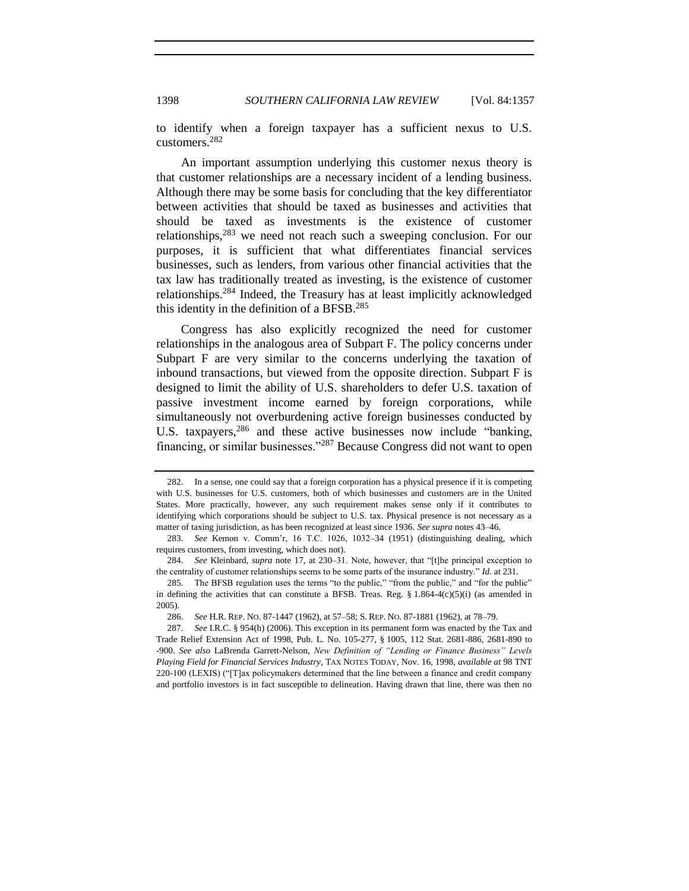to identify when a foreign taxpayer has a sufficient nexus to U.S. customers.[282]

An important assumption underlying this customer nexus theory is that customer relationships are a necessary incident of a lending business. Although there may be some basis for concluding that the key differentiator between activities that should be taxed as businesses and activities that should be taxed as investments is the existence of customer relationships,[283] we need not reach such a sweeping conclusion. For our purposes, it is sufficient that what differentiates financial services businesses, such as lenders, from various other financial activities that the tax law has traditionally treated as investing, is the existence of customer relationships.[284] Indeed, the Treasury has at least implicitly acknowledged this identity in the definition of a BFSB.[285]

Congress has also explicitly recognized the need for customer relationships in the analogous area of Subpart F. The policy concerns under Subpart F are very similar to the concerns underlying the taxation of inbound transactions, but viewed from the opposite direction. Subpart F is designed to limit the ability of U.S. shareholders to defer U.S. taxation of passive investment income earned by foreign corporations, while simultaneously not overburdening active foreign businesses conducted by U.S. taxpayers,[286] and these active businesses now include "banking, financing, or similar businesses."[287] Because Congress did not want to open

---

282. In a sense, one could say that a foreign corporation has a physical presence if it is competing with U.S. businesses for U.S. customers, both of which businesses and customers are in the United States. More practically, however, any such requirement makes sense only if it contributes to identifying which corporations should be subject to U.S. tax. Physical presence is not necessary as a matter of taxing jurisdiction, as has been recognized at least since 1936. *See supra* notes 43–46.

283. *See* Kemon v. Comm'r, 16 T.C. 1026, 1032–34 (1951) (distinguishing dealing, which requires customers, from investing, which does not).

284. *See* Kleinbard, *supra* note 17, at 230–31. Note, however, that "[t]he principal exception to the centrality of customer relationships seems to be some parts of the insurance industry." *Id.* at 231.

285. The BFSB regulation uses the terms "to the public," "from the public," and "for the public" in defining the activities that can constitute a BFSB. Treas. Reg. § 1.864-4(c)(5)(i) (as amended in 2005).

286. *See* H.R. REP. NO. 87-1447 (1962), at 57–58; S. REP. NO. 87-1881 (1962), at 78–79.

287. *See* I.R.C. § 954(h) (2006). This exception in its permanent form was enacted by the Tax and Trade Relief Extension Act of 1998, Pub. L. No. 105-277, § 1005, 112 Stat. 2681-886, 2681-890 to -900. *See also* LaBrenda Garrett-Nelson, *New Definition of "Lending or Finance Business" Levels Playing Field for Financial Services Industry*, TAX NOTES TODAY, Nov. 16, 1998, *available at* 98 TNT 220-100 (LEXIS) ("[T]ax policymakers determined that the line between a finance and credit company and portfolio investors is in fact susceptible to delineation. Having drawn that line, there was then no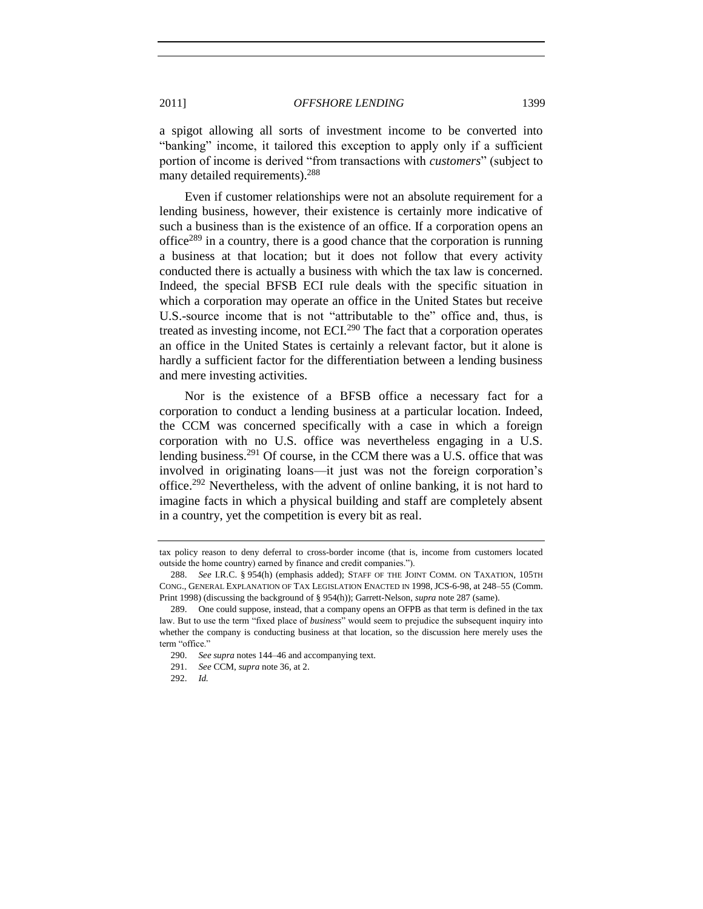a spigot allowing all sorts of investment income to be converted into "banking" income, it tailored this exception to apply only if a sufficient portion of income is derived "from transactions with *customers*" (subject to many detailed requirements).[288]

Even if customer relationships were not an absolute requirement for a lending business, however, their existence is certainly more indicative of such a business than is the existence of an office. If a corporation opens an office[289] in a country, there is a good chance that the corporation is running a business at that location; but it does not follow that every activity conducted there is actually a business with which the tax law is concerned. Indeed, the special BFSB ECI rule deals with the specific situation in which a corporation may operate an office in the United States but receive U.S.-source income that is not "attributable to the" office and, thus, is treated as investing income, not ECI.[290] The fact that a corporation operates an office in the United States is certainly a relevant factor, but it alone is hardly a sufficient factor for the differentiation between a lending business and mere investing activities.

Nor is the existence of a BFSB office a necessary fact for a corporation to conduct a lending business at a particular location. Indeed, the CCM was concerned specifically with a case in which a foreign corporation with no U.S. office was nevertheless engaging in a U.S. lending business.[291] Of course, in the CCM there was a U.S. office that was involved in originating loans—it just was not the foreign corporation's office.[292] Nevertheless, with the advent of online banking, it is not hard to imagine facts in which a physical building and staff are completely absent in a country, yet the competition is every bit as real.

---

tax policy reason to deny deferral to cross-border income (that is, income from customers located outside the home country) earned by finance and credit companies.").

288. *See* I.R.C. § 954(h) (emphasis added); STAFF OF THE JOINT COMM. ON TAXATION, 105TH CONG., GENERAL EXPLANATION OF TAX LEGISLATION ENACTED IN 1998, JCS-6-98, at 248–55 (Comm. Print 1998) (discussing the background of § 954(h)); Garrett-Nelson, *supra* note 287 (same).

289. One could suppose, instead, that a company opens an OFPB as that term is defined in the tax law. But to use the term "fixed place of *business*" would seem to prejudice the subsequent inquiry into whether the company is conducting business at that location, so the discussion here merely uses the term "office."

290. *See supra* notes 144–46 and accompanying text.

291. *See* CCM, *supra* note 36, at 2.

292. *Id.*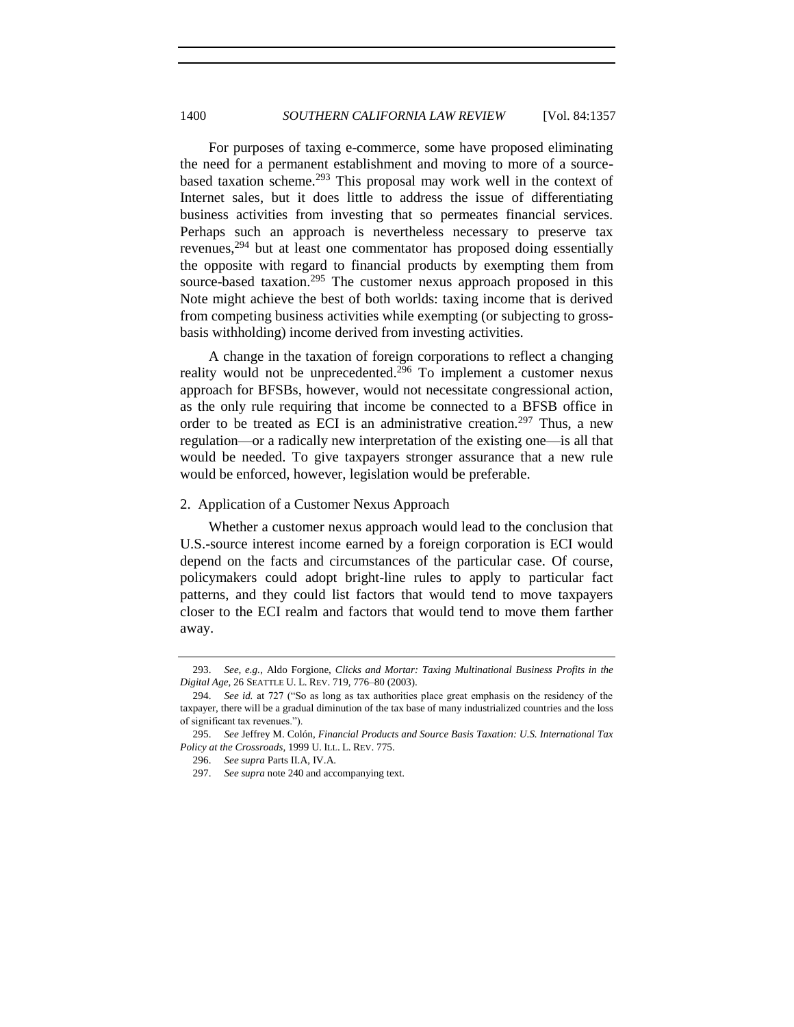For purposes of taxing e-commerce, some have proposed eliminating the need for a permanent establishment and moving to more of a source-based taxation scheme.[293] This proposal may work well in the context of Internet sales, but it does little to address the issue of differentiating business activities from investing that so permeates financial services. Perhaps such an approach is nevertheless necessary to preserve tax revenues,[294] but at least one commentator has proposed doing essentially the opposite with regard to financial products by exempting them from source-based taxation.[295] The customer nexus approach proposed in this Note might achieve the best of both worlds: taxing income that is derived from competing business activities while exempting (or subjecting to gross-basis withholding) income derived from investing activities.

A change in the taxation of foreign corporations to reflect a changing reality would not be unprecedented.[296] To implement a customer nexus approach for BFSBs, however, would not necessitate congressional action, as the only rule requiring that income be connected to a BFSB office in order to be treated as ECI is an administrative creation.[297] Thus, a new regulation—or a radically new interpretation of the existing one—is all that would be needed. To give taxpayers stronger assurance that a new rule would be enforced, however, legislation would be preferable.

### 2. Application of a Customer Nexus Approach

Whether a customer nexus approach would lead to the conclusion that U.S.-source interest income earned by a foreign corporation is ECI would depend on the facts and circumstances of the particular case. Of course, policymakers could adopt bright-line rules to apply to particular fact patterns, and they could list factors that would tend to move taxpayers closer to the ECI realm and factors that would tend to move them farther away.

---

293. *See, e.g.*, Aldo Forgione, *Clicks and Mortar: Taxing Multinational Business Profits in the Digital Age*, 26 SEATTLE U. L. REV. 719, 776–80 (2003).

294. *See id.* at 727 ("So as long as tax authorities place great emphasis on the residency of the taxpayer, there will be a gradual diminution of the tax base of many industrialized countries and the loss of significant tax revenues.").

295. *See* Jeffrey M. Colón, *Financial Products and Source Basis Taxation: U.S. International Tax Policy at the Crossroads*, 1999 U. ILL. L. REV. 775.

296. *See supra* Parts II.A, IV.A.

297. *See supra* note 240 and accompanying text.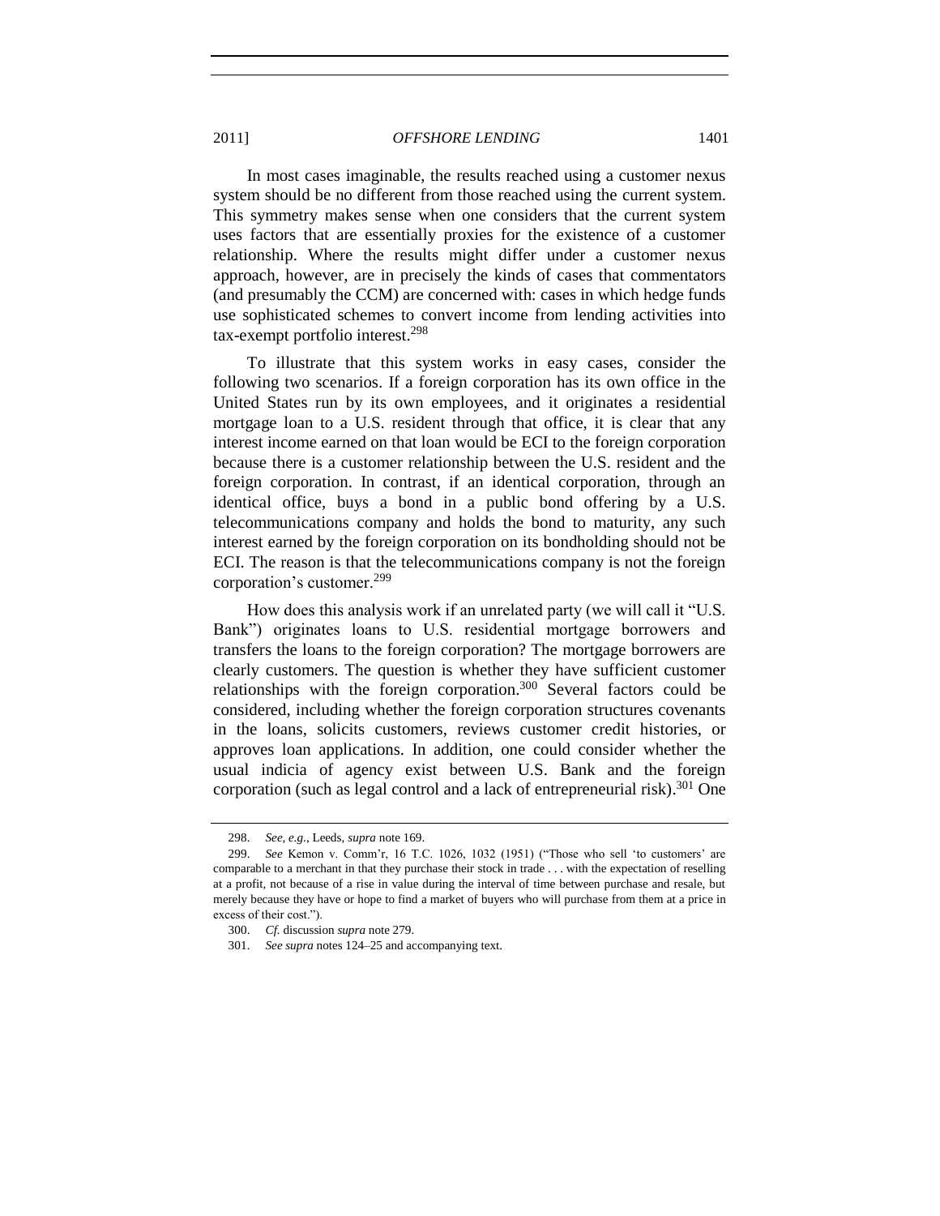In most cases imaginable, the results reached using a customer nexus system should be no different from those reached using the current system. This symmetry makes sense when one considers that the current system uses factors that are essentially proxies for the existence of a customer relationship. Where the results might differ under a customer nexus approach, however, are in precisely the kinds of cases that commentators (and presumably the CCM) are concerned with: cases in which hedge funds use sophisticated schemes to convert income from lending activities into tax-exempt portfolio interest.[298]

To illustrate that this system works in easy cases, consider the following two scenarios. If a foreign corporation has its own office in the United States run by its own employees, and it originates a residential mortgage loan to a U.S. resident through that office, it is clear that any interest income earned on that loan would be ECI to the foreign corporation because there is a customer relationship between the U.S. resident and the foreign corporation. In contrast, if an identical corporation, through an identical office, buys a bond in a public bond offering by a U.S. telecommunications company and holds the bond to maturity, any such interest earned by the foreign corporation on its bondholding should not be ECI. The reason is that the telecommunications company is not the foreign corporation's customer.[299]

How does this analysis work if an unrelated party (we will call it "U.S. Bank") originates loans to U.S. residential mortgage borrowers and transfers the loans to the foreign corporation? The mortgage borrowers are clearly customers. The question is whether they have sufficient customer relationships with the foreign corporation.[300] Several factors could be considered, including whether the foreign corporation structures covenants in the loans, solicits customers, reviews customer credit histories, or approves loan applications. In addition, one could consider whether the usual indicia of agency exist between U.S. Bank and the foreign corporation (such as legal control and a lack of entrepreneurial risk).[301] One

---

298. *See, e.g.*, Leeds, *supra* note 169.

299. *See* Kemon v. Comm'r, 16 T.C. 1026, 1032 (1951) ("Those who sell 'to customers' are comparable to a merchant in that they purchase their stock in trade . . . with the expectation of reselling at a profit, not because of a rise in value during the interval of time between purchase and resale, but merely because they have or hope to find a market of buyers who will purchase from them at a price in excess of their cost.").

300. *Cf.* discussion *supra* note 279.

301. *See supra* notes 124–25 and accompanying text.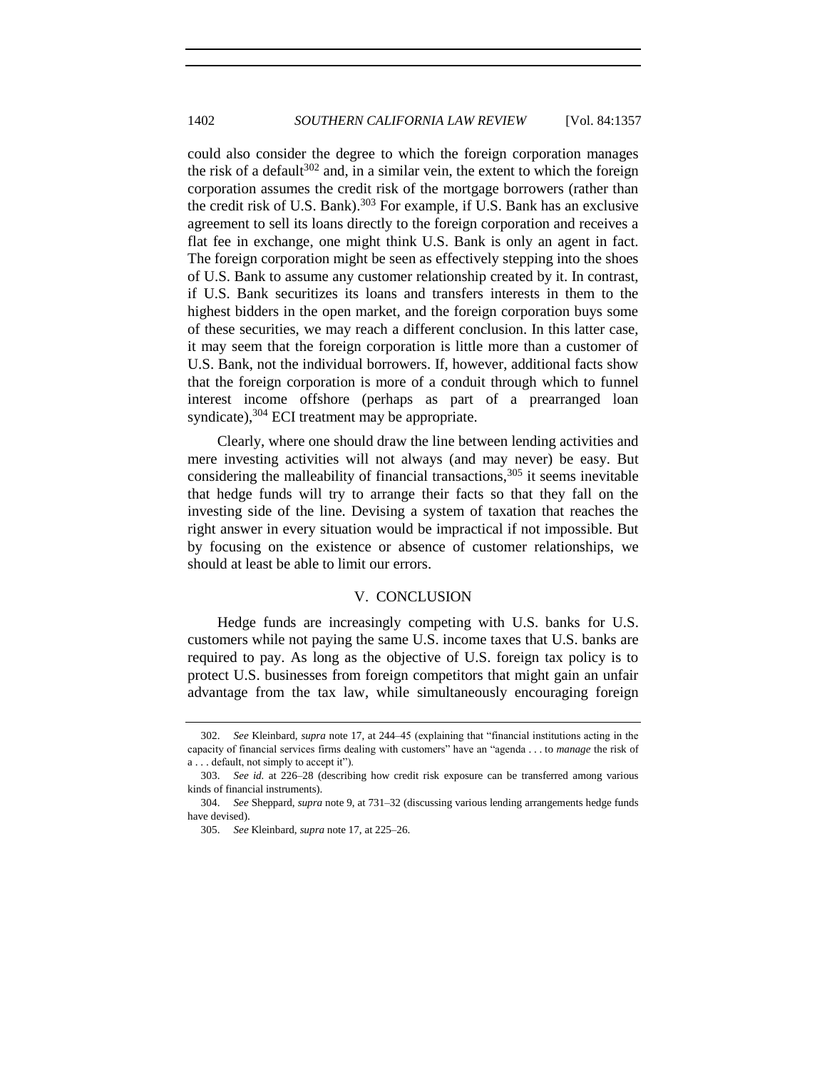could also consider the degree to which the foreign corporation manages the risk of a default[302] and, in a similar vein, the extent to which the foreign corporation assumes the credit risk of the mortgage borrowers (rather than the credit risk of U.S. Bank).[303] For example, if U.S. Bank has an exclusive agreement to sell its loans directly to the foreign corporation and receives a flat fee in exchange, one might think U.S. Bank is only an agent in fact. The foreign corporation might be seen as effectively stepping into the shoes of U.S. Bank to assume any customer relationship created by it. In contrast, if U.S. Bank securitizes its loans and transfers interests in them to the highest bidders in the open market, and the foreign corporation buys some of these securities, we may reach a different conclusion. In this latter case, it may seem that the foreign corporation is little more than a customer of U.S. Bank, not the individual borrowers. If, however, additional facts show that the foreign corporation is more of a conduit through which to funnel interest income offshore (perhaps as part of a prearranged loan syndicate),[304] ECI treatment may be appropriate.

Clearly, where one should draw the line between lending activities and mere investing activities will not always (and may never) be easy. But considering the malleability of financial transactions,[305] it seems inevitable that hedge funds will try to arrange their facts so that they fall on the investing side of the line. Devising a system of taxation that reaches the right answer in every situation would be impractical if not impossible. But by focusing on the existence or absence of customer relationships, we should at least be able to limit our errors.

## V. CONCLUSION

Hedge funds are increasingly competing with U.S. banks for U.S. customers while not paying the same U.S. income taxes that U.S. banks are required to pay. As long as the objective of U.S. foreign tax policy is to protect U.S. businesses from foreign competitors that might gain an unfair advantage from the tax law, while simultaneously encouraging foreign

---

302. *See* Kleinbard, *supra* note 17, at 244–45 (explaining that "financial institutions acting in the capacity of financial services firms dealing with customers" have an "agenda . . . to *manage* the risk of a . . . default, not simply to accept it").

303. *See id.* at 226–28 (describing how credit risk exposure can be transferred among various kinds of financial instruments).

304. *See* Sheppard, *supra* note 9, at 731–32 (discussing various lending arrangements hedge funds have devised).

305. *See* Kleinbard, *supra* note 17, at 225–26.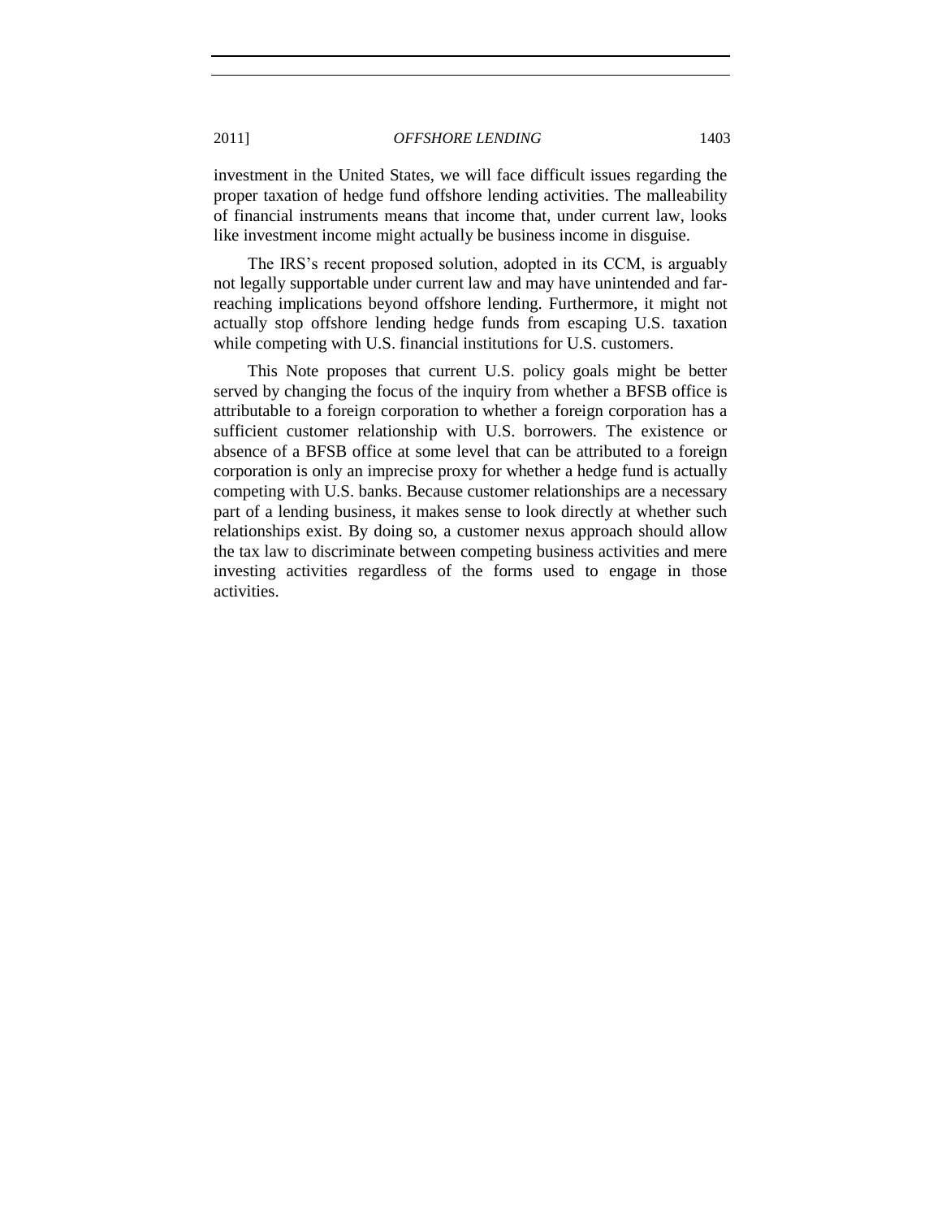investment in the United States, we will face difficult issues regarding the proper taxation of hedge fund offshore lending activities. The malleability of financial instruments means that income that, under current law, looks like investment income might actually be business income in disguise.

The IRS's recent proposed solution, adopted in its CCM, is arguably not legally supportable under current law and may have unintended and far-reaching implications beyond offshore lending. Furthermore, it might not actually stop offshore lending hedge funds from escaping U.S. taxation while competing with U.S. financial institutions for U.S. customers.

This Note proposes that current U.S. policy goals might be better served by changing the focus of the inquiry from whether a BFSB office is attributable to a foreign corporation to whether a foreign corporation has a sufficient customer relationship with U.S. borrowers. The existence or absence of a BFSB office at some level that can be attributed to a foreign corporation is only an imprecise proxy for whether a hedge fund is actually competing with U.S. banks. Because customer relationships are a necessary part of a lending business, it makes sense to look directly at whether such relationships exist. By doing so, a customer nexus approach should allow the tax law to discriminate between competing business activities and mere investing activities regardless of the forms used to engage in those activities.